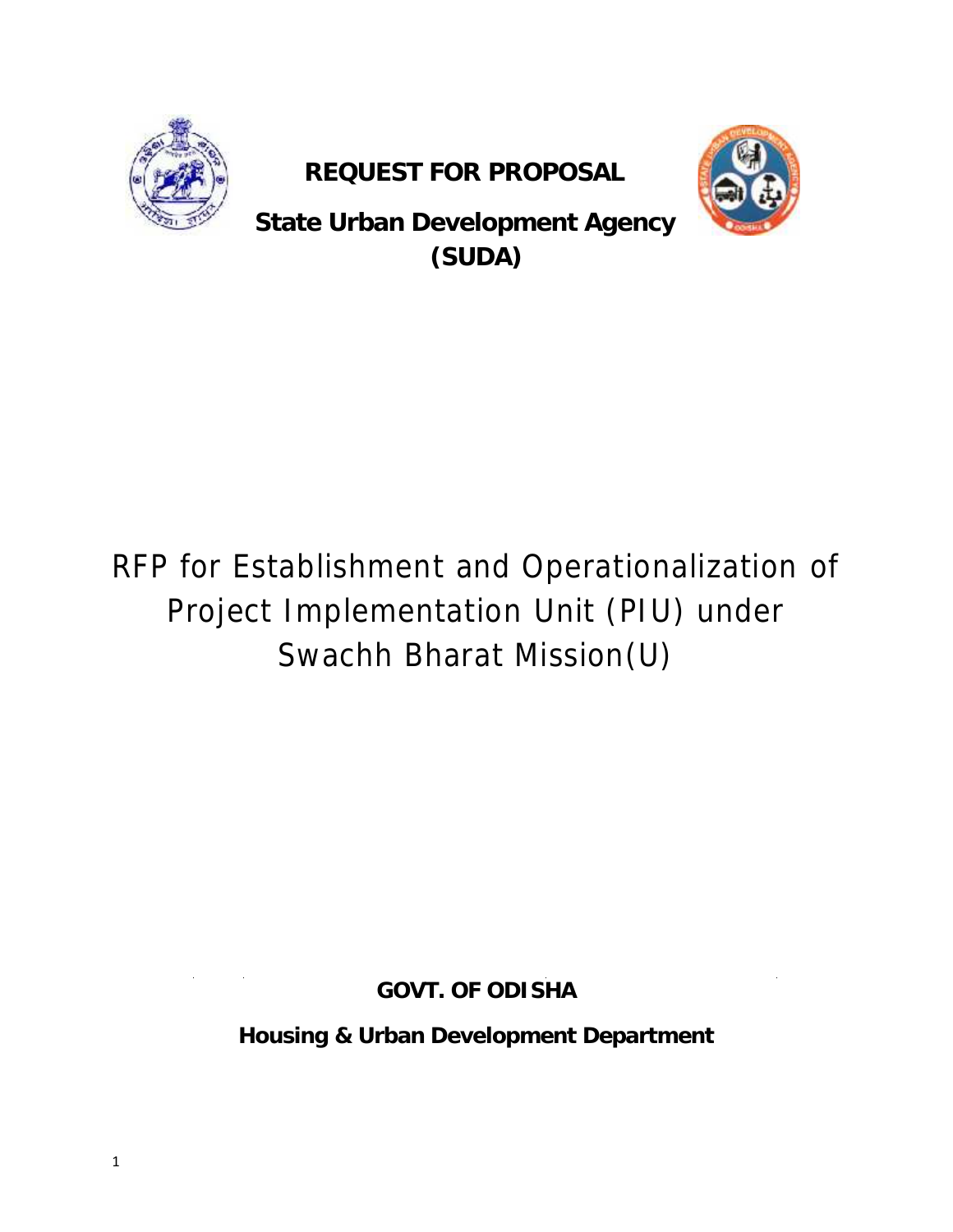**REQUEST FOR PROPOSAL**

**State Urban Development Agency (SUDA)**

# RFP for Establishment and Operationalization of Project Implementation Unit (PIU) under Swachh Bharat Mission(U)

**GOVT. OF ODISHA**

**Housing & Urban Development Department**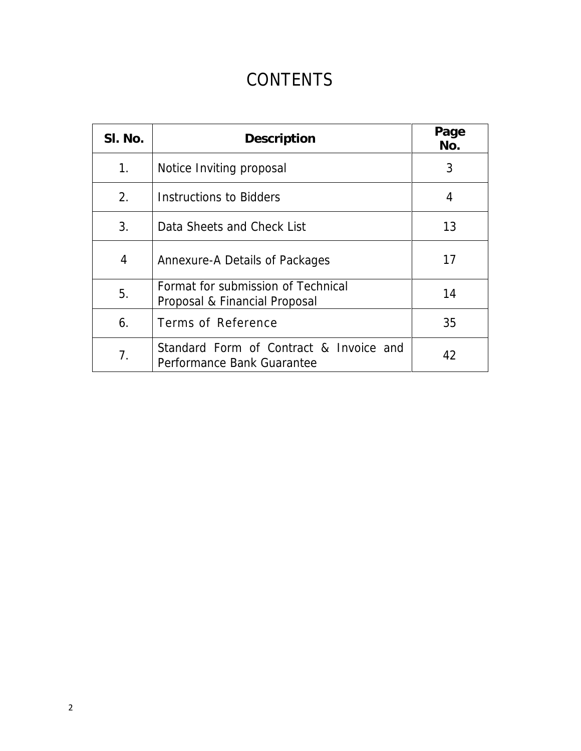# CONTENTS

| Sl. No. | Description | Page No. |
|---|---|---|
| 1. | Notice Inviting proposal | 3 |
| 2. | Instructions to Bidders | 4 |
| 3. | Data Sheets and Check List | 13 |
| 4 | Annexure-A Details of Packages | 17 |
| 5. | Format for submission of Technical Proposal & Financial Proposal | 14 |
| 6. | Terms of Reference | 35 |
| 7. | Standard Form of Contract & Invoice and Performance Bank Guarantee | 42 |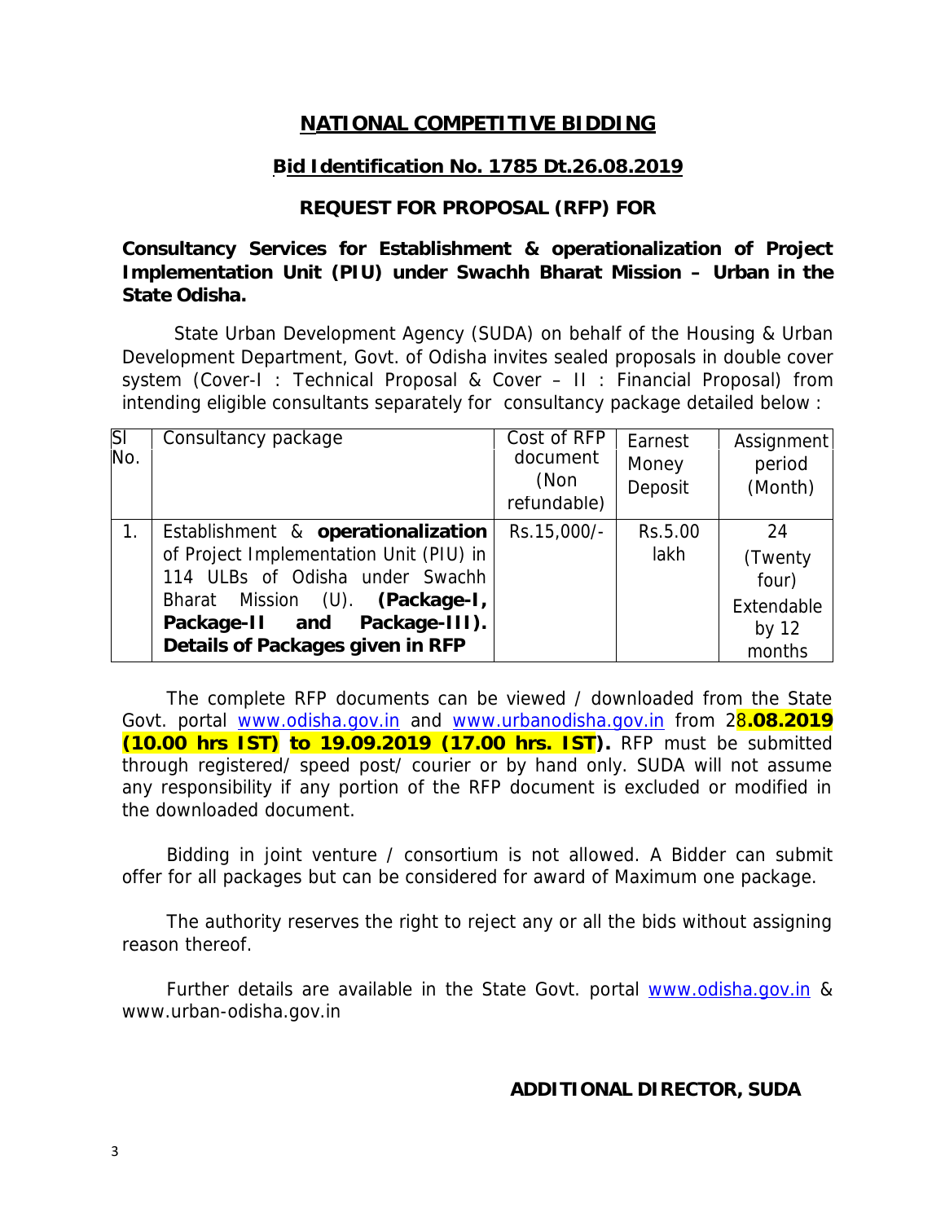## NATIONAL COMPETITIVE BIDDING

### Bid Identification No. 1785 Dt.26.08.2019

### REQUEST FOR PROPOSAL (RFP) FOR

**Consultancy Services for Establishment & operationalization of Project Implementation Unit (PIU) under Swachh Bharat Mission – Urban in the State Odisha.**

State Urban Development Agency (SUDA) on behalf of the Housing & Urban Development Department, Govt. of Odisha invites sealed proposals in double cover system (Cover-I : Technical Proposal & Cover – II : Financial Proposal) from intending eligible consultants separately for consultancy package detailed below :

| Sl No. | Consultancy package | Cost of RFP document (Non refundable) | Earnest Money Deposit | Assignment period (Month) |
|---|---|---|---|---|
| 1. | Establishment & **operationalization** of Project Implementation Unit (PIU) in 114 ULBs of Odisha under Swachh Bharat Mission (U). **(Package-I, Package-II and Package-III). Details of Packages given in RFP** | Rs.15,000/- | Rs.5.00 lakh | 24 (Twenty four) Extendable by 12 months |

The complete RFP documents can be viewed / downloaded from the State Govt. portal www.odisha.gov.in and www.urbanodisha.gov.in from 2**8.08.2019 (10.00 hrs IST) to 19.09.2019 (17.00 hrs. IST).** RFP must be submitted through registered/ speed post/ courier or by hand only. SUDA will not assume any responsibility if any portion of the RFP document is excluded or modified in the downloaded document.

Bidding in joint venture / consortium is not allowed. A Bidder can submit offer for all packages but can be considered for award of Maximum one package.

The authority reserves the right to reject any or all the bids without assigning reason thereof.

Further details are available in the State Govt. portal www.odisha.gov.in & www.urban-odisha.gov.in

**ADDITIONAL DIRECTOR, SUDA**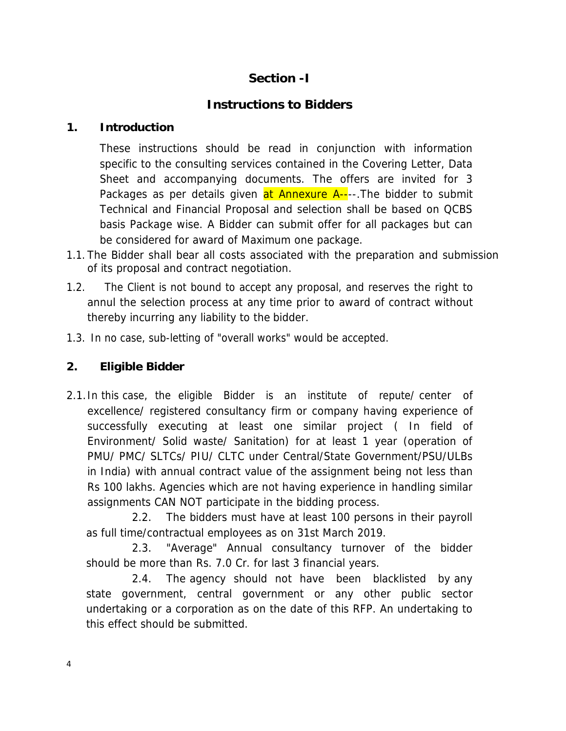## Section -I

## Instructions to Bidders

### 1. Introduction

These instructions should be read in conjunction with information specific to the consulting services contained in the Covering Letter, Data Sheet and accompanying documents. The offers are invited for 3 Packages as per details given at Annexure A----.The bidder to submit Technical and Financial Proposal and selection shall be based on QCBS basis Package wise. A Bidder can submit offer for all packages but can be considered for award of Maximum one package.

1.1. The Bidder shall bear all costs associated with the preparation and submission of its proposal and contract negotiation.

1.2. The Client is not bound to accept any proposal, and reserves the right to annul the selection process at any time prior to award of contract without thereby incurring any liability to the bidder.

1.3. In no case, sub-letting of "overall works" would be accepted.

### 2. Eligible Bidder

2.1. In this case, the eligible Bidder is an institute of repute/ center of excellence/ registered consultancy firm or company having experience of successfully executing at least one similar project ( In field of Environment/ Solid waste/ Sanitation) for at least 1 year (operation of PMU/ PMC/ SLTCs/ PIU/ CLTC under Central/State Government/PSU/ULBs in India) with annual contract value of the assignment being not less than Rs 100 lakhs. Agencies which are not having experience in handling similar assignments CAN NOT participate in the bidding process.

2.2. The bidders must have at least 100 persons in their payroll as full time/contractual employees as on 31st March 2019.

2.3. "Average" Annual consultancy turnover of the bidder should be more than Rs. 7.0 Cr. for last 3 financial years.

2.4. The agency should not have been blacklisted by any state government, central government or any other public sector undertaking or a corporation as on the date of this RFP. An undertaking to this effect should be submitted.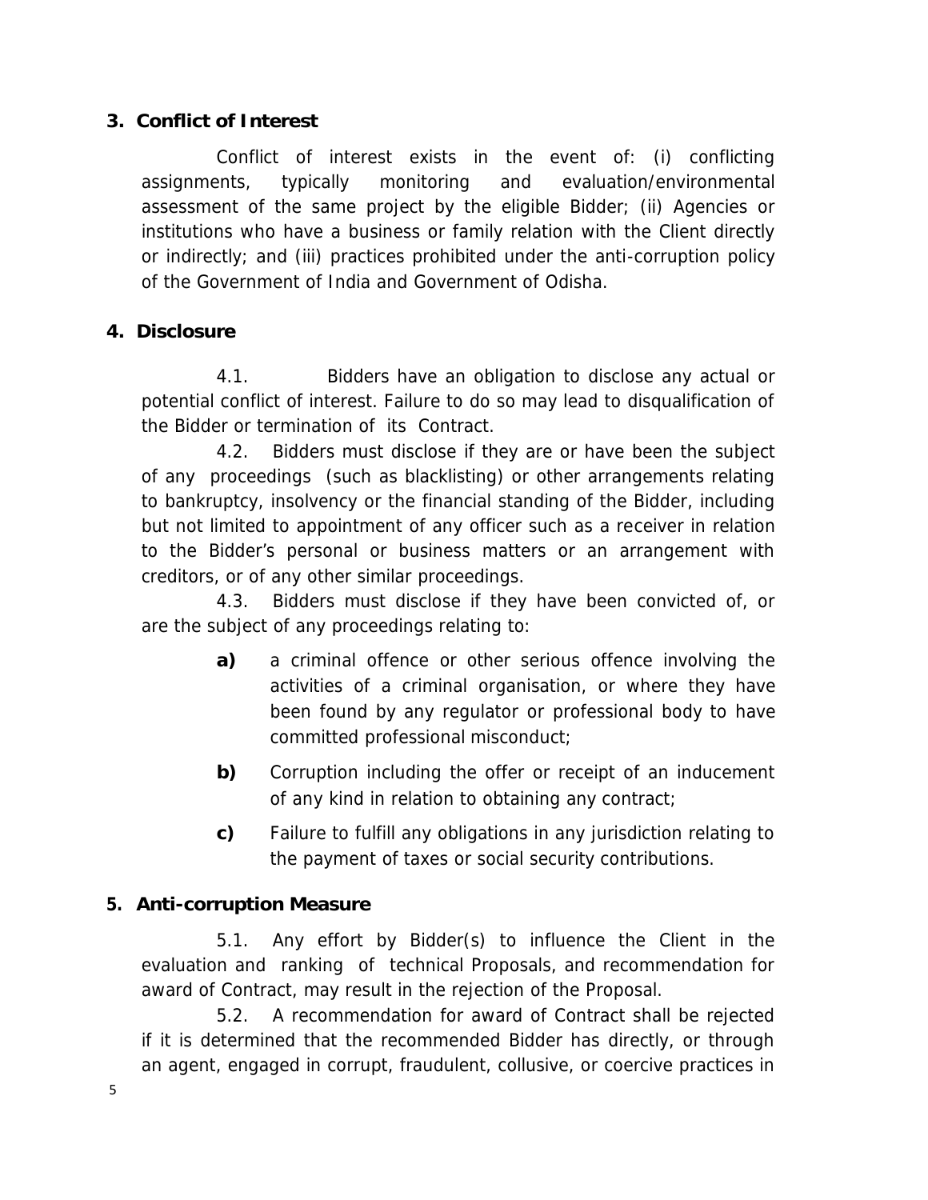## 3. Conflict of Interest

Conflict of interest exists in the event of: (i) conflicting assignments, typically monitoring and evaluation/environmental assessment of the same project by the eligible Bidder; (ii) Agencies or institutions who have a business or family relation with the Client directly or indirectly; and (iii) practices prohibited under the anti-corruption policy of the Government of India and Government of Odisha.

## 4. Disclosure

4.1. Bidders have an obligation to disclose any actual or potential conflict of interest. Failure to do so may lead to disqualification of the Bidder or termination of its Contract.

4.2. Bidders must disclose if they are or have been the subject of any proceedings (such as blacklisting) or other arrangements relating to bankruptcy, insolvency or the financial standing of the Bidder, including but not limited to appointment of any officer such as a receiver in relation to the Bidder's personal or business matters or an arrangement with creditors, or of any other similar proceedings.

4.3. Bidders must disclose if they have been convicted of, or are the subject of any proceedings relating to:

- **a)** a criminal offence or other serious offence involving the activities of a criminal organisation, or where they have been found by any regulator or professional body to have committed professional misconduct;
- **b)** Corruption including the offer or receipt of an inducement of any kind in relation to obtaining any contract;
- **c)** Failure to fulfill any obligations in any jurisdiction relating to the payment of taxes or social security contributions.

## 5. Anti-corruption Measure

5.1. Any effort by Bidder(s) to influence the Client in the evaluation and ranking of technical Proposals, and recommendation for award of Contract, may result in the rejection of the Proposal.

5.2. A recommendation for award of Contract shall be rejected if it is determined that the recommended Bidder has directly, or through an agent, engaged in corrupt, fraudulent, collusive, or coercive practices in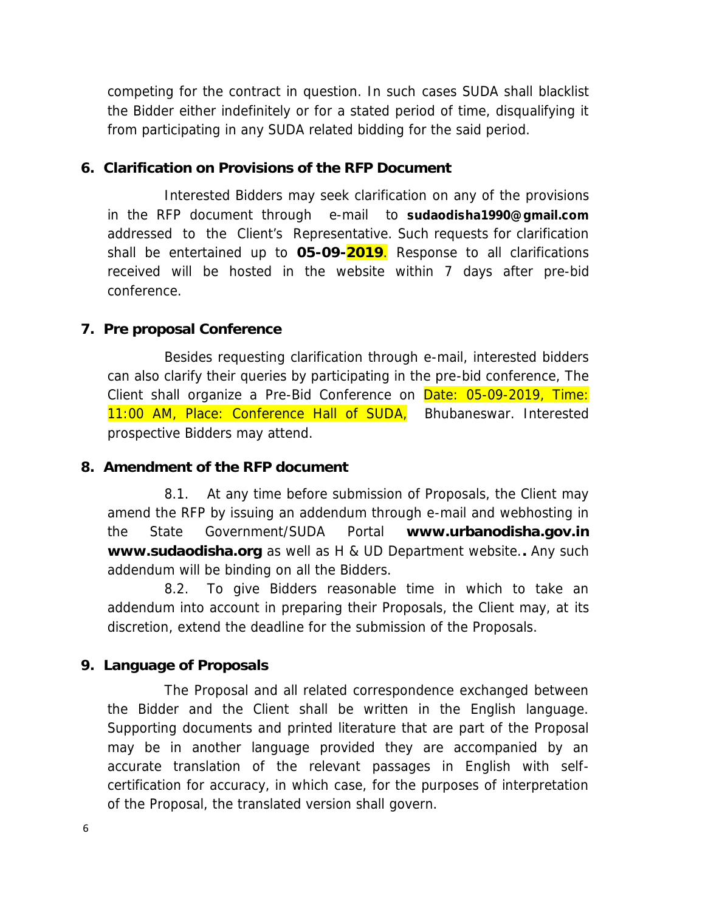competing for the contract in question. In such cases SUDA shall blacklist the Bidder either indefinitely or for a stated period of time, disqualifying it from participating in any SUDA related bidding for the said period.

## 6. Clarification on Provisions of the RFP Document

Interested Bidders may seek clarification on any of the provisions in the RFP document through e-mail to **sudaodisha1990@gmail.com** addressed to the Client's Representative. Such requests for clarification shall be entertained up to **05-09-2019**. Response to all clarifications received will be hosted in the website within 7 days after pre-bid conference.

## 7. Pre proposal Conference

Besides requesting clarification through e-mail, interested bidders can also clarify their queries by participating in the pre-bid conference, The Client shall organize a Pre-Bid Conference on Date: 05-09-2019, Time: 11:00 AM, Place: Conference Hall of SUDA, Bhubaneswar. Interested prospective Bidders may attend.

## 8. Amendment of the RFP document

8.1. At any time before submission of Proposals, the Client may amend the RFP by issuing an addendum through e-mail and webhosting in the State Government/SUDA Portal **www.urbanodisha.gov.in** **www.sudaodisha.org** as well as H & UD Department website.**.** Any such addendum will be binding on all the Bidders.

8.2. To give Bidders reasonable time in which to take an addendum into account in preparing their Proposals, the Client may, at its discretion, extend the deadline for the submission of the Proposals.

## 9. Language of Proposals

The Proposal and all related correspondence exchanged between the Bidder and the Client shall be written in the English language. Supporting documents and printed literature that are part of the Proposal may be in another language provided they are accompanied by an accurate translation of the relevant passages in English with self-certification for accuracy, in which case, for the purposes of interpretation of the Proposal, the translated version shall govern.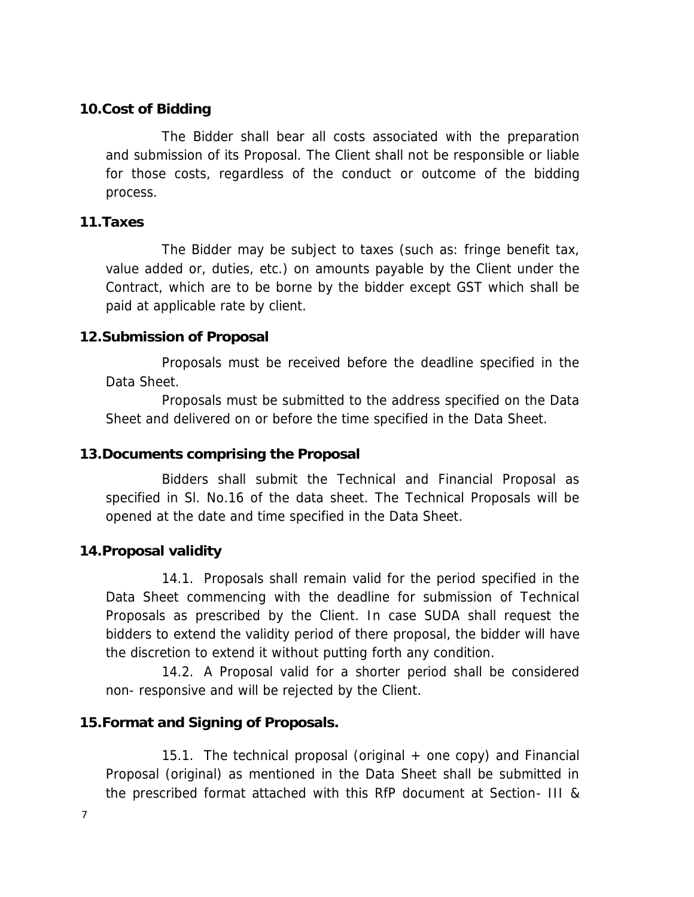**10. Cost of Bidding**

The Bidder shall bear all costs associated with the preparation and submission of its Proposal. The Client shall not be responsible or liable for those costs, regardless of the conduct or outcome of the bidding process.

**11. Taxes**

The Bidder may be subject to taxes (such as: fringe benefit tax, value added or, duties, etc.) on amounts payable by the Client under the Contract, which are to be borne by the bidder except GST which shall be paid at applicable rate by client.

**12. Submission of Proposal**

Proposals must be received before the deadline specified in the Data Sheet.

Proposals must be submitted to the address specified on the Data Sheet and delivered on or before the time specified in the Data Sheet.

**13. Documents comprising the Proposal**

Bidders shall submit the Technical and Financial Proposal as specified in Sl. No.16 of the data sheet. The Technical Proposals will be opened at the date and time specified in the Data Sheet.

**14. Proposal validity**

14.1. Proposals shall remain valid for the period specified in the Data Sheet commencing with the deadline for submission of Technical Proposals as prescribed by the Client. In case SUDA shall request the bidders to extend the validity period of there proposal, the bidder will have the discretion to extend it without putting forth any condition.

14.2. A Proposal valid for a shorter period shall be considered non- responsive and will be rejected by the Client.

**15. Format and Signing of Proposals.**

15.1. The technical proposal (original + one copy) and Financial Proposal (original) as mentioned in the Data Sheet shall be submitted in the prescribed format attached with this RfP document at Section- III &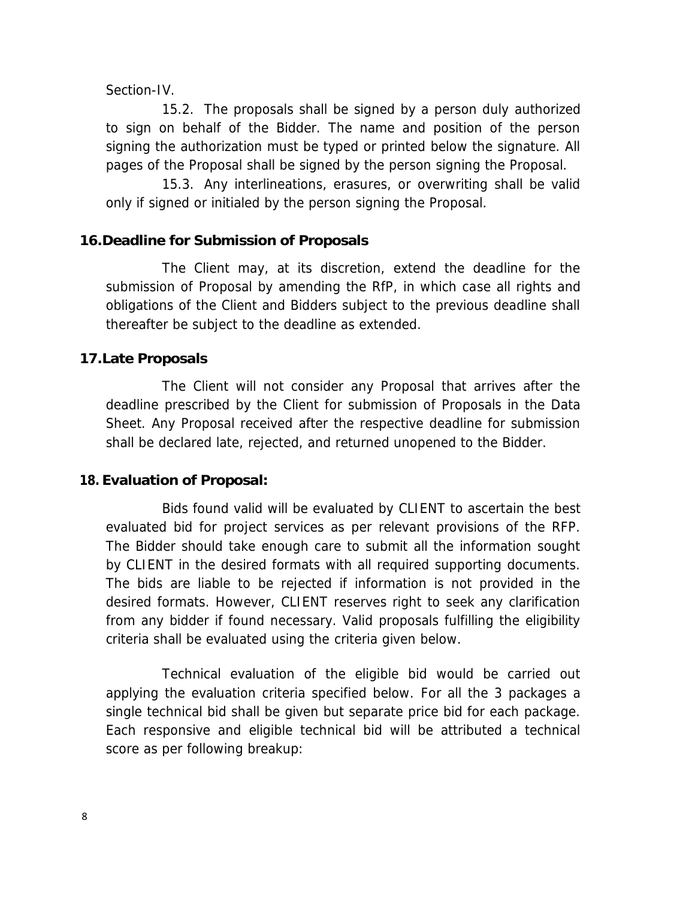Section-IV.

15.2. The proposals shall be signed by a person duly authorized to sign on behalf of the Bidder. The name and position of the person signing the authorization must be typed or printed below the signature. All pages of the Proposal shall be signed by the person signing the Proposal.

15.3. Any interlineations, erasures, or overwriting shall be valid only if signed or initialed by the person signing the Proposal.

### 16. Deadline for Submission of Proposals

The Client may, at its discretion, extend the deadline for the submission of Proposal by amending the RfP, in which case all rights and obligations of the Client and Bidders subject to the previous deadline shall thereafter be subject to the deadline as extended.

### 17. Late Proposals

The Client will not consider any Proposal that arrives after the deadline prescribed by the Client for submission of Proposals in the Data Sheet. Any Proposal received after the respective deadline for submission shall be declared late, rejected, and returned unopened to the Bidder.

### 18. Evaluation of Proposal:

Bids found valid will be evaluated by CLIENT to ascertain the best evaluated bid for project services as per relevant provisions of the RFP. The Bidder should take enough care to submit all the information sought by CLIENT in the desired formats with all required supporting documents. The bids are liable to be rejected if information is not provided in the desired formats. However, CLIENT reserves right to seek any clarification from any bidder if found necessary. Valid proposals fulfilling the eligibility criteria shall be evaluated using the criteria given below.

Technical evaluation of the eligible bid would be carried out applying the evaluation criteria specified below. For all the 3 packages a single technical bid shall be given but separate price bid for each package. Each responsive and eligible technical bid will be attributed a technical score as per following breakup: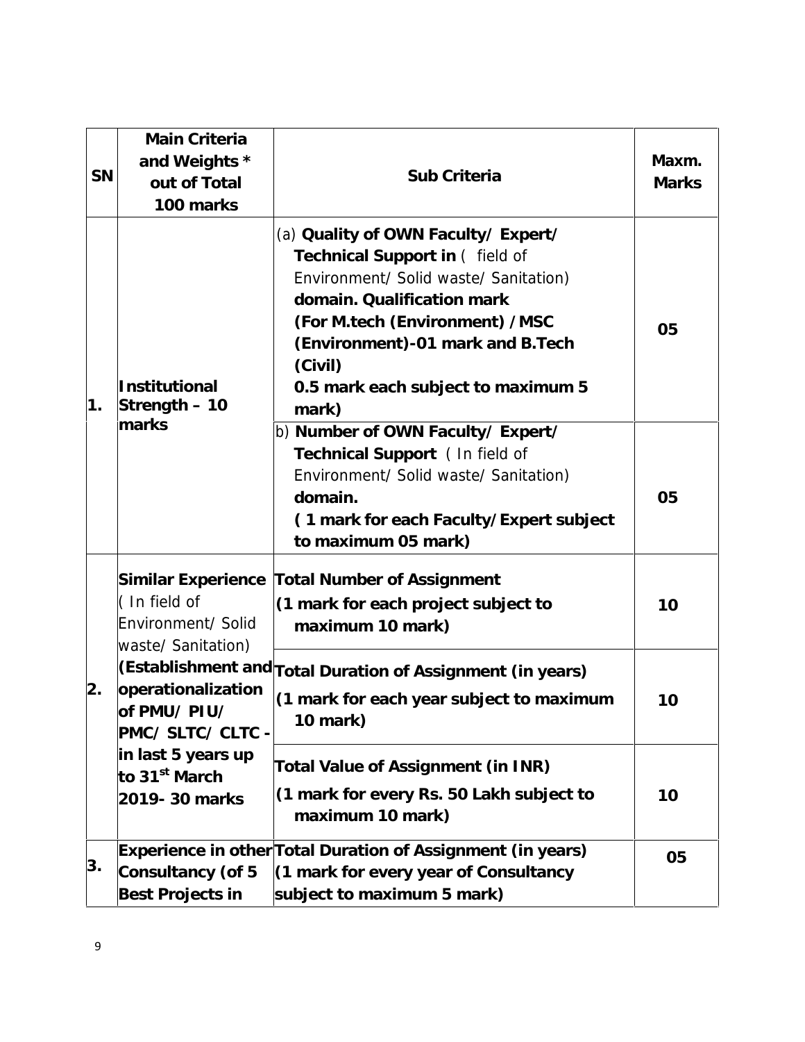| SN | Main Criteria and Weights * out of Total 100 marks | Sub Criteria | Maxm. Marks |
|---|---|---|---|
| 1. | **Institutional Strength – 10 marks** | (a) **Quality of OWN Faculty/ Expert/ Technical Support in** ( field of Environment/ Solid waste/ Sanitation) **domain. Qualification mark (For M.tech (Environment) /MSC (Environment)-01 mark and B.Tech (Civil) 0.5 mark each subject to maximum 5 mark)** | **05** |
| | | b) **Number of OWN Faculty/ Expert/ Technical Support** ( In field of Environment/ Solid waste/ Sanitation) **domain. ( 1 mark for each Faculty/Expert subject to maximum 05 mark)** | **05** |
| 2. | **Similar Experience** ( In field of Environment/ Solid waste/ Sanitation) **(Establishment and operationalization of PMU/ PIU/ PMC/ SLTC/ CLTC - in last 5 years up to 31st March 2019- 30 marks** | **Total Number of Assignment (1 mark for each project subject to maximum 10 mark)** | **10** |
| | | **Total Duration of Assignment (in years) (1 mark for each year subject to maximum 10 mark)** | **10** |
| | | **Total Value of Assignment (in INR) (1 mark for every Rs. 50 Lakh subject to maximum 10 mark)** | **10** |
| 3. | **Experience in other Consultancy (of 5 Best Projects in** | **Total Duration of Assignment (in years) (1 mark for every year of Consultancy subject to maximum 5 mark)** | **05** |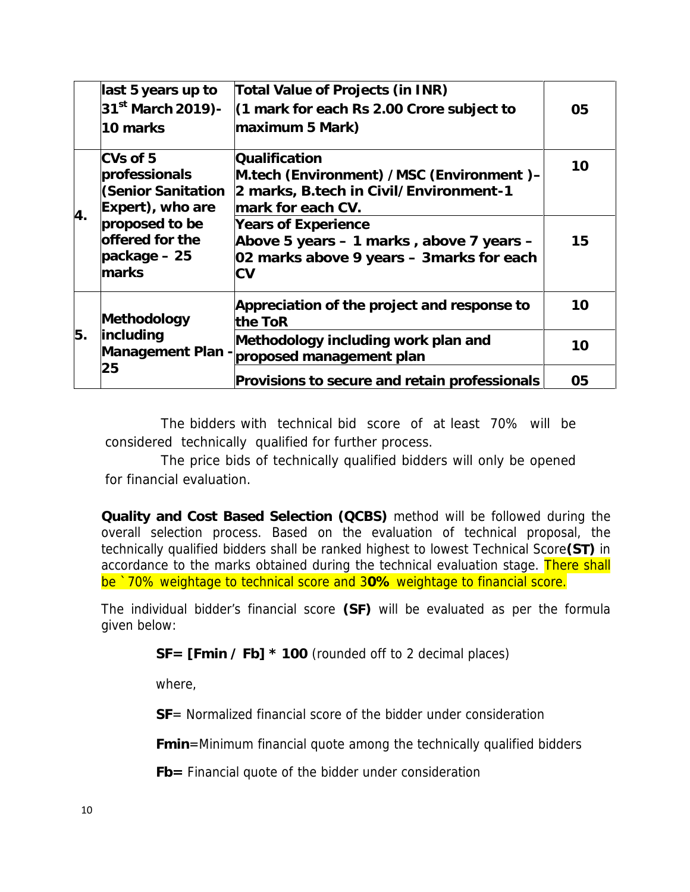|  | last 5 years up to 31st March 2019)- 10 marks | Total Value of Projects (in INR) (1 mark for each Rs 2.00 Crore subject to maximum 5 Mark) | 05 |
|---|---|---|---|
| 4. | CVs of 5 professionals (Senior Sanitation Expert), who are proposed to be offered for the package – 25 marks | Qualification M.tech (Environment) / MSC (Environment )– 2 marks, B.tech in Civil/Environment-1 mark for each CV. | 10 |
|  |  | Years of Experience Above 5 years – 1 marks , above 7 years – 02 marks above 9 years – 3marks for each CV | 15 |
| 5. | Methodology including Management Plan - 25 | Appreciation of the project and response to the ToR | 10 |
|  |  | Methodology including work plan and proposed management plan | 10 |
|  |  | Provisions to secure and retain professionals | 05 |

The bidders with technical bid score of at least 70% will be considered technically qualified for further process.

The price bids of technically qualified bidders will only be opened for financial evaluation.

**Quality and Cost Based Selection (QCBS)** method will be followed during the overall selection process. Based on the evaluation of technical proposal, the technically qualified bidders shall be ranked highest to lowest Technical Score**(ST)** in accordance to the marks obtained during the technical evaluation stage. There shall be `70% weightage to technical score and 3**0%** weightage to financial score.

The individual bidder's financial score **(SF)** will be evaluated as per the formula given below:

**SF= [Fmin / Fb] * 100** (rounded off to 2 decimal places)

where,

**SF**= Normalized financial score of the bidder under consideration

**Fmin**=Minimum financial quote among the technically qualified bidders

**Fb=** Financial quote of the bidder under consideration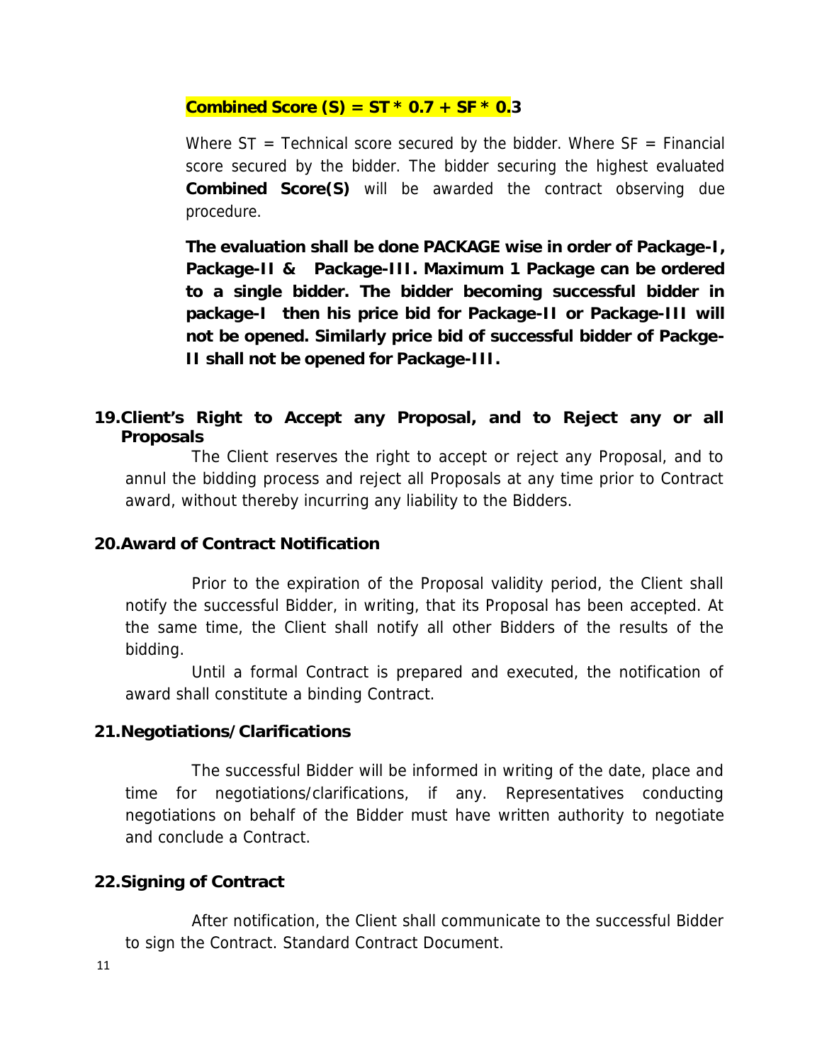**Combined Score (S) = ST * 0.7 + SF * 0.3**

Where ST = Technical score secured by the bidder. Where SF = Financial score secured by the bidder. The bidder securing the highest evaluated **Combined Score(S)** will be awarded the contract observing due procedure.

**The evaluation shall be done PACKAGE wise in order of Package-I, Package-II & Package-III. Maximum 1 Package can be ordered to a single bidder. The bidder becoming successful bidder in package-I then his price bid for Package-II or Package-III will not be opened. Similarly price bid of successful bidder of Packge-II shall not be opened for Package-III.**

## 19. Client's Right to Accept any Proposal, and to Reject any or all Proposals

The Client reserves the right to accept or reject any Proposal, and to annul the bidding process and reject all Proposals at any time prior to Contract award, without thereby incurring any liability to the Bidders.

## 20. Award of Contract Notification

Prior to the expiration of the Proposal validity period, the Client shall notify the successful Bidder, in writing, that its Proposal has been accepted. At the same time, the Client shall notify all other Bidders of the results of the bidding.

Until a formal Contract is prepared and executed, the notification of award shall constitute a binding Contract.

## 21. Negotiations/Clarifications

The successful Bidder will be informed in writing of the date, place and time for negotiations/clarifications, if any. Representatives conducting negotiations on behalf of the Bidder must have written authority to negotiate and conclude a Contract.

## 22. Signing of Contract

After notification, the Client shall communicate to the successful Bidder to sign the Contract. Standard Contract Document.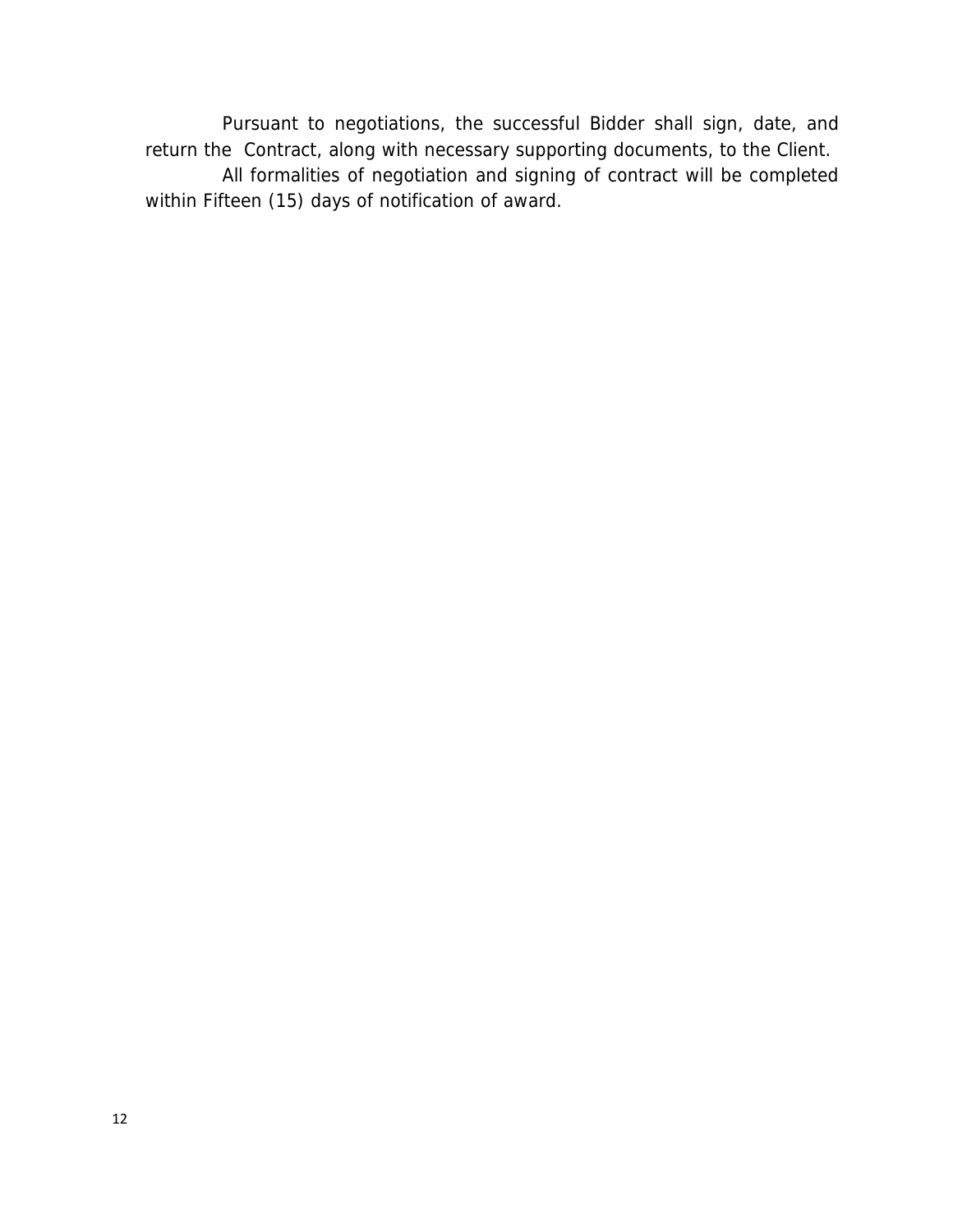Pursuant to negotiations, the successful Bidder shall sign, date, and return the Contract, along with necessary supporting documents, to the Client.

All formalities of negotiation and signing of contract will be completed within Fifteen (15) days of notification of award.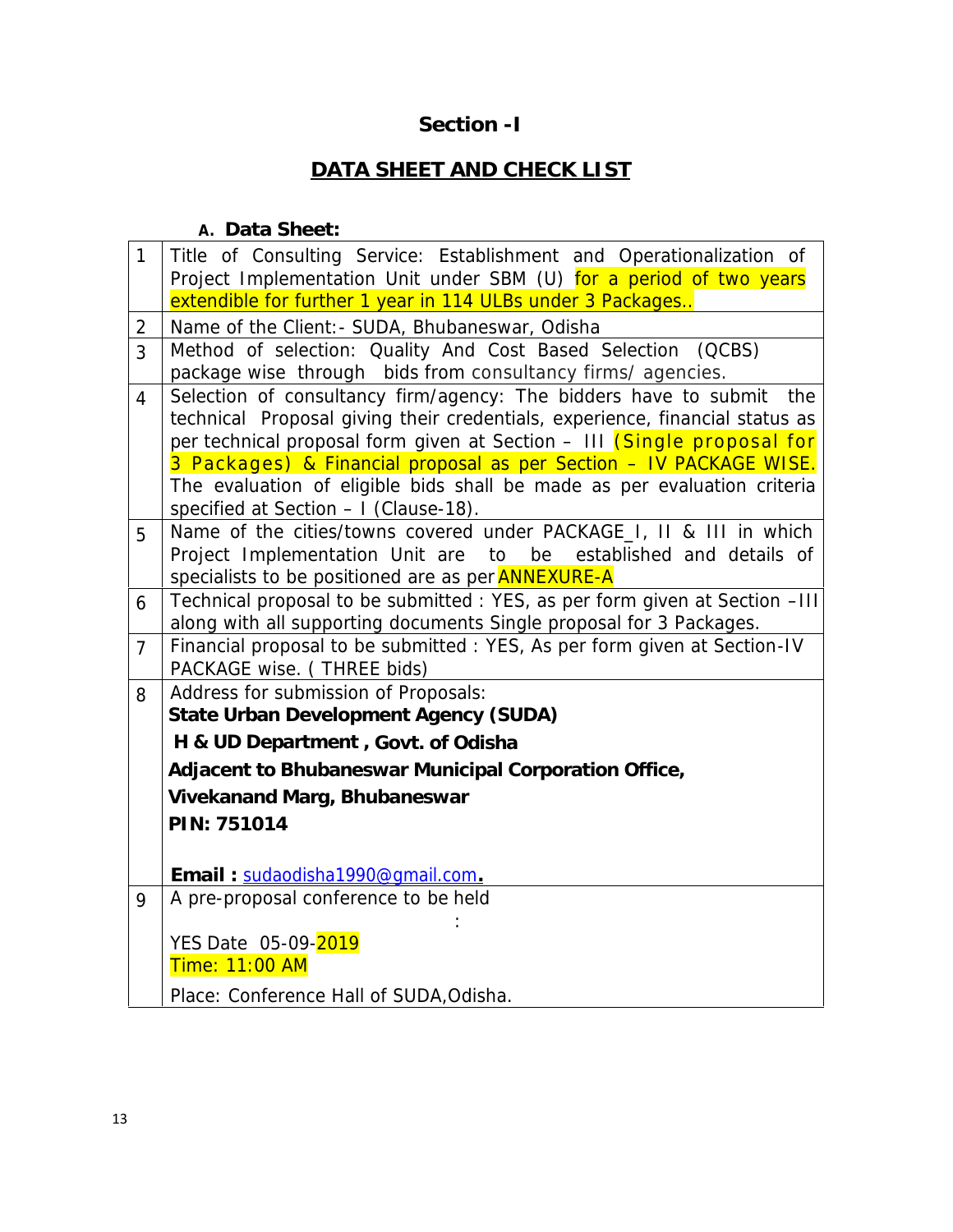## Section -I

## DATA SHEET AND CHECK LIST

### A. Data Sheet:

| | |
|---|---|
| 1 | Title of Consulting Service: Establishment and Operationalization of Project Implementation Unit under SBM (U) for a period of two years extendible for further 1 year in 114 ULBs under 3 Packages.. |
| 2 | Name of the Client:- SUDA, Bhubaneswar, Odisha |
| 3 | Method of selection: Quality And Cost Based Selection (QCBS) package wise through bids from consultancy firms/ agencies. |
| 4 | Selection of consultancy firm/agency: The bidders have to submit the technical Proposal giving their credentials, experience, financial status as per technical proposal form given at Section – III (Single proposal for 3 Packages) & Financial proposal as per Section – IV PACKAGE WISE. The evaluation of eligible bids shall be made as per evaluation criteria specified at Section – I (Clause-18). |
| 5 | Name of the cities/towns covered under PACKAGE_I, II & III in which Project Implementation Unit are to be established and details of specialists to be positioned are as per ANNEXURE-A |
| 6 | Technical proposal to be submitted : YES, as per form given at Section –III along with all supporting documents Single proposal for 3 Packages. |
| 7 | Financial proposal to be submitted : YES, As per form given at Section-IV PACKAGE wise. ( THREE bids) |
| 8 | Address for submission of Proposals:<br>**State Urban Development Agency (SUDA)**<br>**H & UD Department , Govt. of Odisha**<br>**Adjacent to Bhubaneswar Municipal Corporation Office,**<br>**Vivekanand Marg, Bhubaneswar**<br>**PIN: 751014**<br><br>**Email :** sudaodisha1990@gmail.com**.** |
| 9 | A pre-proposal conference to be held<br>:<br>YES Date 05-09-2019<br>Time: 11:00 AM<br>Place: Conference Hall of SUDA,Odisha. |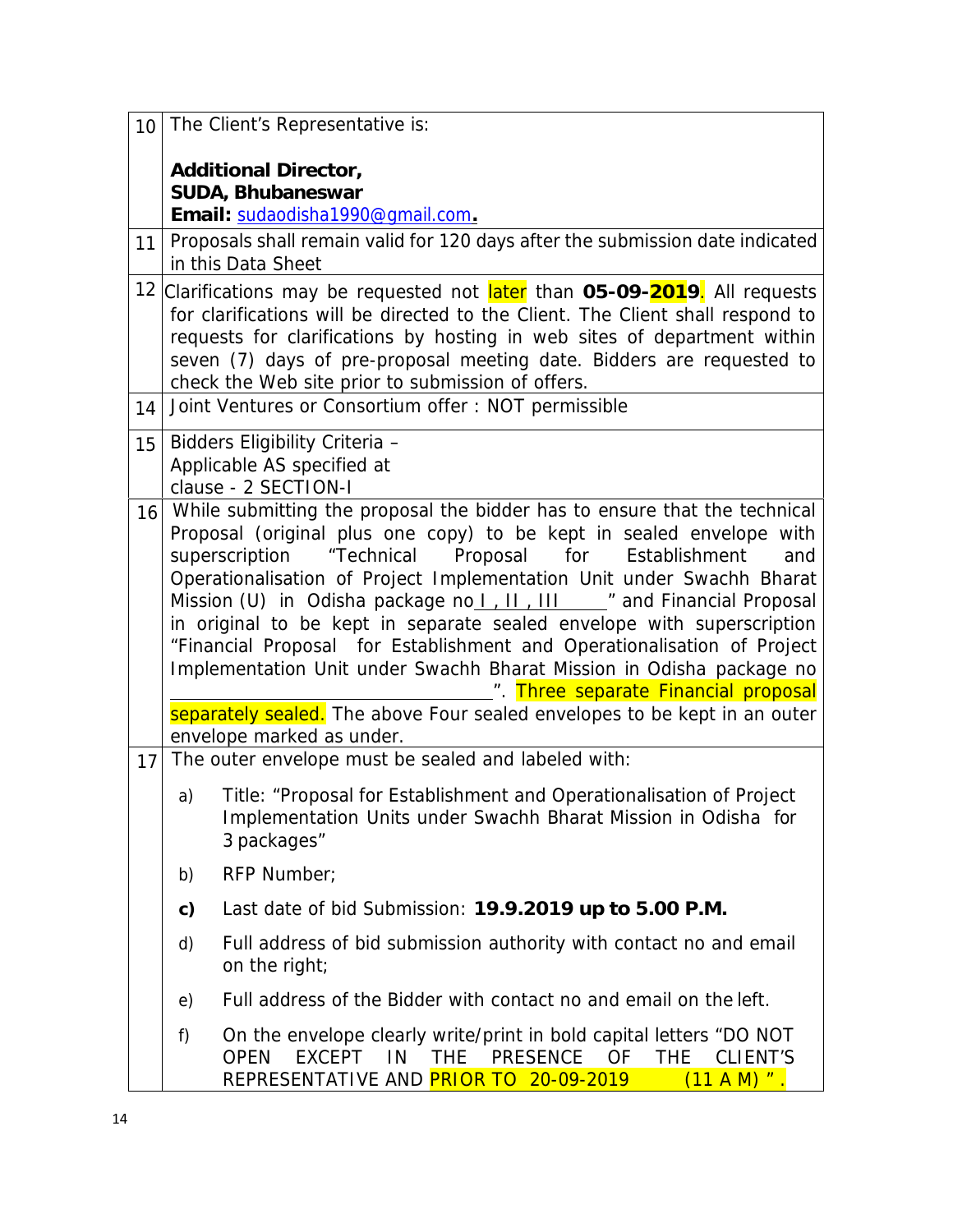| | |
|---|---|
| 10 | The Client's Representative is:<br><br>**Additional Director,**<br>**SUDA, Bhubaneswar**<br>**Email:** sudaodisha1990@gmail.com**.** |
| 11 | Proposals shall remain valid for 120 days after the submission date indicated in this Data Sheet |
| 12 | Clarifications may be requested not later than **05-09-2019**. All requests for clarifications will be directed to the Client. The Client shall respond to requests for clarifications by hosting in web sites of department within seven (7) days of pre-proposal meeting date. Bidders are requested to check the Web site prior to submission of offers. |
| 14 | Joint Ventures or Consortium offer : NOT permissible |
| 15 | Bidders Eligibility Criteria –<br>Applicable AS specified at<br>clause - 2 SECTION-I |
| 16 | While submitting the proposal the bidder has to ensure that the technical Proposal (original plus one copy) to be kept in sealed envelope with superscription "Technical Proposal for Establishment and Operationalisation of Project Implementation Unit under Swachh Bharat Mission (U) in Odisha package no I , II , III ______" and Financial Proposal in original to be kept in separate sealed envelope with superscription "Financial Proposal for Establishment and Operationalisation of Project Implementation Unit under Swachh Bharat Mission in Odisha package no ______________________________". Three separate Financial proposal separately sealed. The above Four sealed envelopes to be kept in an outer envelope marked as under. |
| 17 | The outer envelope must be sealed and labeled with:<br><br>a) Title: "Proposal for Establishment and Operationalisation of Project Implementation Units under Swachh Bharat Mission in Odisha for 3 packages"<br><br>b) RFP Number;<br><br>**c)** Last date of bid Submission: **19.9.2019 up to 5.00 P.M.**<br><br>d) Full address of bid submission authority with contact no and email on the right;<br><br>e) Full address of the Bidder with contact no and email on the left.<br><br>f) On the envelope clearly write/print in bold capital letters "DO NOT OPEN EXCEPT IN THE PRESENCE OF THE CLIENT'S REPRESENTATIVE AND PRIOR TO 20-09-2019 (11 A M) ". |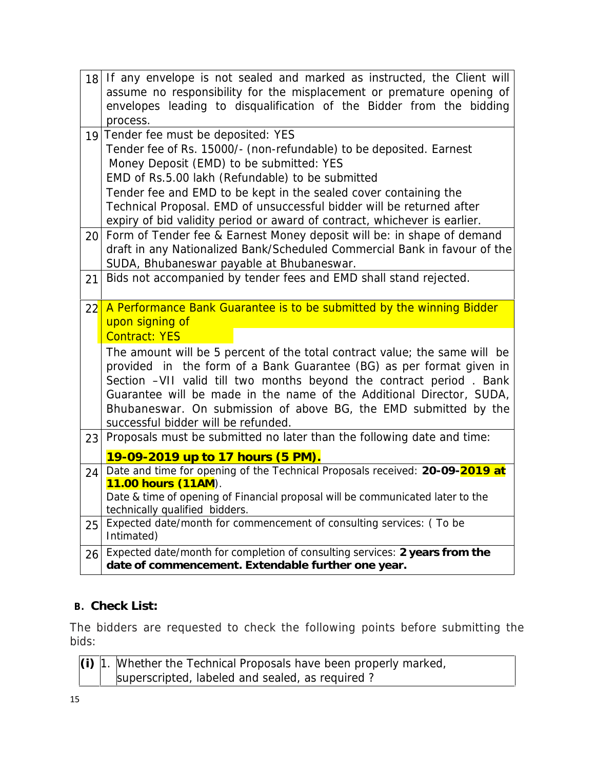| | |
|---|---|
| 18 | If any envelope is not sealed and marked as instructed, the Client will assume no responsibility for the misplacement or premature opening of envelopes leading to disqualification of the Bidder from the bidding process. |
| 19 | Tender fee must be deposited: YES<br>Tender fee of Rs. 15000/- (non-refundable) to be deposited. Earnest Money Deposit (EMD) to be submitted: YES<br>EMD of Rs.5.00 lakh (Refundable) to be submitted<br>Tender fee and EMD to be kept in the sealed cover containing the Technical Proposal. EMD of unsuccessful bidder will be returned after expiry of bid validity period or award of contract, whichever is earlier. |
| 20 | Form of Tender fee & Earnest Money deposit will be: in shape of demand draft in any Nationalized Bank/Scheduled Commercial Bank in favour of the SUDA, Bhubaneswar payable at Bhubaneswar. |
| 21 | Bids not accompanied by tender fees and EMD shall stand rejected. |
| 22 | A Performance Bank Guarantee is to be submitted by the winning Bidder upon signing of Contract: YES<br>The amount will be 5 percent of the total contract value; the same will be provided in the form of a Bank Guarantee (BG) as per format given in Section –VII valid till two months beyond the contract period . Bank Guarantee will be made in the name of the Additional Director, SUDA, Bhubaneswar. On submission of above BG, the EMD submitted by the successful bidder will be refunded. |
| 23 | Proposals must be submitted no later than the following date and time:<br>**19-09-2019 up to 17 hours (5 PM).** |
| 24 | Date and time for opening of the Technical Proposals received: **20-09-2019 at 11.00 hours (11AM**).<br>Date & time of opening of Financial proposal will be communicated later to the technically qualified bidders. |
| 25 | Expected date/month for commencement of consulting services: ( To be Intimated) |
| 26 | Expected date/month for completion of consulting services: **2 years from the date of commencement. Extendable further one year.** |

## B. Check List:

The bidders are requested to check the following points before submitting the bids:

| | | |
|---|---|---|
| **(i)** | 1. | Whether the Technical Proposals have been properly marked, superscripted, labeled and sealed, as required ? |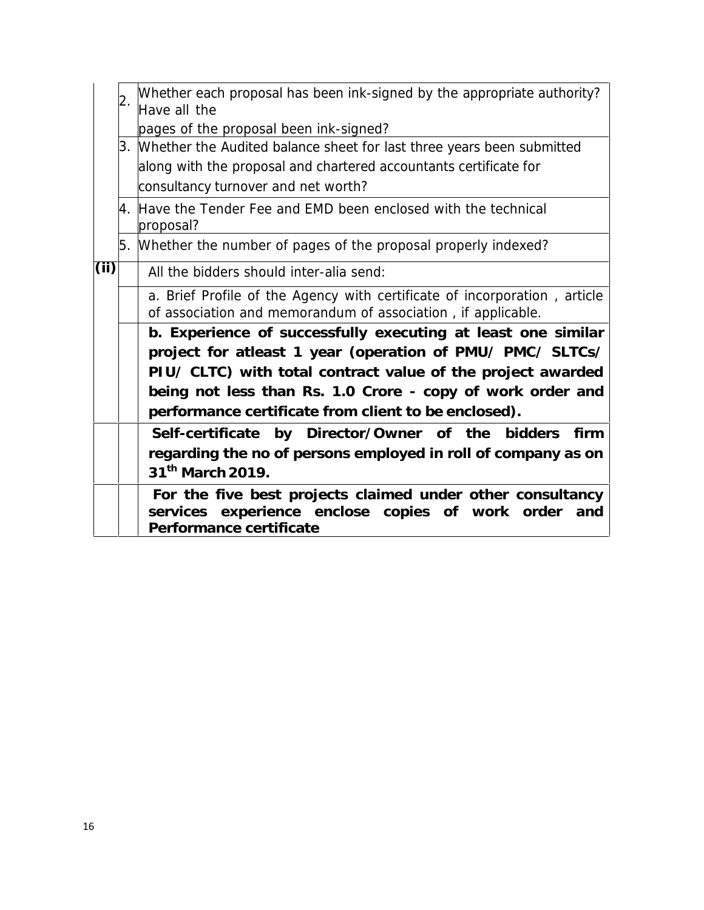| | | |
|---|---|---|
| | 2. | Whether each proposal has been ink-signed by the appropriate authority? Have all the pages of the proposal been ink-signed? |
| | 3. | Whether the Audited balance sheet for last three years been submitted along with the proposal and chartered accountants certificate for consultancy turnover and net worth? |
| | 4. | Have the Tender Fee and EMD been enclosed with the technical proposal? |
| | 5. | Whether the number of pages of the proposal properly indexed? |
| **(ii)** | | All the bidders should inter-alia send: |
| | | a. Brief Profile of the Agency with certificate of incorporation , article of association and memorandum of association , if applicable. |
| | | **b. Experience of successfully executing at least one similar project for atleast 1 year (operation of PMU/ PMC/ SLTCs/ PIU/ CLTC) with total contract value of the project awarded being not less than Rs. 1.0 Crore - copy of work order and performance certificate from client to be enclosed).** |
| | | **Self-certificate by Director/Owner of the bidders firm regarding the no of persons employed in roll of company as on 31th March 2019.** |
| | | **For the five best projects claimed under other consultancy services experience enclose copies of work order and Performance certificate** |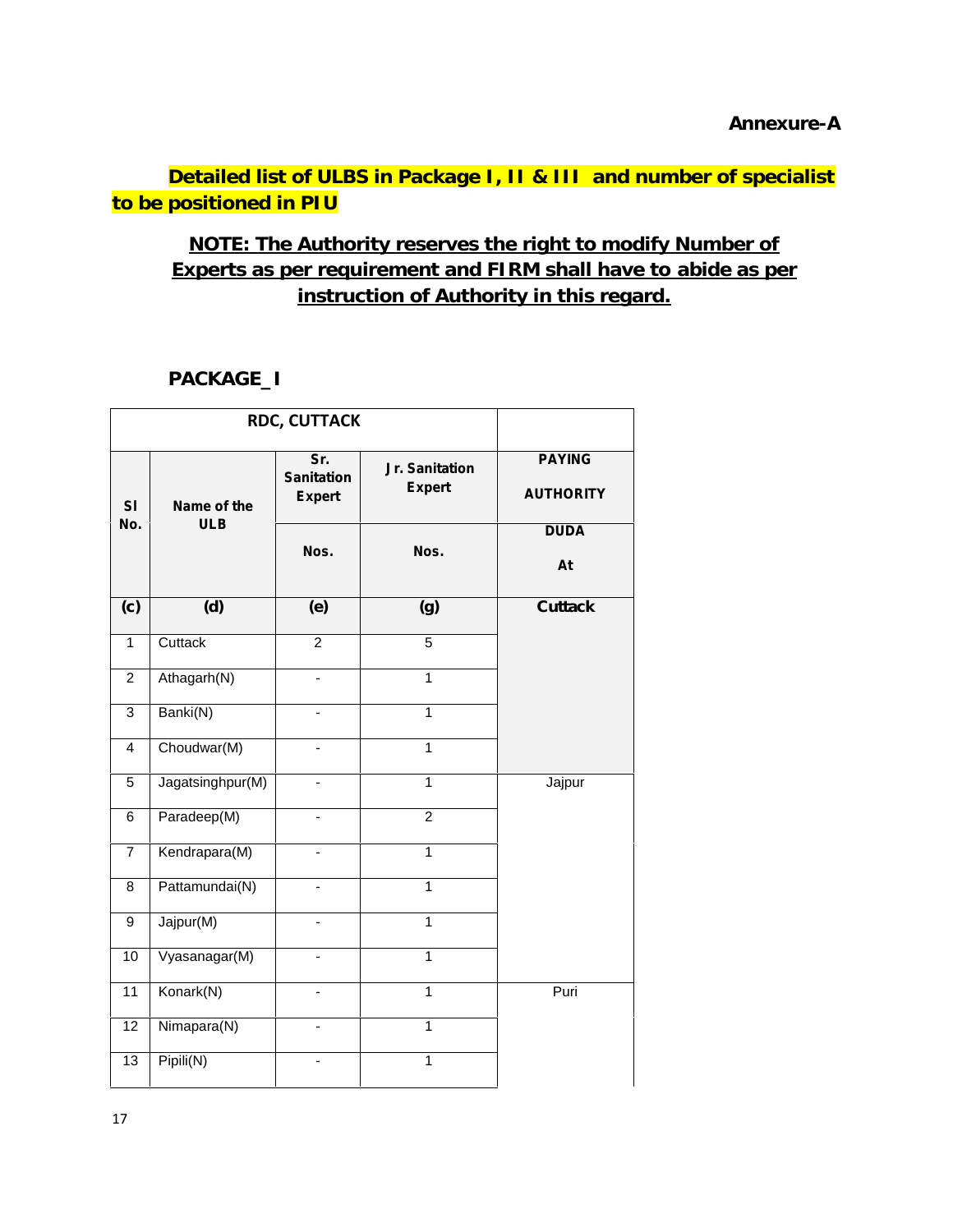**Annexure-A**

## Detailed list of ULBS in Package I, II & III and number of specialist to be positioned in PIU

**NOTE: The Authority reserves the right to modify Number of Experts as per requirement and FIRM shall have to abide as per instruction of Authority in this regard.**

### PACKAGE_I

| RDC, CUTTACK | | | | |
|---|---|---|---|---|
| Sl No. | Name of the ULB | Sr. Sanitation Expert | Jr. Sanitation Expert | PAYING AUTHORITY |
| | | Nos. | Nos. | DUDA At |
| (c) | (d) | (e) | (g) | Cuttack |
| 1 | Cuttack | 2 | 5 | |
| 2 | Athagarh(N) | - | 1 | |
| 3 | Banki(N) | - | 1 | |
| 4 | Choudwar(M) | - | 1 | |
| 5 | Jagatsinghpur(M) | - | 1 | Jajpur |
| 6 | Paradeep(M) | - | 2 | |
| 7 | Kendrapara(M) | - | 1 | |
| 8 | Pattamundai(N) | - | 1 | |
| 9 | Jajpur(M) | - | 1 | |
| 10 | Vyasanagar(M) | - | 1 | |
| 11 | Konark(N) | - | 1 | Puri |
| 12 | Nimapara(N) | - | 1 | |
| 13 | Pipili(N) | - | 1 | |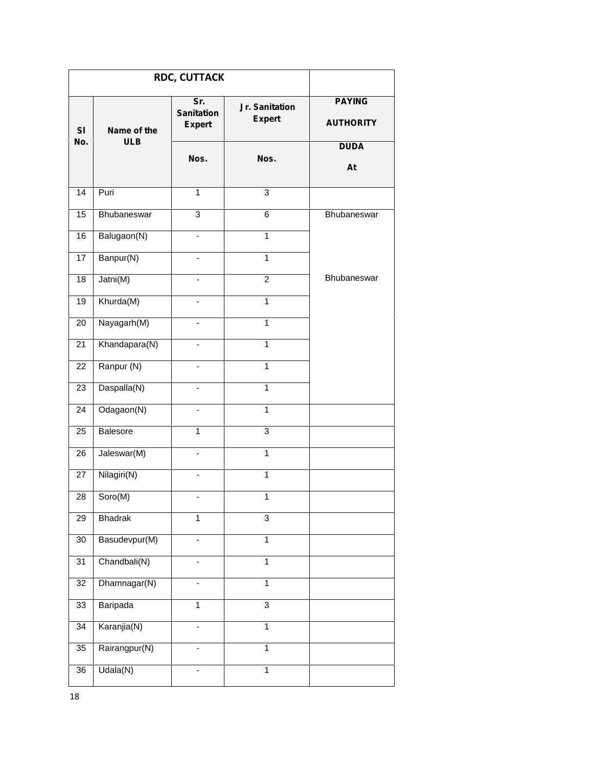| RDC, CUTTACK | | | | |
|---|---|---|---|---|
| Sl No. | Name of the ULB | Sr. Sanitation Expert | Jr. Sanitation Expert | PAYING AUTHORITY |
| | | Nos. | Nos. | DUDA At |
| 14 | Puri | 1 | 3 | |
| 15 | Bhubaneswar | 3 | 6 | Bhubaneswar |
| 16 | Balugaon(N) | - | 1 | |
| 17 | Banpur(N) | - | 1 | |
| 18 | Jatni(M) | - | 2 | Bhubaneswar |
| 19 | Khurda(M) | - | 1 | |
| 20 | Nayagarh(M) | - | 1 | |
| 21 | Khandapara(N) | - | 1 | |
| 22 | Ranpur (N) | - | 1 | |
| 23 | Daspalla(N) | - | 1 | |
| 24 | Odagaon(N) | - | 1 | |
| 25 | Balesore | 1 | 3 | |
| 26 | Jaleswar(M) | - | 1 | |
| 27 | Nilagiri(N) | - | 1 | |
| 28 | Soro(M) | - | 1 | |
| 29 | Bhadrak | 1 | 3 | |
| 30 | Basudevpur(M) | - | 1 | |
| 31 | Chandbali(N) | - | 1 | |
| 32 | Dhamnagar(N) | - | 1 | |
| 33 | Baripada | 1 | 3 | |
| 34 | Karanjia(N) | - | 1 | |
| 35 | Rairangpur(N) | - | 1 | |
| 36 | Udala(N) | - | 1 | |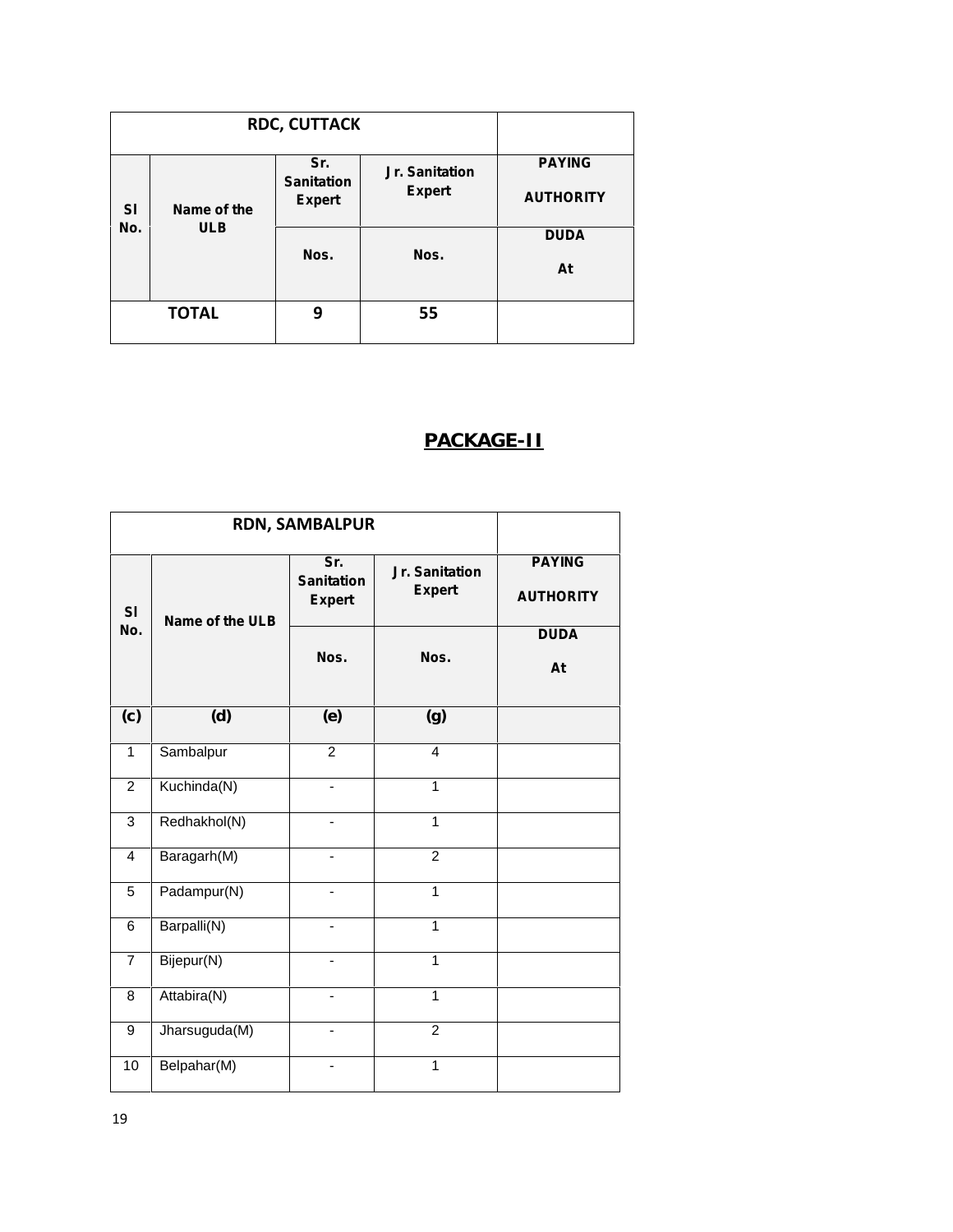| RDC, CUTTACK | | | | |
|---|---|---|---|---|
| Sl No. | Name of the ULB | Sr. Sanitation Expert | Jr. Sanitation Expert | PAYING AUTHORITY |
| | | Nos. | Nos. | DUDA At |
| TOTAL | | 9 | 55 | |

## PACKAGE-II

| RDN, SAMBALPUR | | | | |
|---|---|---|---|---|
| Sl No. | Name of the ULB | Sr. Sanitation Expert | Jr. Sanitation Expert | PAYING AUTHORITY |
| | | Nos. | Nos. | DUDA At |
| (c) | (d) | (e) | (g) | |
| 1 | Sambalpur | 2 | 4 | |
| 2 | Kuchinda(N) | - | 1 | |
| 3 | Redhakhol(N) | - | 1 | |
| 4 | Baragarh(M) | - | 2 | |
| 5 | Padampur(N) | - | 1 | |
| 6 | Barpalli(N) | - | 1 | |
| 7 | Bijepur(N) | - | 1 | |
| 8 | Attabira(N) | - | 1 | |
| 9 | Jharsuguda(M) | - | 2 | |
| 10 | Belpahar(M) | - | 1 | |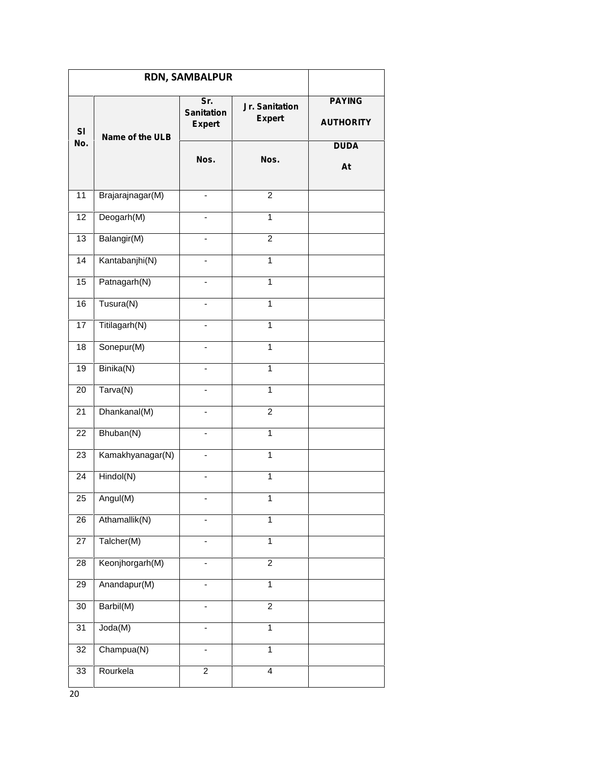| RDN, SAMBALPUR | | | | |
|---|---|---|---|---|
| Sl No. | Name of the ULB | Sr. Sanitation Expert | Jr. Sanitation Expert | PAYING AUTHORITY |
| | | Nos. | Nos. | DUDA At |
| 11 | Brajarajnagar(M) | - | 2 | |
| 12 | Deogarh(M) | - | 1 | |
| 13 | Balangir(M) | - | 2 | |
| 14 | Kantabanjhi(N) | - | 1 | |
| 15 | Patnagarh(N) | - | 1 | |
| 16 | Tusura(N) | - | 1 | |
| 17 | Titilagarh(N) | - | 1 | |
| 18 | Sonepur(M) | - | 1 | |
| 19 | Binika(N) | - | 1 | |
| 20 | Tarva(N) | - | 1 | |
| 21 | Dhankanal(M) | - | 2 | |
| 22 | Bhuban(N) | - | 1 | |
| 23 | Kamakhyanagar(N) | - | 1 | |
| 24 | Hindol(N) | - | 1 | |
| 25 | Angul(M) | - | 1 | |
| 26 | Athamallik(N) | - | 1 | |
| 27 | Talcher(M) | - | 1 | |
| 28 | Keonjhorgarh(M) | - | 2 | |
| 29 | Anandapur(M) | - | 1 | |
| 30 | Barbil(M) | - | 2 | |
| 31 | Joda(M) | - | 1 | |
| 32 | Champua(N) | - | 1 | |
| 33 | Rourkela | 2 | 4 | |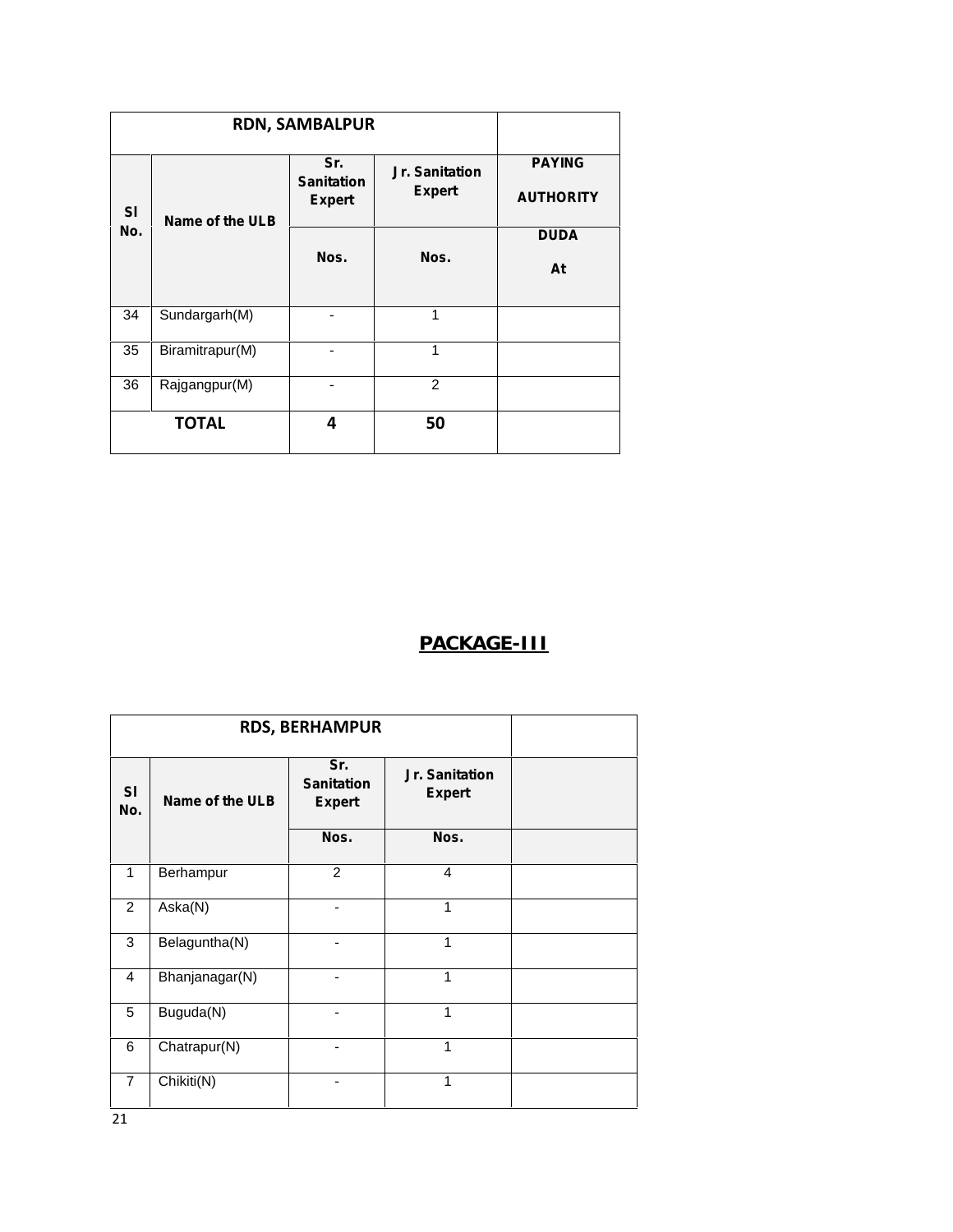| RDN, SAMBALPUR | | | | |
|---|---|---|---|---|
| Sl No. | Name of the ULB | Sr. Sanitation Expert | Jr. Sanitation Expert | PAYING AUTHORITY |
| | | Nos. | Nos. | DUDA At |
| 34 | Sundargarh(M) | - | 1 | |
| 35 | Biramitrapur(M) | - | 1 | |
| 36 | Rajgangpur(M) | - | 2 | |
| TOTAL | | 4 | 50 | |

## PACKAGE-III

| RDS, BERHAMPUR | | | | |
|---|---|---|---|---|
| Sl No. | Name of the ULB | Sr. Sanitation Expert | Jr. Sanitation Expert | |
| | | Nos. | Nos. | |
| 1 | Berhampur | 2 | 4 | |
| 2 | Aska(N) | - | 1 | |
| 3 | Belaguntha(N) | - | 1 | |
| 4 | Bhanjanagar(N) | - | 1 | |
| 5 | Buguda(N) | - | 1 | |
| 6 | Chatrapur(N) | - | 1 | |
| 7 | Chikiti(N) | - | 1 | |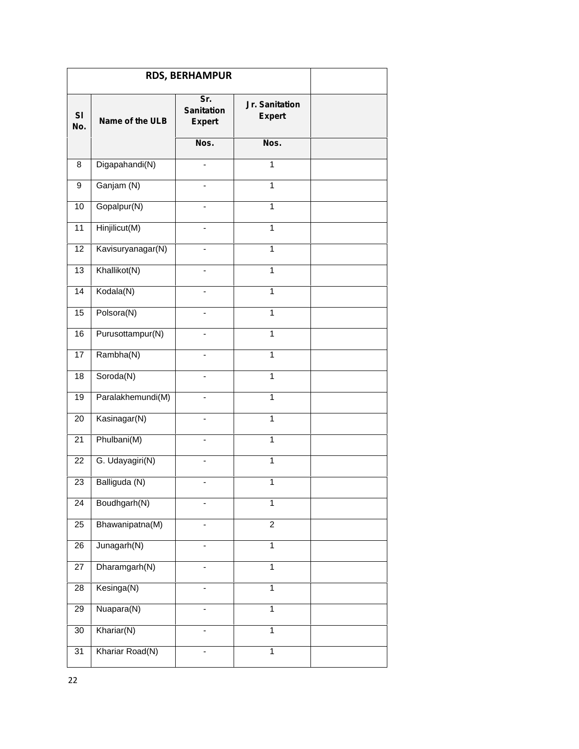| RDS, BERHAMPUR | | | | |
|---|---|---|---|---|
| Sl No. | Name of the ULB | Sr. Sanitation Expert | Jr. Sanitation Expert | |
| | | Nos. | Nos. | |
| 8 | Digapahandi(N) | - | 1 | |
| 9 | Ganjam (N) | - | 1 | |
| 10 | Gopalpur(N) | - | 1 | |
| 11 | Hinjilicut(M) | - | 1 | |
| 12 | Kavisuryanagar(N) | - | 1 | |
| 13 | Khallikot(N) | - | 1 | |
| 14 | Kodala(N) | - | 1 | |
| 15 | Polsora(N) | - | 1 | |
| 16 | Purusottampur(N) | - | 1 | |
| 17 | Rambha(N) | - | 1 | |
| 18 | Soroda(N) | - | 1 | |
| 19 | Paralakhemundi(M) | - | 1 | |
| 20 | Kasinagar(N) | - | 1 | |
| 21 | Phulbani(M) | - | 1 | |
| 22 | G. Udayagiri(N) | - | 1 | |
| 23 | Balliguda (N) | - | 1 | |
| 24 | Boudhgarh(N) | - | 1 | |
| 25 | Bhawanipatna(M) | - | 2 | |
| 26 | Junagarh(N) | - | 1 | |
| 27 | Dharamgarh(N) | - | 1 | |
| 28 | Kesinga(N) | - | 1 | |
| 29 | Nuapara(N) | - | 1 | |
| 30 | Khariar(N) | - | 1 | |
| 31 | Khariar Road(N) | - | 1 | |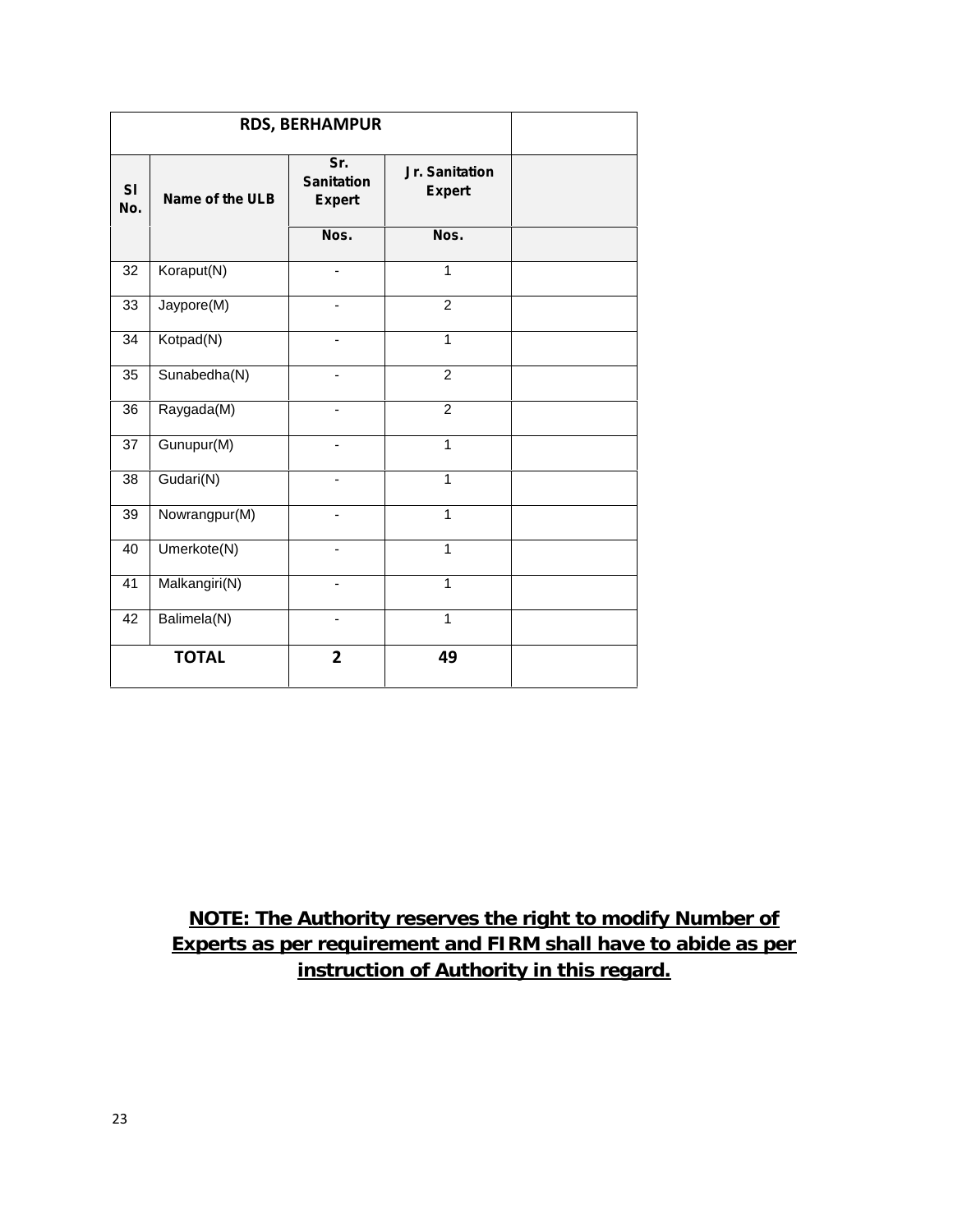| RDS, BERHAMPUR | | | | |
|---|---|---|---|---|
| Sl No. | Name of the ULB | Sr. Sanitation Expert | Jr. Sanitation Expert | |
| | | Nos. | Nos. | |
| 32 | Koraput(N) | - | 1 | |
| 33 | Jaypore(M) | - | 2 | |
| 34 | Kotpad(N) | - | 1 | |
| 35 | Sunabedha(N) | - | 2 | |
| 36 | Raygada(M) | - | 2 | |
| 37 | Gunupur(M) | - | 1 | |
| 38 | Gudari(N) | - | 1 | |
| 39 | Nowrangpur(M) | - | 1 | |
| 40 | Umerkote(N) | - | 1 | |
| 41 | Malkangiri(N) | - | 1 | |
| 42 | Balimela(N) | - | 1 | |
| **TOTAL** | | **2** | **49** | |

**NOTE: The Authority reserves the right to modify Number of Experts as per requirement and FIRM shall have to abide as per instruction of Authority in this regard.**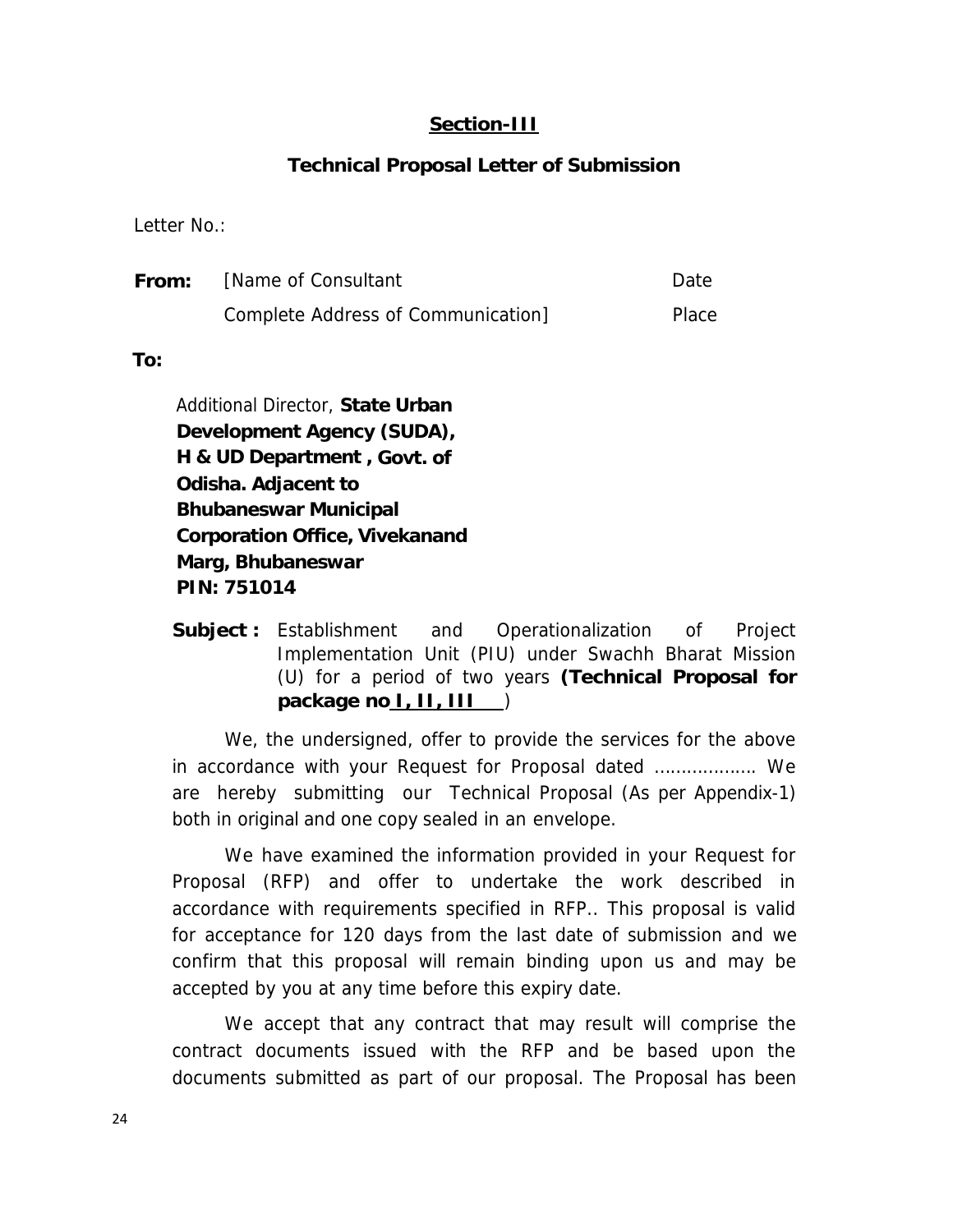## Section-III

### Technical Proposal Letter of Submission

Letter No.:

**From:** [Name of Consultant  Date

Complete Address of Communication]  Place

**To:**

Additional Director, **State Urban Development Agency (SUDA), H & UD Department , Govt. of Odisha. Adjacent to Bhubaneswar Municipal Corporation Office, Vivekanand Marg, Bhubaneswar PIN: 751014**

**Subject :** Establishment and Operationalization of Project Implementation Unit (PIU) under Swachh Bharat Mission (U) for a period of two years **(Technical Proposal for package no I, II, III** )

We, the undersigned, offer to provide the services for the above in accordance with your Request for Proposal dated ………………. We are hereby submitting our Technical Proposal (As per Appendix-1) both in original and one copy sealed in an envelope.

We have examined the information provided in your Request for Proposal (RFP) and offer to undertake the work described in accordance with requirements specified in RFP.. This proposal is valid for acceptance for 120 days from the last date of submission and we confirm that this proposal will remain binding upon us and may be accepted by you at any time before this expiry date.

We accept that any contract that may result will comprise the contract documents issued with the RFP and be based upon the documents submitted as part of our proposal. The Proposal has been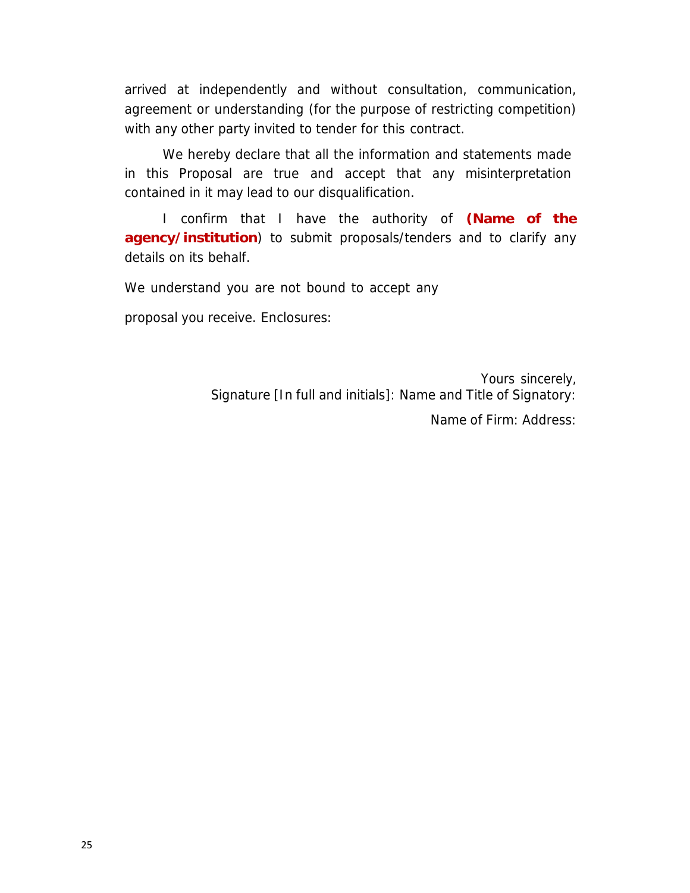arrived at independently and without consultation, communication, agreement or understanding (for the purpose of restricting competition) with any other party invited to tender for this contract.

We hereby declare that all the information and statements made in this Proposal are true and accept that any misinterpretation contained in it may lead to our disqualification.

I confirm that I have the authority of **(Name of the agency/institution**) to submit proposals/tenders and to clarify any details on its behalf.

We understand you are not bound to accept any

proposal you receive. Enclosures:

Yours sincerely,
Signature [In full and initials]: Name and Title of Signatory:

Name of Firm: Address: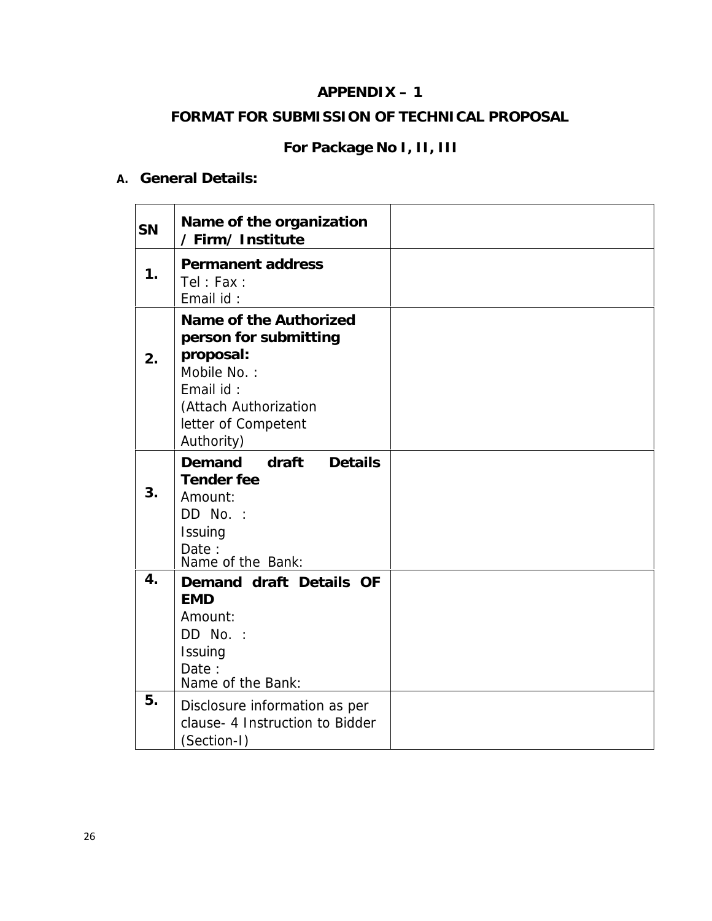## APPENDIX – 1

## FORMAT FOR SUBMISSION OF TECHNICAL PROPOSAL

### For Package No I, II, III

**A. General Details:**

| SN | Name of the organization / Firm/ Institute | |
|---|---|---|
| 1. | **Permanent address**<br>Tel : Fax :<br>Email id : | |
| 2. | **Name of the Authorized person for submitting proposal:**<br>Mobile No. :<br>Email id :<br>(Attach Authorization letter of Competent Authority) | |
| 3. | **Demand draft Details Tender fee**<br>Amount:<br>DD No. :<br>Issuing Date :<br>Name of the Bank: | |
| 4. | **Demand draft Details OF EMD**<br>Amount:<br>DD No. :<br>Issuing Date :<br>Name of the Bank: | |
| 5. | Disclosure information as per clause- 4 Instruction to Bidder (Section-I) | |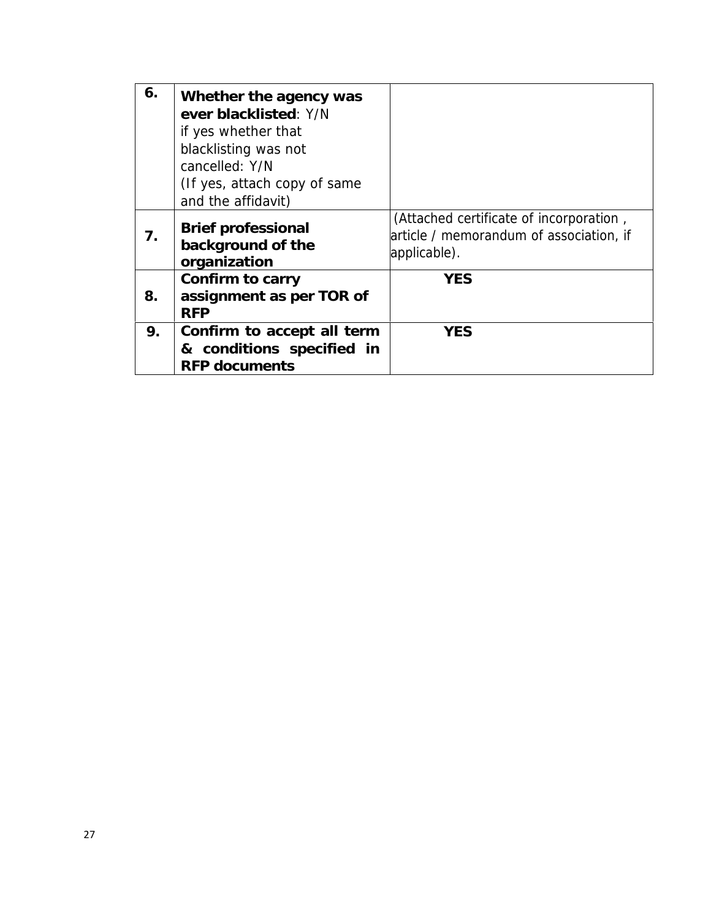| 6. | **Whether the agency was ever blacklisted**: Y/N<br>if yes whether that blacklisting was not cancelled: Y/N<br>(If yes, attach copy of same and the affidavit) | |
|---|---|---|
| **7.** | **Brief professional background of the organization** | (Attached certificate of incorporation , article / memorandum of association, if applicable). |
| **8.** | **Confirm to carry assignment as per TOR of RFP** | **YES** |
| **9.** | **Confirm to accept all term & conditions specified in RFP documents** | **YES** |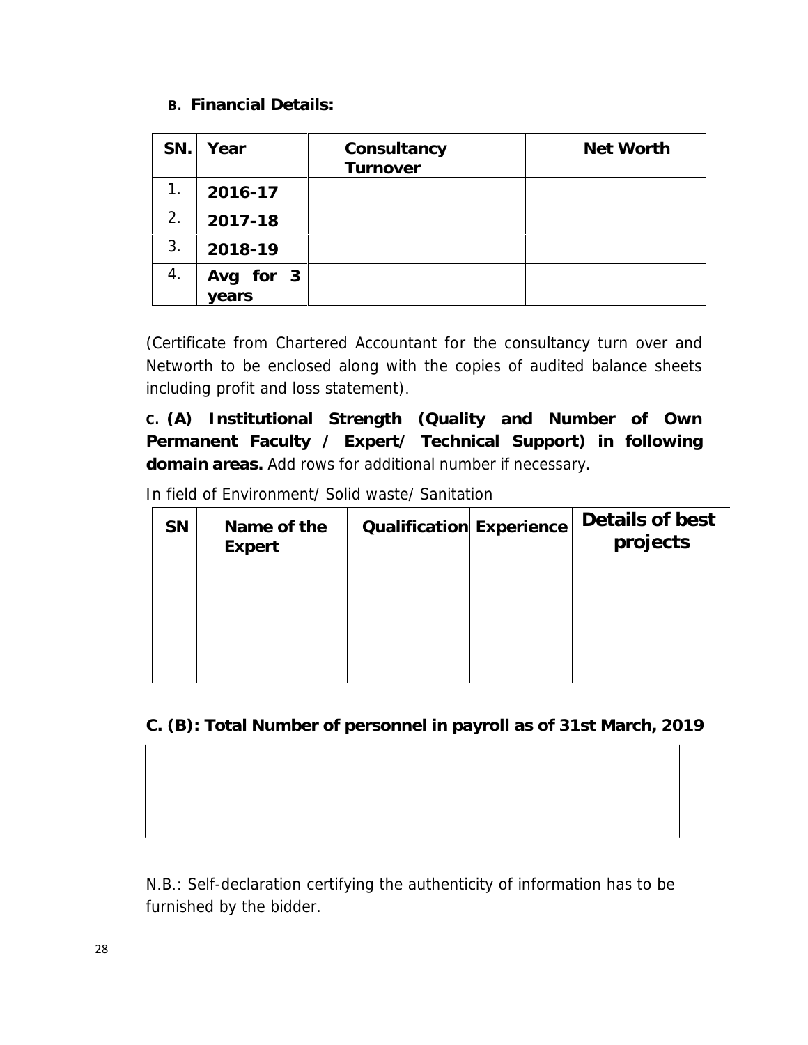**B. Financial Details:**

| SN. | Year | Consultancy Turnover | Net Worth |
|---|---|---|---|
| 1. | **2016-17** | | |
| 2. | **2017-18** | | |
| 3. | **2018-19** | | |
| 4. | **Avg for 3 years** | | |

(Certificate from Chartered Accountant for the consultancy turn over and Networth to be enclosed along with the copies of audited balance sheets including profit and loss statement).

**C. (A) Institutional Strength (Quality and Number of Own Permanent Faculty / Expert/ Technical Support) in following domain areas.** Add rows for additional number if necessary.

In field of Environment/ Solid waste/ Sanitation

| SN | Name of the Expert | Qualification | Experience | Details of best projects |
|---|---|---|---|---|
| | | | | |
| | | | | |

**C. (B): Total Number of personnel in payroll as of 31st March, 2019**

| |
|---|
| |

N.B.: Self-declaration certifying the authenticity of information has to be furnished by the bidder.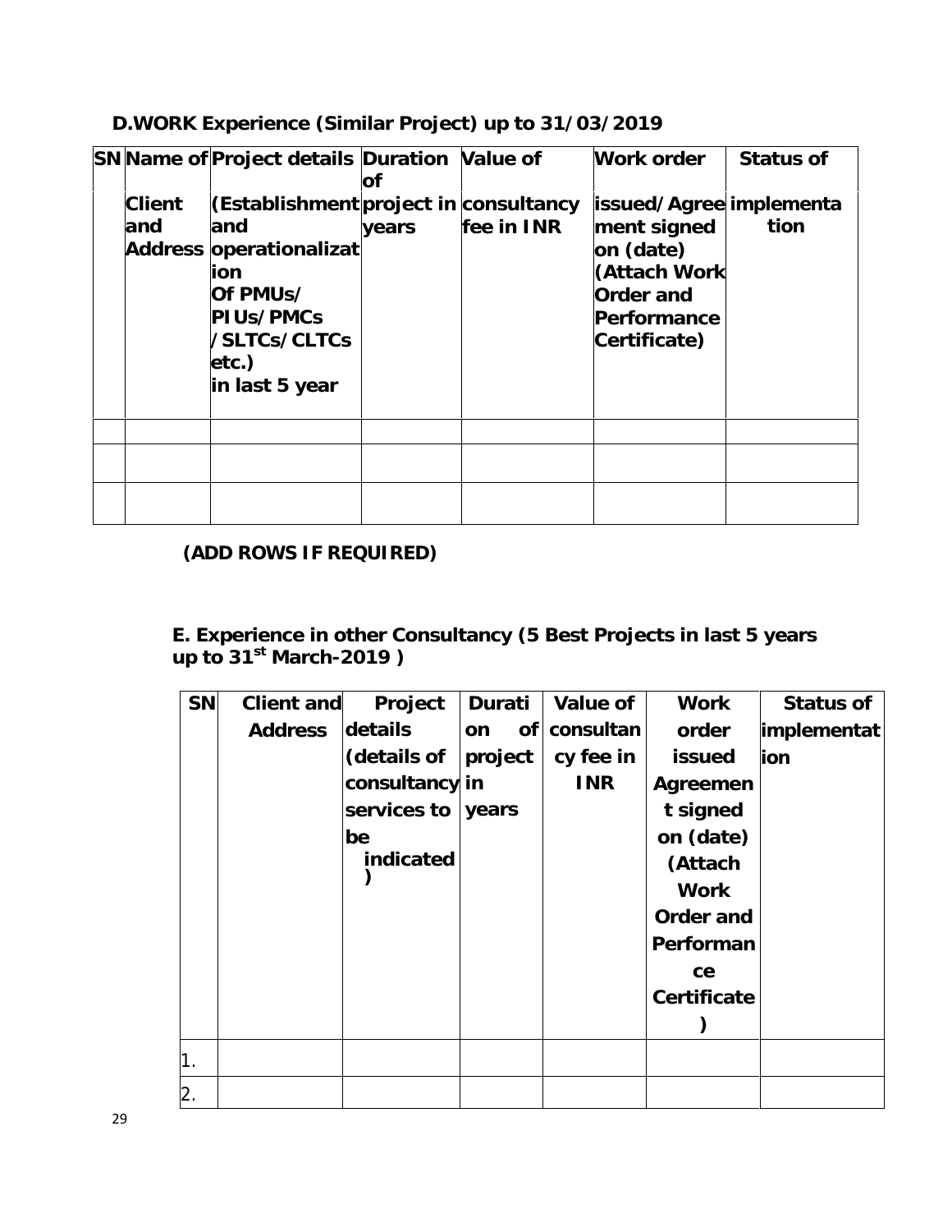**D.WORK Experience (Similar Project) up to 31/03/2019**

| SN | Name of Client and Address | Project details (Establishment and operationalization Of PMUs/ PIUs/PMCs /SLTCs/CLTCs etc.) in last 5 year | Duration of project in years | Value of consultancy fee in INR | Work order issued/Agreement signed on (date) (Attach Work Order and Performance Certificate) | Status of implementation |
|---|---|---|---|---|---|---|
| | | | | | | |
| | | | | | | |
| | | | | | | |

**(ADD ROWS IF REQUIRED)**

**E. Experience in other Consultancy (5 Best Projects in last 5 years up to 31st March-2019 )**

| SN | Client and Address | Project details (details of consultancy services to be indicated) | Duration of project in years | Value of consultancy fee in INR | Work order issued Agreement signed on (date) (Attach Work Order and Performance Certificate) | Status of implementation |
|---|---|---|---|---|---|---|
| 1. | | | | | | |
| 2. | | | | | | |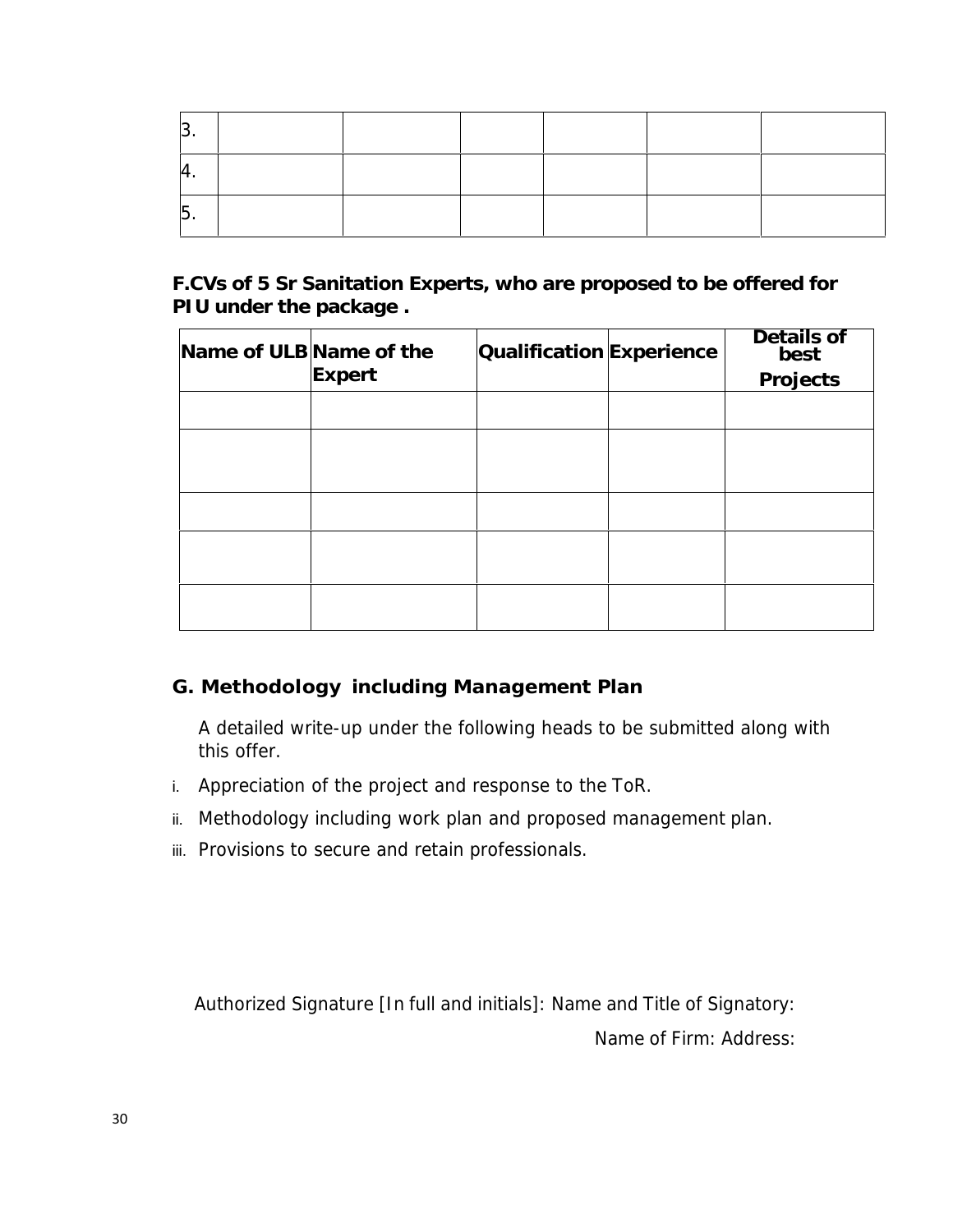| 3. | | | | | | |
|---|---|---|---|---|---|---|
| 4. | | | | | | |
| 5. | | | | | | |

**F.CVs of 5 Sr Sanitation Experts, who are proposed to be offered for PIU under the package .**

| Name of ULB | Name of the Expert | Qualification | Experience | Details of best Projects |
|---|---|---|---|---|
| | | | | |
| | | | | |
| | | | | |
| | | | | |
| | | | | |

**G. Methodology including Management Plan**

A detailed write-up under the following heads to be submitted along with this offer.

i. Appreciation of the project and response to the ToR.

ii. Methodology including work plan and proposed management plan.

iii. Provisions to secure and retain professionals.

Authorized Signature [In full and initials]: Name and Title of Signatory:

Name of Firm: Address: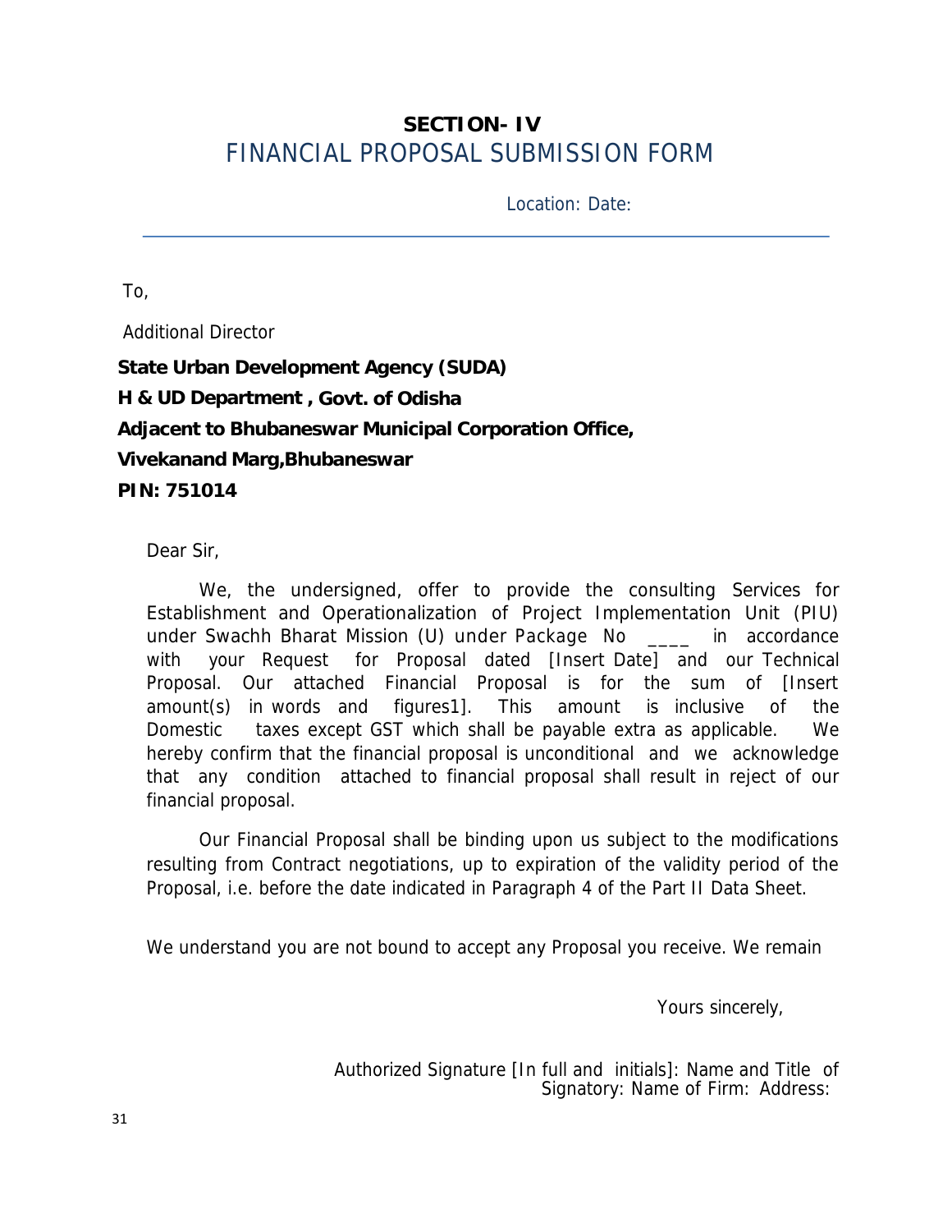## SECTION- IV

# FINANCIAL PROPOSAL SUBMISSION FORM

Location: Date:

---

To,

Additional Director

**State Urban Development Agency (SUDA)**

**H & UD Department , Govt. of Odisha**

**Adjacent to Bhubaneswar Municipal Corporation Office,**

**Vivekanand Marg,Bhubaneswar**

**PIN: 751014**

Dear Sir,

We, the undersigned, offer to provide the consulting Services for Establishment and Operationalization of Project Implementation Unit (PIU) under Swachh Bharat Mission (U) under Package No ____ in accordance with your Request for Proposal dated [Insert Date] and our Technical Proposal. Our attached Financial Proposal is for the sum of [Insert amount(s) in words and figures1]. This amount is inclusive of the Domestic taxes except GST which shall be payable extra as applicable. We hereby confirm that the financial proposal is unconditional and we acknowledge that any condition attached to financial proposal shall result in reject of our financial proposal.

Our Financial Proposal shall be binding upon us subject to the modifications resulting from Contract negotiations, up to expiration of the validity period of the Proposal, i.e. before the date indicated in Paragraph 4 of the Part II Data Sheet.

We understand you are not bound to accept any Proposal you receive. We remain

Yours sincerely,

Authorized Signature [In full and initials]: Name and Title of Signatory: Name of Firm: Address: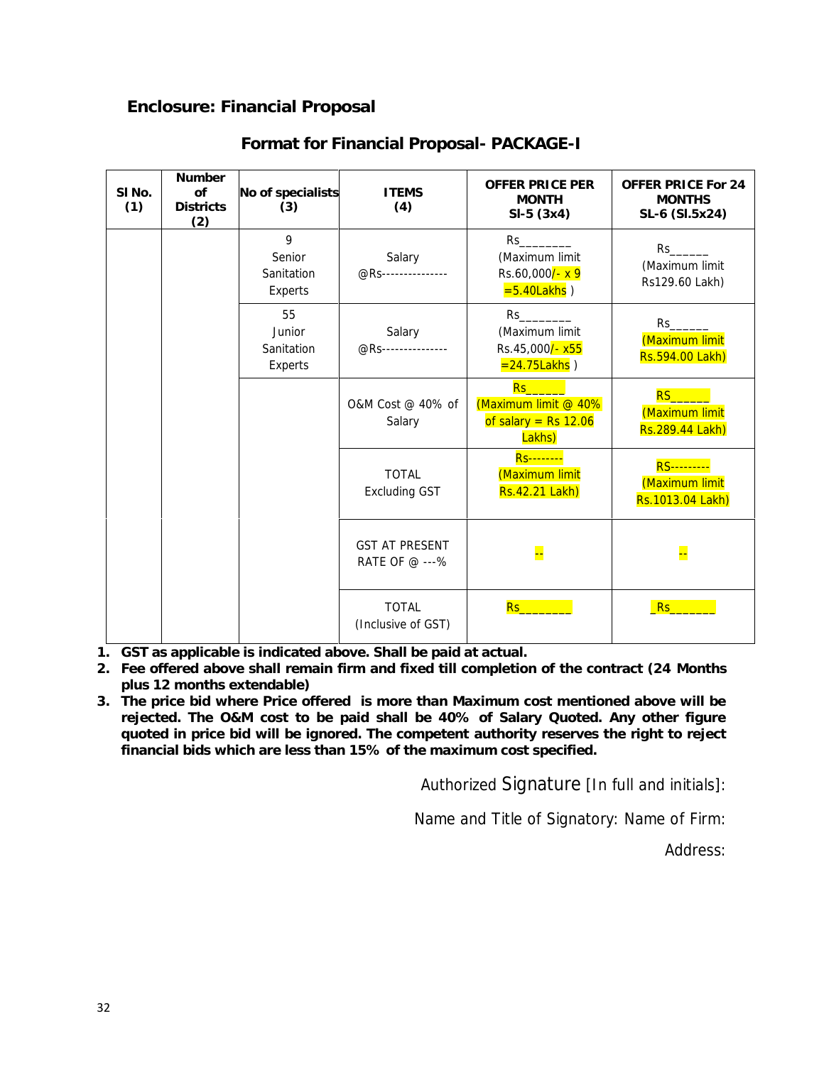## Enclosure: Financial Proposal

### Format for Financial Proposal- PACKAGE-I

| Sl No. (1) | Number of Districts (2) | No of specialists (3) | ITEMS (4) | OFFER PRICE PER MONTH Sl-5 (3x4) | OFFER PRICE For 24 MONTHS SL-6 (Sl.5x24) |
|---|---|---|---|---|---|
| | | 9 Senior Sanitation Experts | Salary @Rs--------------- | Rs_______ (Maximum limit Rs.60,000/- x 9 =5.40Lakhs ) | Rs_____ (Maximum limit Rs129.60 Lakh) |
| | | 55 Junior Sanitation Experts | Salary @Rs--------------- | Rs_______ (Maximum limit Rs.45,000/- x55 =24.75Lakhs ) | Rs_____ (Maximum limit Rs.594.00 Lakh) |
| | | | O&M Cost @ 40% of Salary | Rs_____ (Maximum limit @ 40% of salary = Rs 12.06 Lakhs) | RS_____ (Maximum limit Rs.289.44 Lakh) |
| | | | TOTAL Excluding GST | Rs-------- (Maximum limit Rs.42.21 Lakh) | RS--------- (Maximum limit Rs.1013.04 Lakh) |
| | | | GST AT PRESENT RATE OF @ ---% | -- | -- |
| | | | TOTAL (Inclusive of GST) | Rs_______ | _Rs______ |

1. **GST as applicable is indicated above. Shall be paid at actual.**
2. **Fee offered above shall remain firm and fixed till completion of the contract (24 Months plus 12 months extendable)**
3. **The price bid where Price offered is more than Maximum cost mentioned above will be rejected. The O&M cost to be paid shall be 40% of Salary Quoted. Any other figure quoted in price bid will be ignored. The competent authority reserves the right to reject financial bids which are less than 15% of the maximum cost specified.**

Authorized Signature [In full and initials]:

Name and Title of Signatory: Name of Firm:

Address: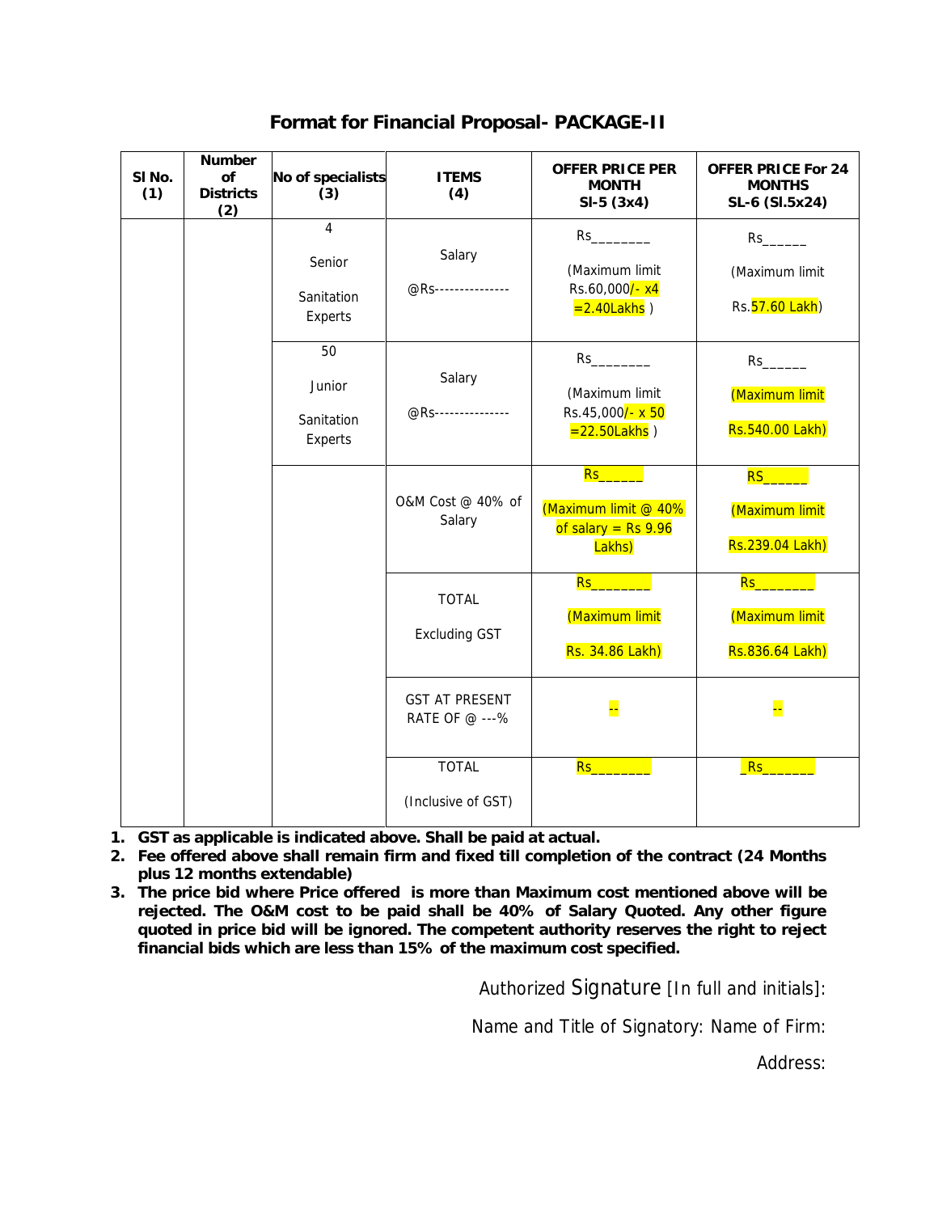## Format for Financial Proposal- PACKAGE-II

| Sl No. (1) | Number of Districts (2) | No of specialists (3) | ITEMS (4) | OFFER PRICE PER MONTH Sl-5 (3x4) | OFFER PRICE For 24 MONTHS SL-6 (Sl.5x24) |
|---|---|---|---|---|---|
| | | 4 Senior Sanitation Experts | Salary @Rs--------------- | Rs________ (Maximum limit Rs.60,000/- x4 =2.40Lakhs ) | Rs______ (Maximum limit Rs.57.60 Lakh) |
| | | 50 Junior Sanitation Experts | Salary @Rs--------------- | Rs________ (Maximum limit Rs.45,000/- x 50 =22.50Lakhs ) | Rs______ (Maximum limit Rs.540.00 Lakh) |
| | | | O&M Cost @ 40% of Salary | Rs______ (Maximum limit @ 40% of salary = Rs 9.96 Lakhs) | RS______ (Maximum limit Rs.239.04 Lakh) |
| | | | TOTAL Excluding GST | Rs________ (Maximum limit Rs. 34.86 Lakh) | Rs________ (Maximum limit Rs.836.64 Lakh) |
| | | | GST AT PRESENT RATE OF @ ---% | -- | -- |
| | | | TOTAL (Inclusive of GST) | Rs________ | _Rs_______ |

1. **GST as applicable is indicated above. Shall be paid at actual.**
2. **Fee offered above shall remain firm and fixed till completion of the contract (24 Months plus 12 months extendable)**
3. **The price bid where Price offered is more than Maximum cost mentioned above will be rejected. The O&M cost to be paid shall be 40% of Salary Quoted. Any other figure quoted in price bid will be ignored. The competent authority reserves the right to reject financial bids which are less than 15% of the maximum cost specified.**

Authorized Signature [In full and initials]:

Name and Title of Signatory: Name of Firm:

Address: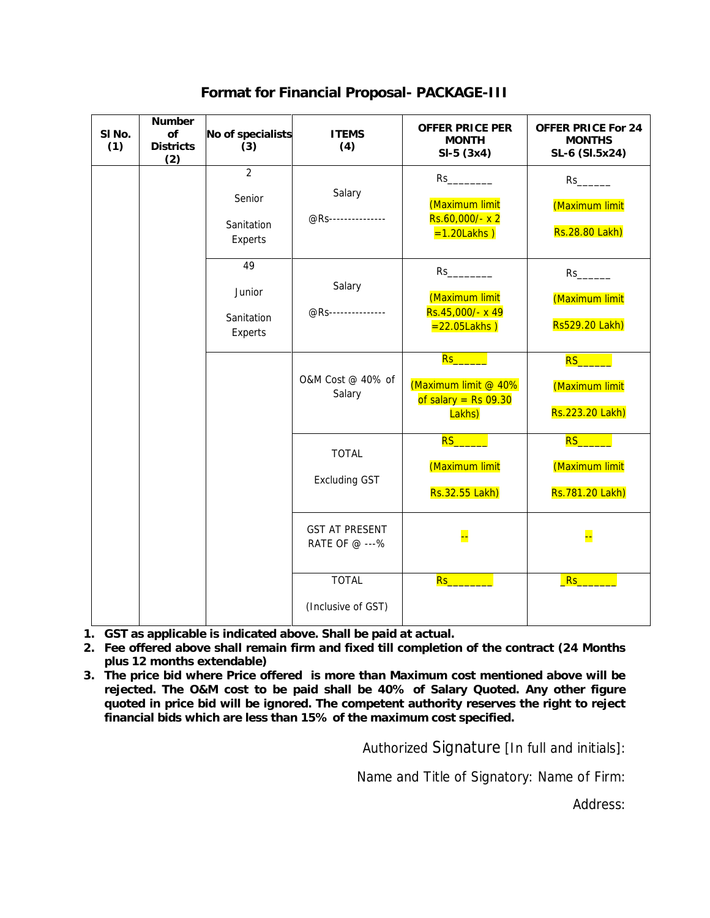## Format for Financial Proposal- PACKAGE-III

| Sl No. (1) | Number of Districts (2) | No of specialists (3) | ITEMS (4) | OFFER PRICE PER MONTH Sl-5 (3x4) | OFFER PRICE For 24 MONTHS SL-6 (Sl.5x24) |
|---|---|---|---|---|---|
| | | 2 Senior Sanitation Experts | Salary @Rs--------------- | Rs________ (Maximum limit Rs.60,000/- x 2 =1.20Lakhs ) | Rs______ (Maximum limit Rs.28.80 Lakh) |
| | | 49 Junior Sanitation Experts | Salary @Rs--------------- | Rs________ (Maximum limit Rs.45,000/- x 49 =22.05Lakhs ) | Rs______ (Maximum limit Rs529.20 Lakh) |
| | | | O&M Cost @ 40% of Salary | Rs______ (Maximum limit @ 40% of salary = Rs 09.30 Lakhs) | RS______ (Maximum limit Rs.223.20 Lakh) |
| | | | TOTAL Excluding GST | RS______ (Maximum limit Rs.32.55 Lakh) | RS______ (Maximum limit Rs.781.20 Lakh) |
| | | | GST AT PRESENT RATE OF @ ---% | -- | -- |
| | | | TOTAL (Inclusive of GST) | Rs________ | _Rs_______ |

1. **GST as applicable is indicated above. Shall be paid at actual.**
2. **Fee offered above shall remain firm and fixed till completion of the contract (24 Months plus 12 months extendable)**
3. **The price bid where Price offered is more than Maximum cost mentioned above will be rejected. The O&M cost to be paid shall be 40% of Salary Quoted. Any other figure quoted in price bid will be ignored. The competent authority reserves the right to reject financial bids which are less than 15% of the maximum cost specified.**

Authorized Signature [In full and initials]:

Name and Title of Signatory: Name of Firm:

Address: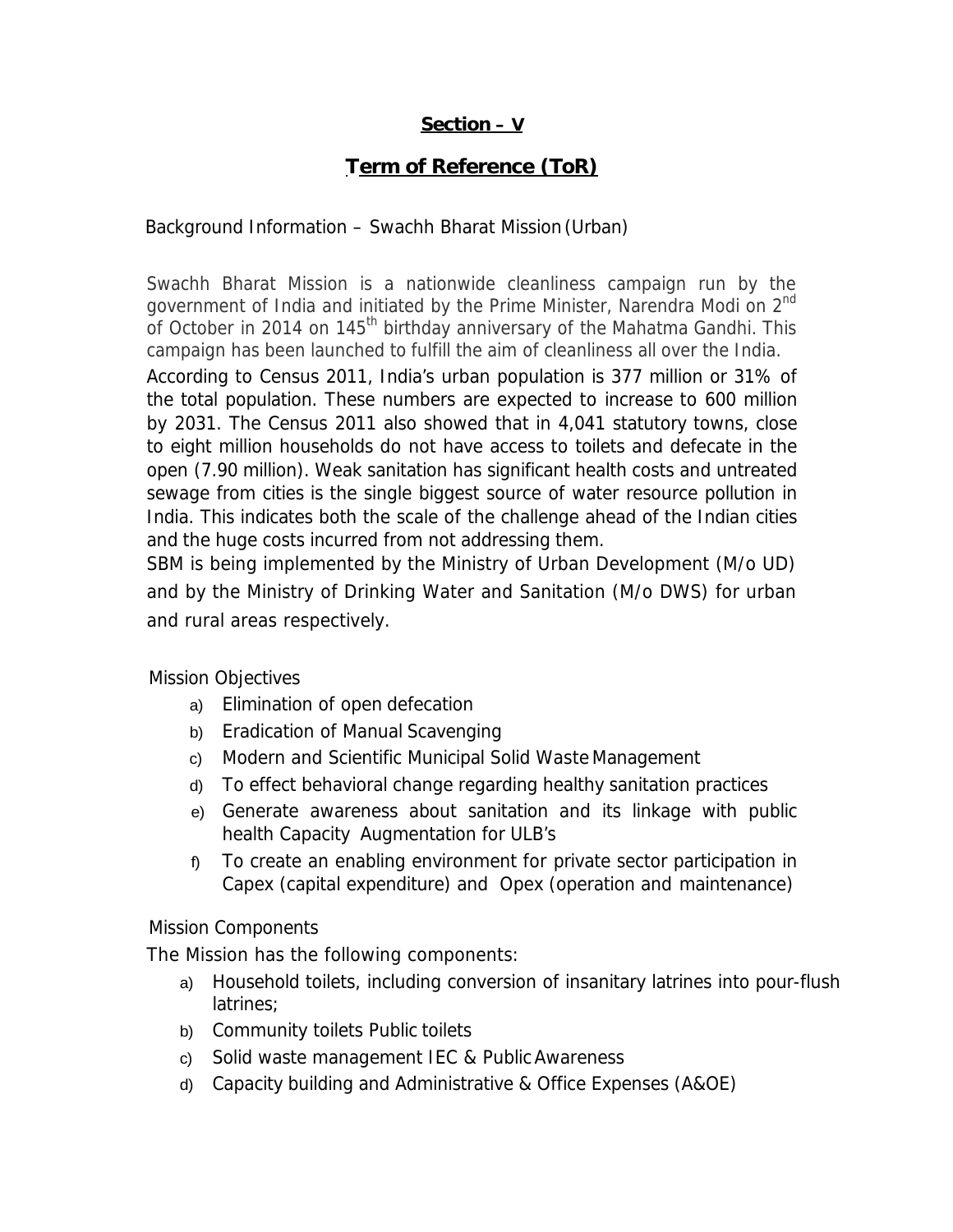## Section – V

## Term of Reference (ToR)

Background Information – Swachh Bharat Mission (Urban)

Swachh Bharat Mission is a nationwide cleanliness campaign run by the government of India and initiated by the Prime Minister, Narendra Modi on 2nd of October in 2014 on 145th birthday anniversary of the Mahatma Gandhi. This campaign has been launched to fulfill the aim of cleanliness all over the India.

According to Census 2011, India's urban population is 377 million or 31% of the total population. These numbers are expected to increase to 600 million by 2031. The Census 2011 also showed that in 4,041 statutory towns, close to eight million households do not have access to toilets and defecate in the open (7.90 million). Weak sanitation has significant health costs and untreated sewage from cities is the single biggest source of water resource pollution in India. This indicates both the scale of the challenge ahead of the Indian cities and the huge costs incurred from not addressing them.

SBM is being implemented by the Ministry of Urban Development (M/o UD) and by the Ministry of Drinking Water and Sanitation (M/o DWS) for urban and rural areas respectively.

Mission Objectives

a) Elimination of open defecation
b) Eradication of Manual Scavenging
c) Modern and Scientific Municipal Solid Waste Management
d) To effect behavioral change regarding healthy sanitation practices
e) Generate awareness about sanitation and its linkage with public health Capacity Augmentation for ULB's
f) To create an enabling environment for private sector participation in Capex (capital expenditure) and Opex (operation and maintenance)

Mission Components

The Mission has the following components:

a) Household toilets, including conversion of insanitary latrines into pour-flush latrines;
b) Community toilets Public toilets
c) Solid waste management IEC & Public Awareness
d) Capacity building and Administrative & Office Expenses (A&OE)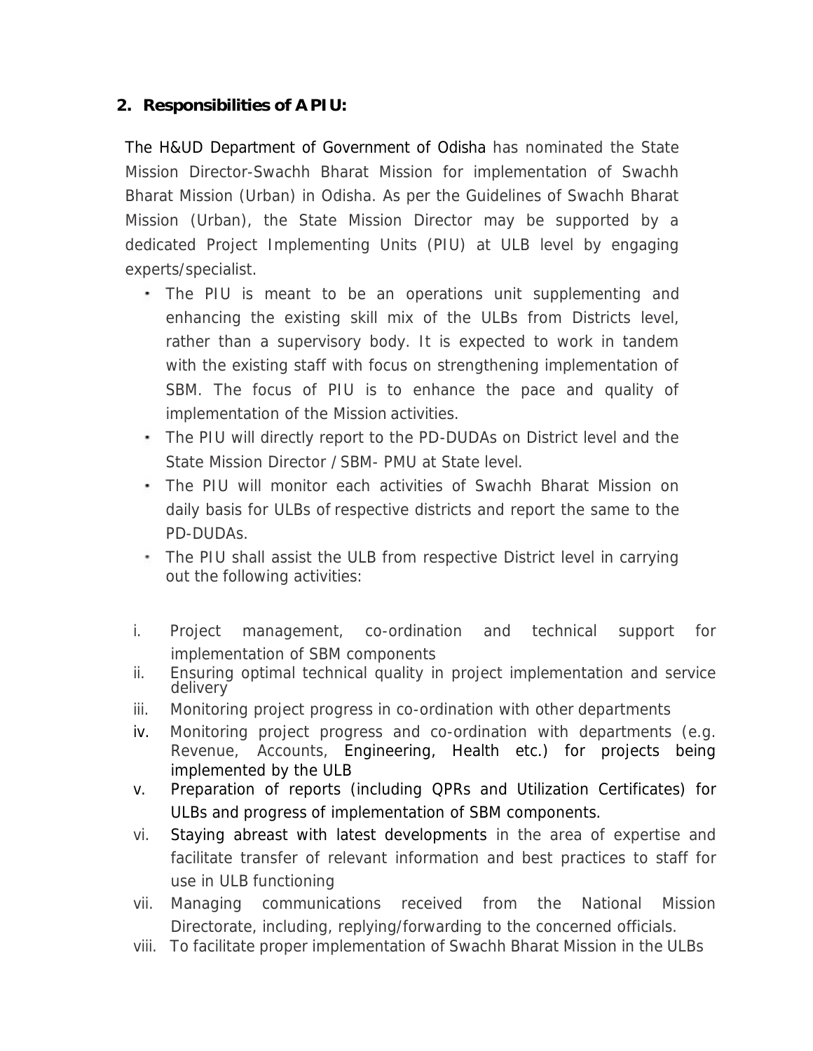## 2. Responsibilities of APIU:

The H&UD Department of Government of Odisha has nominated the State Mission Director-Swachh Bharat Mission for implementation of Swachh Bharat Mission (Urban) in Odisha. As per the Guidelines of Swachh Bharat Mission (Urban), the State Mission Director may be supported by a dedicated Project Implementing Units (PIU) at ULB level by engaging experts/specialist.

- The PIU is meant to be an operations unit supplementing and enhancing the existing skill mix of the ULBs from Districts level, rather than a supervisory body. It is expected to work in tandem with the existing staff with focus on strengthening implementation of SBM. The focus of PIU is to enhance the pace and quality of implementation of the Mission activities.
- The PIU will directly report to the PD-DUDAs on District level and the State Mission Director / SBM- PMU at State level.
- The PIU will monitor each activities of Swachh Bharat Mission on daily basis for ULBs of respective districts and report the same to the PD-DUDAs.
- The PIU shall assist the ULB from respective District level in carrying out the following activities:

i. Project management, co-ordination and technical support for implementation of SBM components
ii. Ensuring optimal technical quality in project implementation and service delivery
iii. Monitoring project progress in co-ordination with other departments
iv. Monitoring project progress and co-ordination with departments (e.g. Revenue, Accounts, Engineering, Health etc.) for projects being implemented by the ULB
v. Preparation of reports (including QPRs and Utilization Certificates) for ULBs and progress of implementation of SBM components.
vi. Staying abreast with latest developments in the area of expertise and facilitate transfer of relevant information and best practices to staff for use in ULB functioning
vii. Managing communications received from the National Mission Directorate, including, replying/forwarding to the concerned officials.
viii. To facilitate proper implementation of Swachh Bharat Mission in the ULBs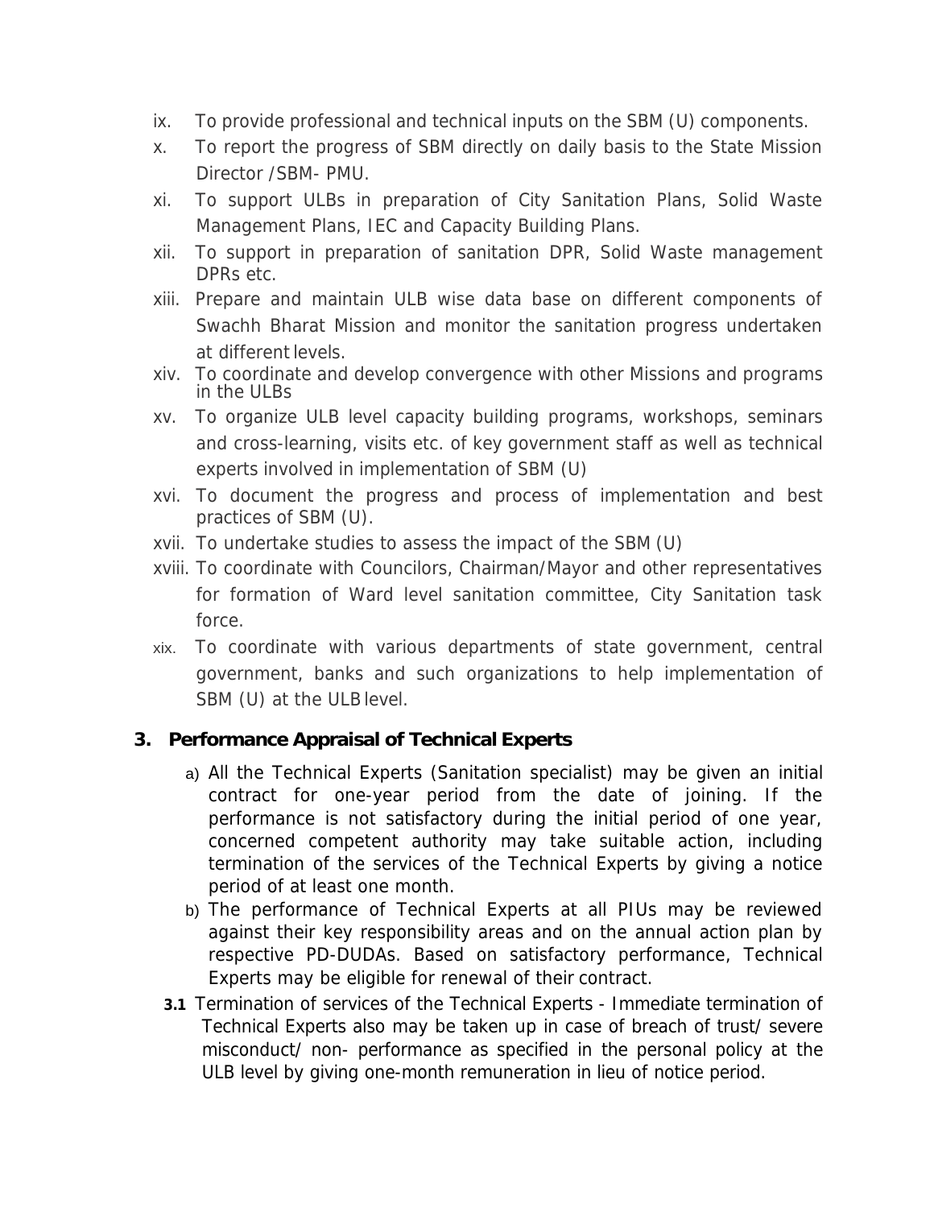ix. To provide professional and technical inputs on the SBM (U) components.

x. To report the progress of SBM directly on daily basis to the State Mission Director /SBM- PMU.

xi. To support ULBs in preparation of City Sanitation Plans, Solid Waste Management Plans, IEC and Capacity Building Plans.

xii. To support in preparation of sanitation DPR, Solid Waste management DPRs etc.

xiii. Prepare and maintain ULB wise data base on different components of Swachh Bharat Mission and monitor the sanitation progress undertaken at different levels.

xiv. To coordinate and develop convergence with other Missions and programs in the ULBs

xv. To organize ULB level capacity building programs, workshops, seminars and cross-learning, visits etc. of key government staff as well as technical experts involved in implementation of SBM (U)

xvi. To document the progress and process of implementation and best practices of SBM (U).

xvii. To undertake studies to assess the impact of the SBM (U)

xviii. To coordinate with Councilors, Chairman/Mayor and other representatives for formation of Ward level sanitation committee, City Sanitation task force.

xix. To coordinate with various departments of state government, central government, banks and such organizations to help implementation of SBM (U) at the ULB level.

## 3. Performance Appraisal of Technical Experts

a) All the Technical Experts (Sanitation specialist) may be given an initial contract for one-year period from the date of joining. If the performance is not satisfactory during the initial period of one year, concerned competent authority may take suitable action, including termination of the services of the Technical Experts by giving a notice period of at least one month.

b) The performance of Technical Experts at all PIUs may be reviewed against their key responsibility areas and on the annual action plan by respective PD-DUDAs. Based on satisfactory performance, Technical Experts may be eligible for renewal of their contract.

**3.1** Termination of services of the Technical Experts - Immediate termination of Technical Experts also may be taken up in case of breach of trust/ severe misconduct/ non- performance as specified in the personal policy at the ULB level by giving one-month remuneration in lieu of notice period.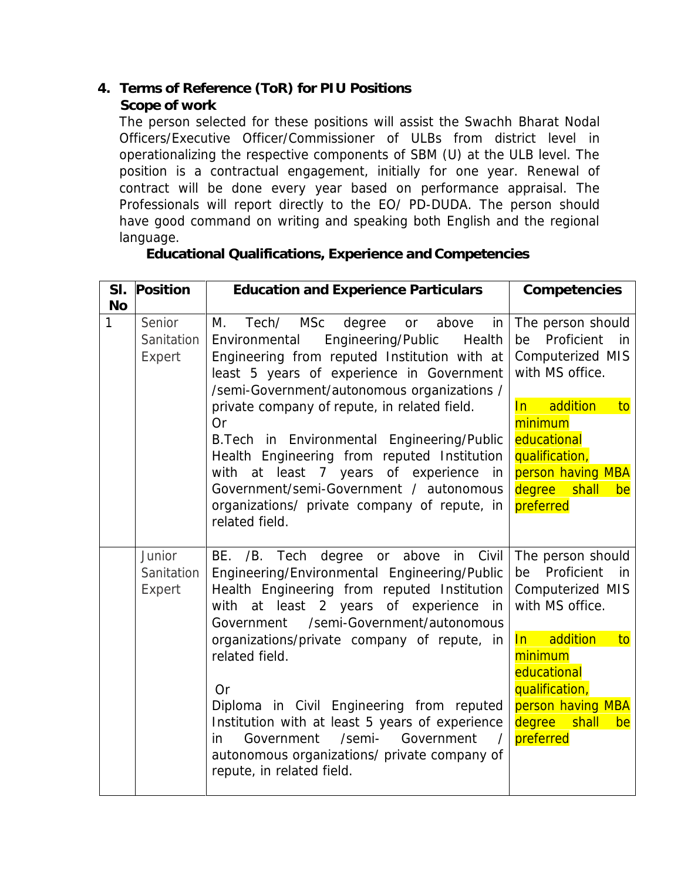## 4. Terms of Reference (ToR) for PIU Positions

### Scope of work

The person selected for these positions will assist the Swachh Bharat Nodal Officers/Executive Officer/Commissioner of ULBs from district level in operationalizing the respective components of SBM (U) at the ULB level. The position is a contractual engagement, initially for one year. Renewal of contract will be done every year based on performance appraisal. The Professionals will report directly to the EO/ PD-DUDA. The person should have good command on writing and speaking both English and the regional language.

### Educational Qualifications, Experience and Competencies

| Sl. No | Position | Education and Experience Particulars | Competencies |
|---|---|---|---|
| 1 | Senior Sanitation Expert | M. Tech/ MSc degree or above in Environmental Engineering/Public Health Engineering from reputed Institution with at least 5 years of experience in Government /semi-Government/autonomous organizations / private company of repute, in related field.<br>Or<br>B.Tech in Environmental Engineering/Public Health Engineering from reputed Institution with at least 7 years of experience in Government/semi-Government / autonomous organizations/ private company of repute, in related field. | The person should be Proficient in Computerized MIS with MS office.<br><br>In addition to minimum educational qualification, person having MBA degree shall be preferred |
| | Junior Sanitation Expert | BE. /B. Tech degree or above in Civil Engineering/Environmental Engineering/Public Health Engineering from reputed Institution with at least 2 years of experience in Government /semi-Government/autonomous organizations/private company of repute, in related field.<br><br>Or<br>Diploma in Civil Engineering from reputed Institution with at least 5 years of experience in Government /semi- Government / autonomous organizations/ private company of repute, in related field. | The person should be Proficient in Computerized MIS with MS office.<br><br>In addition to minimum educational qualification, person having MBA degree shall be preferred |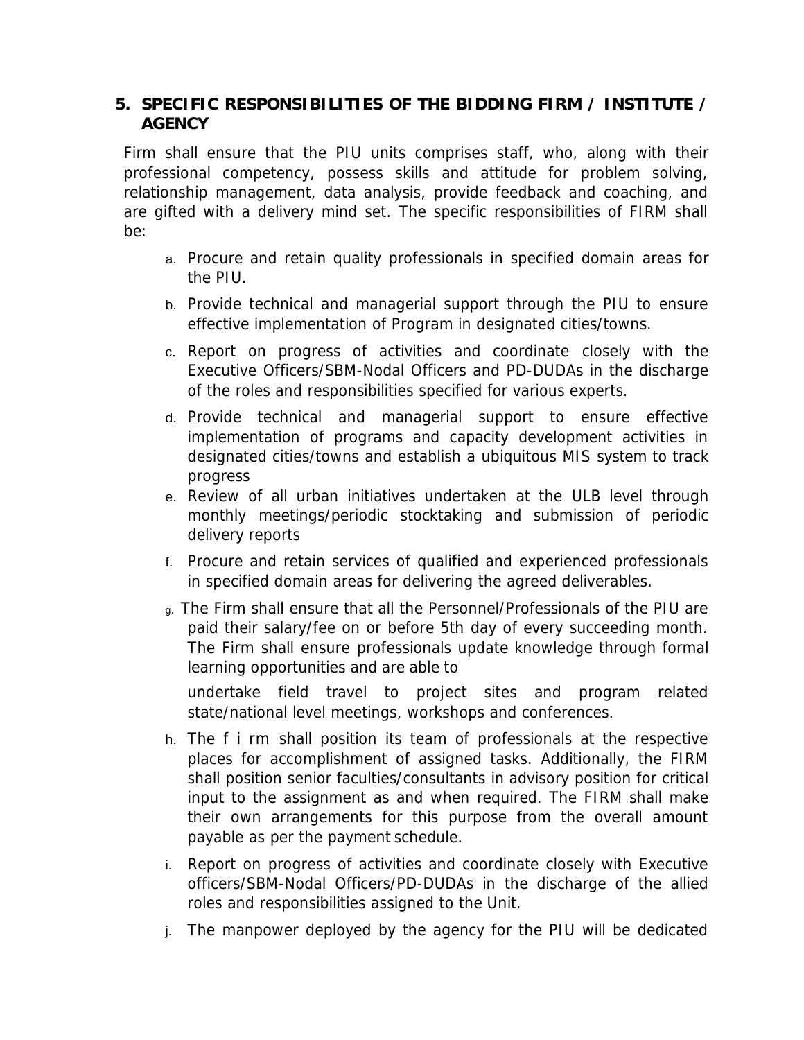## 5. SPECIFIC RESPONSIBILITIES OF THE BIDDING FIRM / INSTITUTE / AGENCY

Firm shall ensure that the PIU units comprises staff, who, along with their professional competency, possess skills and attitude for problem solving, relationship management, data analysis, provide feedback and coaching, and are gifted with a delivery mind set. The specific responsibilities of FIRM shall be:

a. Procure and retain quality professionals in specified domain areas for the PIU.

b. Provide technical and managerial support through the PIU to ensure effective implementation of Program in designated cities/towns.

c. Report on progress of activities and coordinate closely with the Executive Officers/SBM-Nodal Officers and PD-DUDAs in the discharge of the roles and responsibilities specified for various experts.

d. Provide technical and managerial support to ensure effective implementation of programs and capacity development activities in designated cities/towns and establish a ubiquitous MIS system to track progress

e. Review of all urban initiatives undertaken at the ULB level through monthly meetings/periodic stocktaking and submission of periodic delivery reports

f. Procure and retain services of qualified and experienced professionals in specified domain areas for delivering the agreed deliverables.

g. The Firm shall ensure that all the Personnel/Professionals of the PIU are paid their salary/fee on or before 5th day of every succeeding month. The Firm shall ensure professionals update knowledge through formal learning opportunities and are able to

   undertake field travel to project sites and program related state/national level meetings, workshops and conferences.

h. The f i rm shall position its team of professionals at the respective places for accomplishment of assigned tasks. Additionally, the FIRM shall position senior faculties/consultants in advisory position for critical input to the assignment as and when required. The FIRM shall make their own arrangements for this purpose from the overall amount payable as per the payment schedule.

i. Report on progress of activities and coordinate closely with Executive officers/SBM-Nodal Officers/PD-DUDAs in the discharge of the allied roles and responsibilities assigned to the Unit.

j. The manpower deployed by the agency for the PIU will be dedicated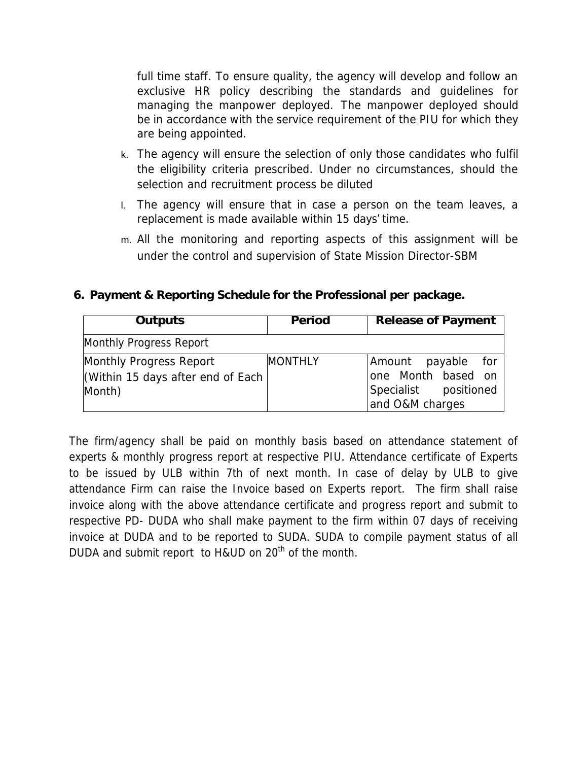full time staff. To ensure quality, the agency will develop and follow an exclusive HR policy describing the standards and guidelines for managing the manpower deployed. The manpower deployed should be in accordance with the service requirement of the PIU for which they are being appointed.

k. The agency will ensure the selection of only those candidates who fulfil the eligibility criteria prescribed. Under no circumstances, should the selection and recruitment process be diluted

l. The agency will ensure that in case a person on the team leaves, a replacement is made available within 15 days' time.

m. All the monitoring and reporting aspects of this assignment will be under the control and supervision of State Mission Director-SBM

## 6. Payment & Reporting Schedule for the Professional per package.

| Outputs | Period | Release of Payment |
|---|---|---|
| Monthly Progress Report | | |
| Monthly Progress Report (Within 15 days after end of Each Month) | MONTHLY | Amount payable for one Month based on Specialist positioned and O&M charges |

The firm/agency shall be paid on monthly basis based on attendance statement of experts & monthly progress report at respective PIU. Attendance certificate of Experts to be issued by ULB within 7th of next month. In case of delay by ULB to give attendance Firm can raise the Invoice based on Experts report. The firm shall raise invoice along with the above attendance certificate and progress report and submit to respective PD- DUDA who shall make payment to the firm within 07 days of receiving invoice at DUDA and to be reported to SUDA. SUDA to compile payment status of all DUDA and submit report to H&UD on 20th of the month.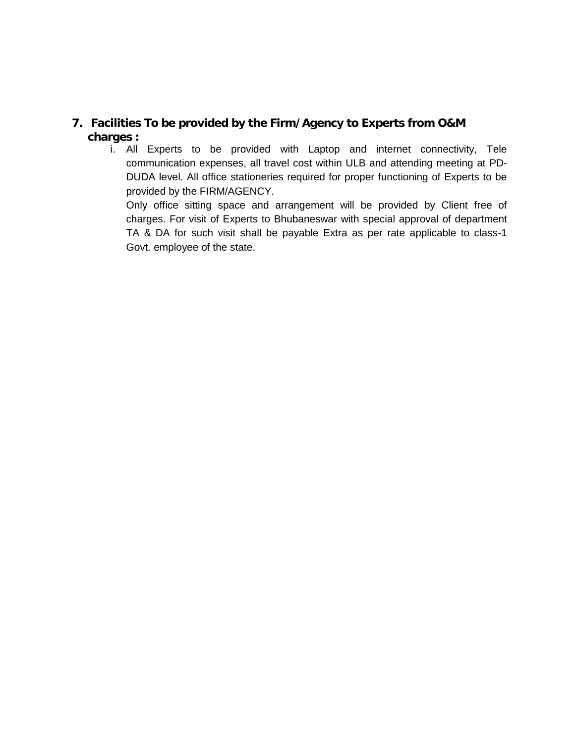## 7. Facilities To be provided by the Firm/Agency to Experts from O&M charges :

i. All Experts to be provided with Laptop and internet connectivity, Tele communication expenses, all travel cost within ULB and attending meeting at PD-DUDA level. All office stationeries required for proper functioning of Experts to be provided by the FIRM/AGENCY.

   Only office sitting space and arrangement will be provided by Client free of charges. For visit of Experts to Bhubaneswar with special approval of department TA & DA for such visit shall be payable Extra as per rate applicable to class-1 Govt. employee of the state.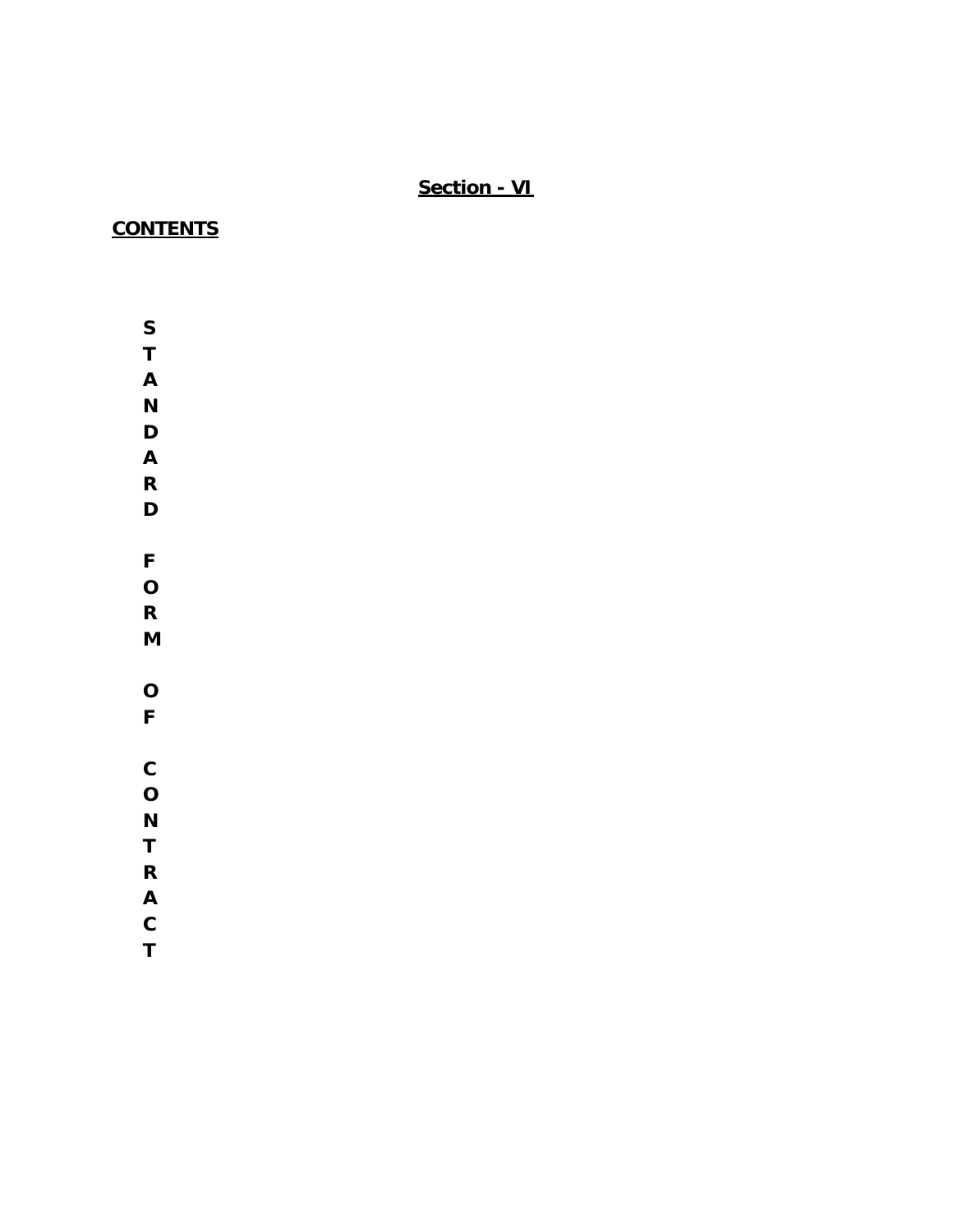**<u>Section - VI</u>**

**<u>CONTENTS</u>**

**STANDARD FORM OF CONTRACT**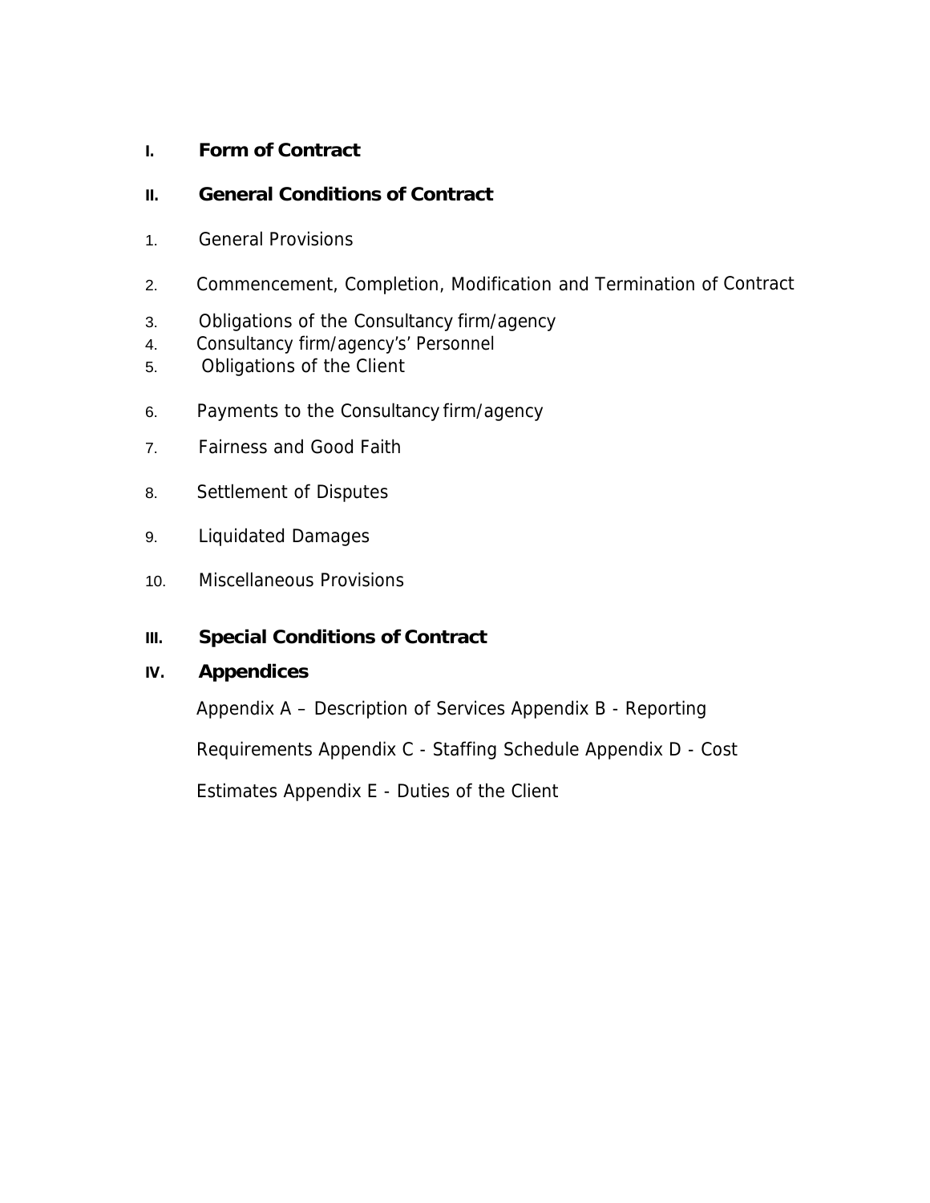**I. Form of Contract**

**II. General Conditions of Contract**

1. General Provisions
2. Commencement, Completion, Modification and Termination of Contract
3. Obligations of the Consultancy firm/agency
4. Consultancy firm/agency's' Personnel
5. Obligations of the Client
6. Payments to the Consultancy firm/agency
7. Fairness and Good Faith
8. Settlement of Disputes
9. Liquidated Damages
10. Miscellaneous Provisions

**III. Special Conditions of Contract**

**IV. Appendices**

Appendix A – Description of Services Appendix B - Reporting

Requirements Appendix C - Staffing Schedule Appendix D - Cost

Estimates Appendix E - Duties of the Client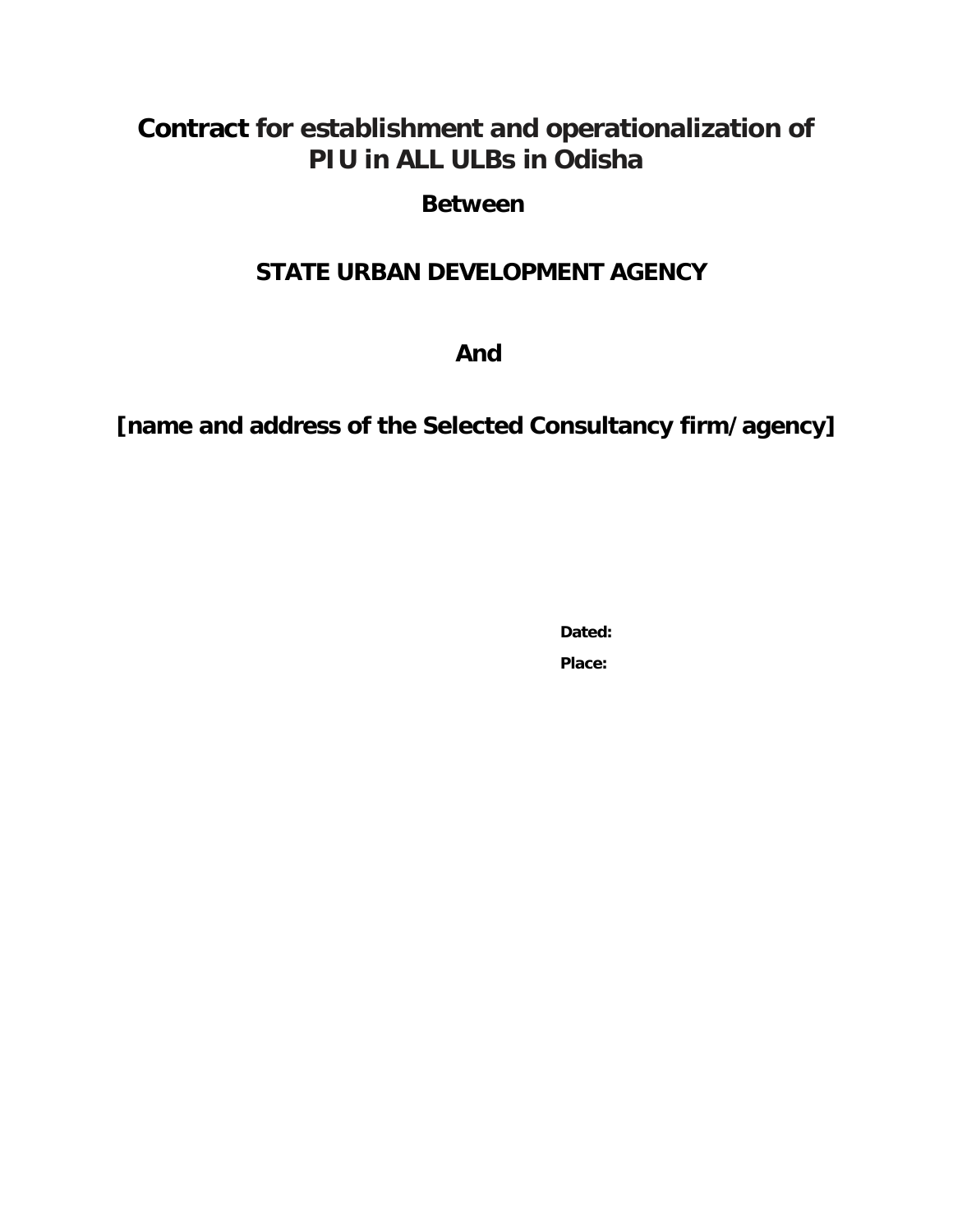# Contract for establishment and operationalization of PIU in ALL ULBs in Odisha

**Between**

## STATE URBAN DEVELOPMENT AGENCY

**And**

## [name and address of the Selected Consultancy firm/agency]

**Dated:**

**Place:**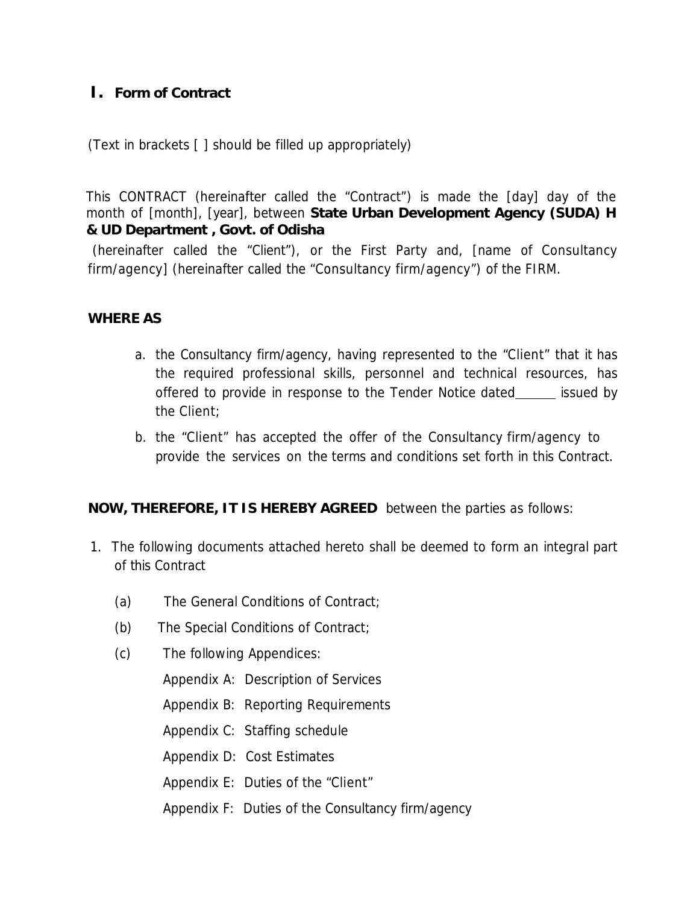# I. Form of Contract

(Text in brackets [ ] should be filled up appropriately)

This CONTRACT (hereinafter called the "Contract") is made the [day] day of the month of [month], [year], between **State Urban Development Agency (SUDA) H & UD Department , Govt. of Odisha**

(hereinafter called the "Client"), or the First Party and, [name of Consultancy firm/agency] (hereinafter called the "Consultancy firm/agency") of the FIRM.

**WHERE AS**

a. the Consultancy firm/agency, having represented to the "Client" that it has the required professional skills, personnel and technical resources, has offered to provide in response to the Tender Notice dated______ issued by the Client;

b. the "Client" has accepted the offer of the Consultancy firm/agency to provide the services on the terms and conditions set forth in this Contract.

**NOW, THEREFORE, IT IS HEREBY AGREED** between the parties as follows:

1. The following documents attached hereto shall be deemed to form an integral part of this Contract

   (a) The General Conditions of Contract;

   (b) The Special Conditions of Contract;

   (c) The following Appendices:

   Appendix A: Description of Services

   Appendix B: Reporting Requirements

   Appendix C: Staffing schedule

   Appendix D: Cost Estimates

   Appendix E: Duties of the "Client"

   Appendix F: Duties of the Consultancy firm/agency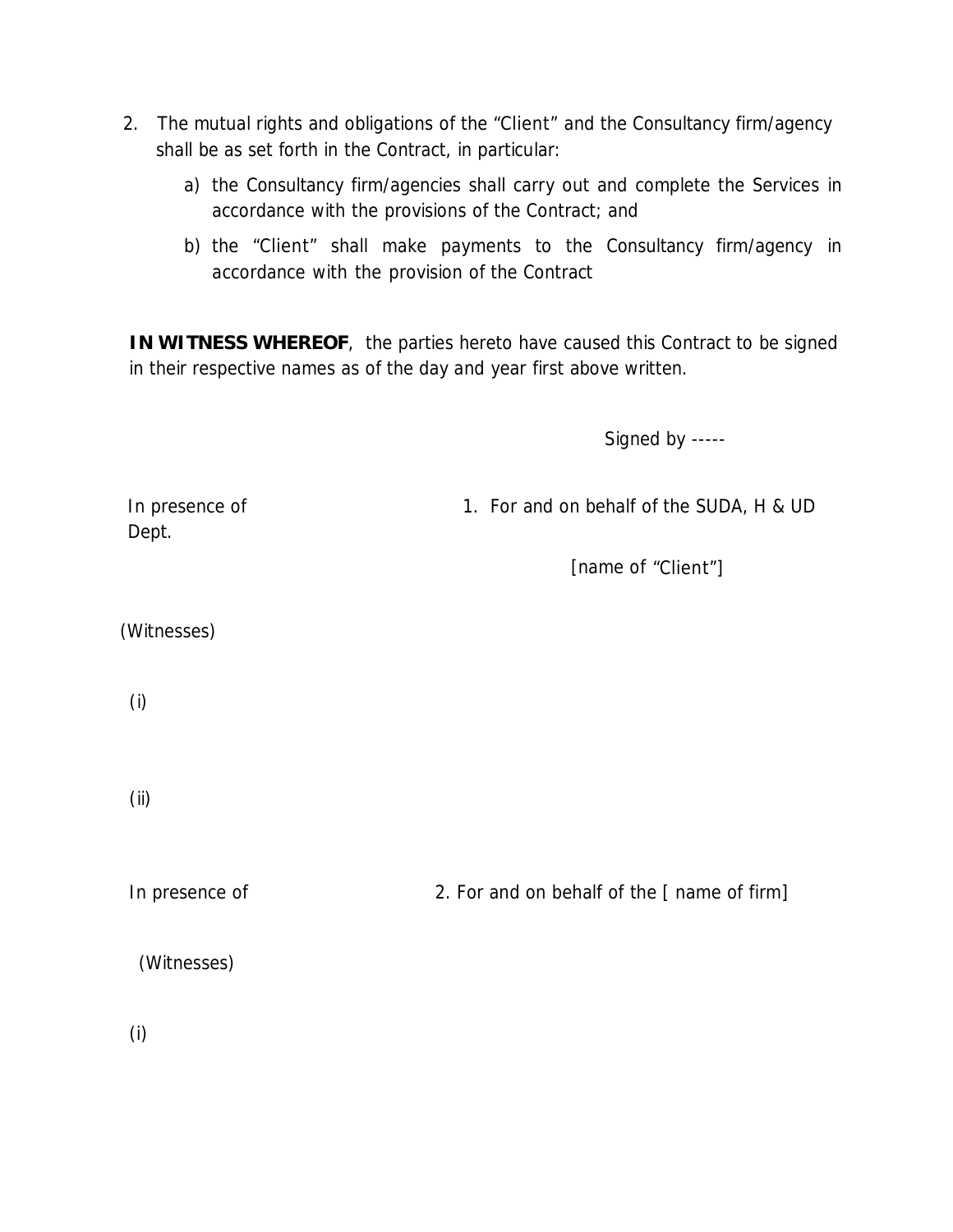2. The mutual rights and obligations of the "Client" and the Consultancy firm/agency shall be as set forth in the Contract, in particular:

   a) the Consultancy firm/agencies shall carry out and complete the Services in accordance with the provisions of the Contract; and

   b) the "Client" shall make payments to the Consultancy firm/agency in accordance with the provision of the Contract

**IN WITNESS WHEREOF**, the parties hereto have caused this Contract to be signed in their respective names as of the day and year first above written.

Signed by -----

In presence of Dept.

1. For and on behalf of the SUDA, H & UD

[name of "Client"]

(Witnesses)

(i)

(ii)

In presence of

2. For and on behalf of the [ name of firm]

(Witnesses)

(i)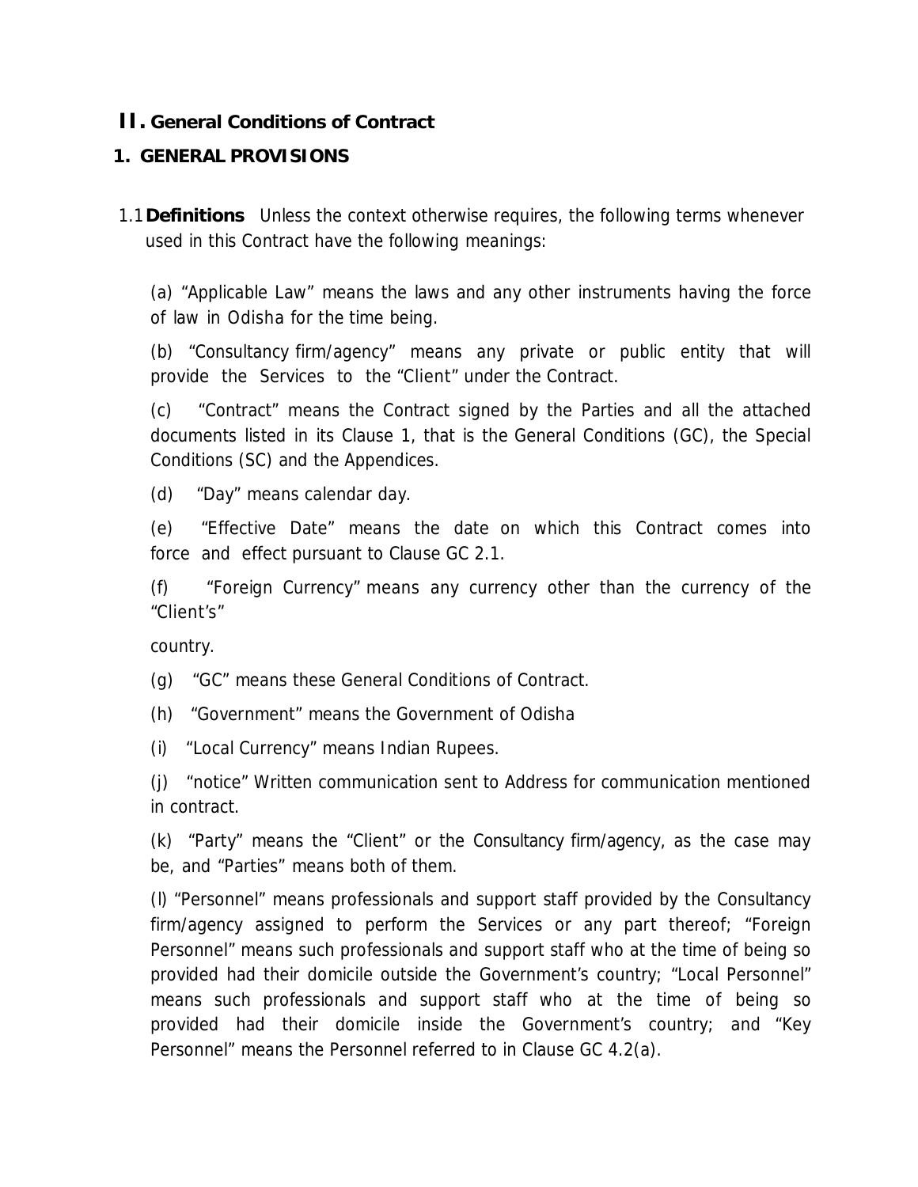## II. General Conditions of Contract

### 1. GENERAL PROVISIONS

1.1 **Definitions** Unless the context otherwise requires, the following terms whenever used in this Contract have the following meanings:

(a) "Applicable Law" means the laws and any other instruments having the force of law in Odisha for the time being.

(b) "Consultancy firm/agency" means any private or public entity that will provide the Services to the "Client" under the Contract.

(c) "Contract" means the Contract signed by the Parties and all the attached documents listed in its Clause 1, that is the General Conditions (GC), the Special Conditions (SC) and the Appendices.

(d) "Day" means calendar day.

(e) "Effective Date" means the date on which this Contract comes into force and effect pursuant to Clause GC 2.1.

(f) "Foreign Currency" means any currency other than the currency of the "Client's"

country.

(g) "GC" means these General Conditions of Contract.

(h) "Government" means the Government of Odisha

(i) "Local Currency" means Indian Rupees.

(j) "notice" Written communication sent to Address for communication mentioned in contract.

(k) "Party" means the "Client" or the Consultancy firm/agency, as the case may be, and "Parties" means both of them.

(l) "Personnel" means professionals and support staff provided by the Consultancy firm/agency assigned to perform the Services or any part thereof; "Foreign Personnel" means such professionals and support staff who at the time of being so provided had their domicile outside the Government's country; "Local Personnel" means such professionals and support staff who at the time of being so provided had their domicile inside the Government's country; and "Key Personnel" means the Personnel referred to in Clause GC 4.2(a).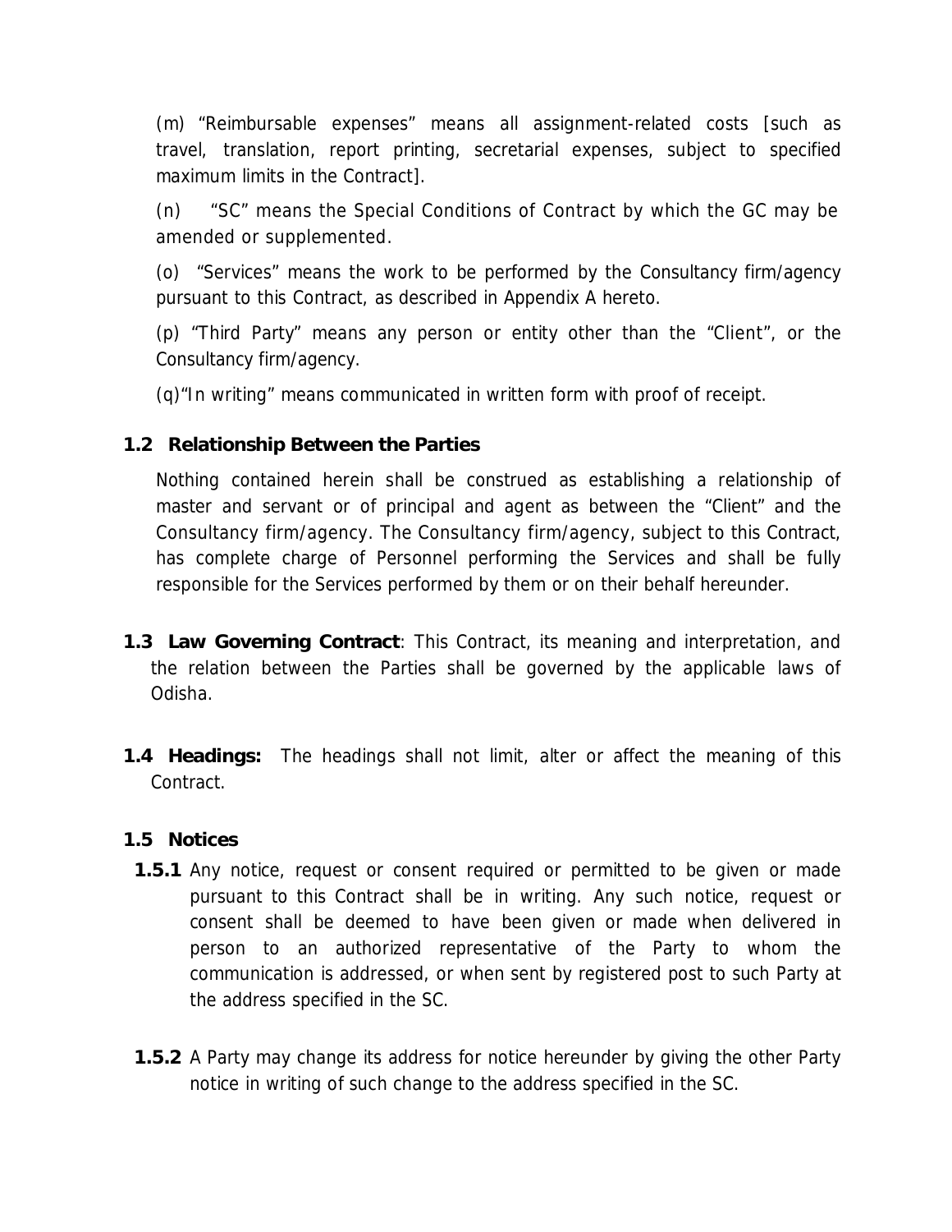(m) "Reimbursable expenses" means all assignment-related costs [such as travel, translation, report printing, secretarial expenses, subject to specified maximum limits in the Contract].

(n) "SC" means the Special Conditions of Contract by which the GC may be amended or supplemented.

(o) "Services" means the work to be performed by the Consultancy firm/agency pursuant to this Contract, as described in Appendix A hereto.

(p) "Third Party" means any person or entity other than the "Client", or the Consultancy firm/agency.

(q)"In writing" means communicated in written form with proof of receipt.

**1.2 Relationship Between the Parties**

Nothing contained herein shall be construed as establishing a relationship of master and servant or of principal and agent as between the "Client" and the Consultancy firm/agency. The Consultancy firm/agency, subject to this Contract, has complete charge of Personnel performing the Services and shall be fully responsible for the Services performed by them or on their behalf hereunder.

**1.3 Law Governing Contract**: This Contract, its meaning and interpretation, and the relation between the Parties shall be governed by the applicable laws of Odisha.

**1.4 Headings:** The headings shall not limit, alter or affect the meaning of this Contract.

**1.5 Notices**

**1.5.1** Any notice, request or consent required or permitted to be given or made pursuant to this Contract shall be in writing. Any such notice, request or consent shall be deemed to have been given or made when delivered in person to an authorized representative of the Party to whom the communication is addressed, or when sent by registered post to such Party at the address specified in the SC.

**1.5.2** A Party may change its address for notice hereunder by giving the other Party notice in writing of such change to the address specified in the SC.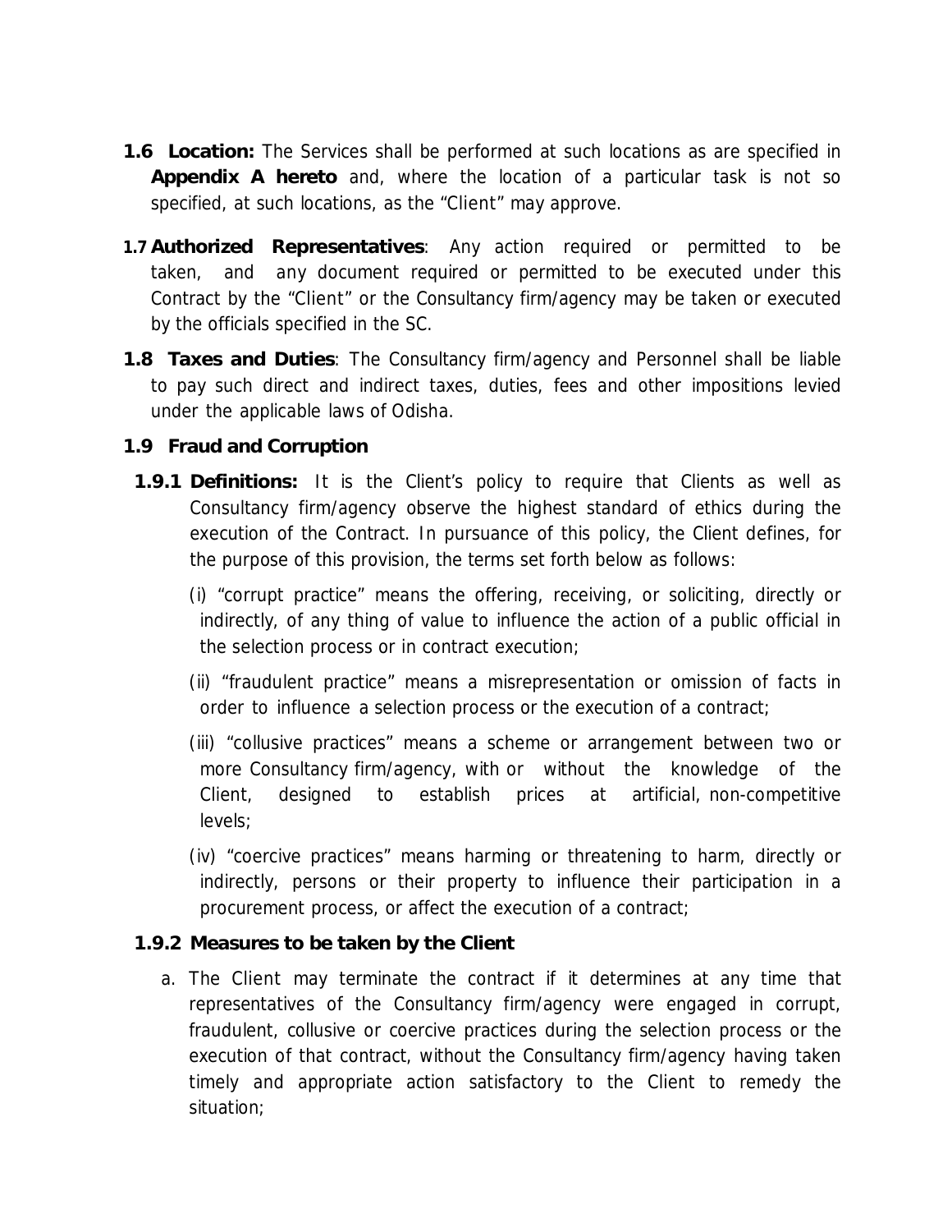**1.6 Location:** The Services shall be performed at such locations as are specified in **Appendix A hereto** and, where the location of a particular task is not so specified, at such locations, as the "Client" may approve.

**1.7 Authorized Representatives**: Any action required or permitted to be taken, and any document required or permitted to be executed under this Contract by the "Client" or the Consultancy firm/agency may be taken or executed by the officials specified in the SC.

**1.8 Taxes and Duties**: The Consultancy firm/agency and Personnel shall be liable to pay such direct and indirect taxes, duties, fees and other impositions levied under the applicable laws of Odisha.

**1.9 Fraud and Corruption**

**1.9.1 Definitions:** It is the Client's policy to require that Clients as well as Consultancy firm/agency observe the highest standard of ethics during the execution of the Contract. In pursuance of this policy, the Client defines, for the purpose of this provision, the terms set forth below as follows:

(i) "corrupt practice" means the offering, receiving, or soliciting, directly or indirectly, of any thing of value to influence the action of a public official in the selection process or in contract execution;

(ii) "fraudulent practice" means a misrepresentation or omission of facts in order to influence a selection process or the execution of a contract;

(iii) "collusive practices" means a scheme or arrangement between two or more Consultancy firm/agency, with or without the knowledge of the Client, designed to establish prices at artificial, non-competitive levels;

(iv) "coercive practices" means harming or threatening to harm, directly or indirectly, persons or their property to influence their participation in a procurement process, or affect the execution of a contract;

**1.9.2 Measures to be taken by the Client**

a. The Client may terminate the contract if it determines at any time that representatives of the Consultancy firm/agency were engaged in corrupt, fraudulent, collusive or coercive practices during the selection process or the execution of that contract, without the Consultancy firm/agency having taken timely and appropriate action satisfactory to the Client to remedy the situation;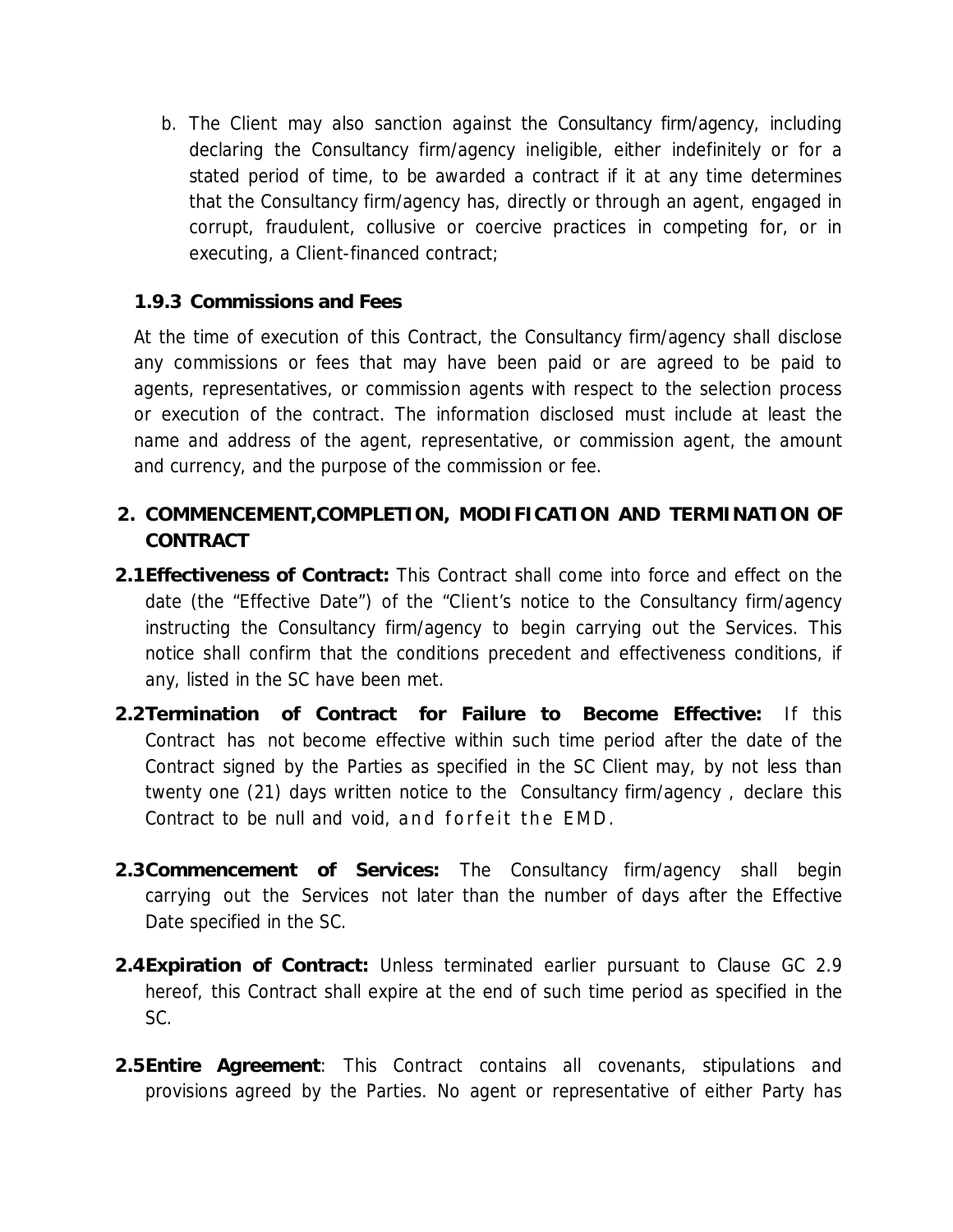b. The Client may also sanction against the Consultancy firm/agency, including declaring the Consultancy firm/agency ineligible, either indefinitely or for a stated period of time, to be awarded a contract if it at any time determines that the Consultancy firm/agency has, directly or through an agent, engaged in corrupt, fraudulent, collusive or coercive practices in competing for, or in executing, a Client-financed contract;

### 1.9.3 Commissions and Fees

At the time of execution of this Contract, the Consultancy firm/agency shall disclose any commissions or fees that may have been paid or are agreed to be paid to agents, representatives, or commission agents with respect to the selection process or execution of the contract. The information disclosed must include at least the name and address of the agent, representative, or commission agent, the amount and currency, and the purpose of the commission or fee.

## 2. COMMENCEMENT,COMPLETION, MODIFICATION AND TERMINATION OF CONTRACT

**2.1 Effectiveness of Contract:** This Contract shall come into force and effect on the date (the "Effective Date") of the "Client's notice to the Consultancy firm/agency instructing the Consultancy firm/agency to begin carrying out the Services. This notice shall confirm that the conditions precedent and effectiveness conditions, if any, listed in the SC have been met.

**2.2 Termination of Contract for Failure to Become Effective:** If this Contract has not become effective within such time period after the date of the Contract signed by the Parties as specified in the SC Client may, by not less than twenty one (21) days written notice to the Consultancy firm/agency , declare this Contract to be null and void, and forfeit the EMD.

**2.3 Commencement of Services:** The Consultancy firm/agency shall begin carrying out the Services not later than the number of days after the Effective Date specified in the SC.

**2.4 Expiration of Contract:** Unless terminated earlier pursuant to Clause GC 2.9 hereof, this Contract shall expire at the end of such time period as specified in the SC.

**2.5 Entire Agreement**: This Contract contains all covenants, stipulations and provisions agreed by the Parties. No agent or representative of either Party has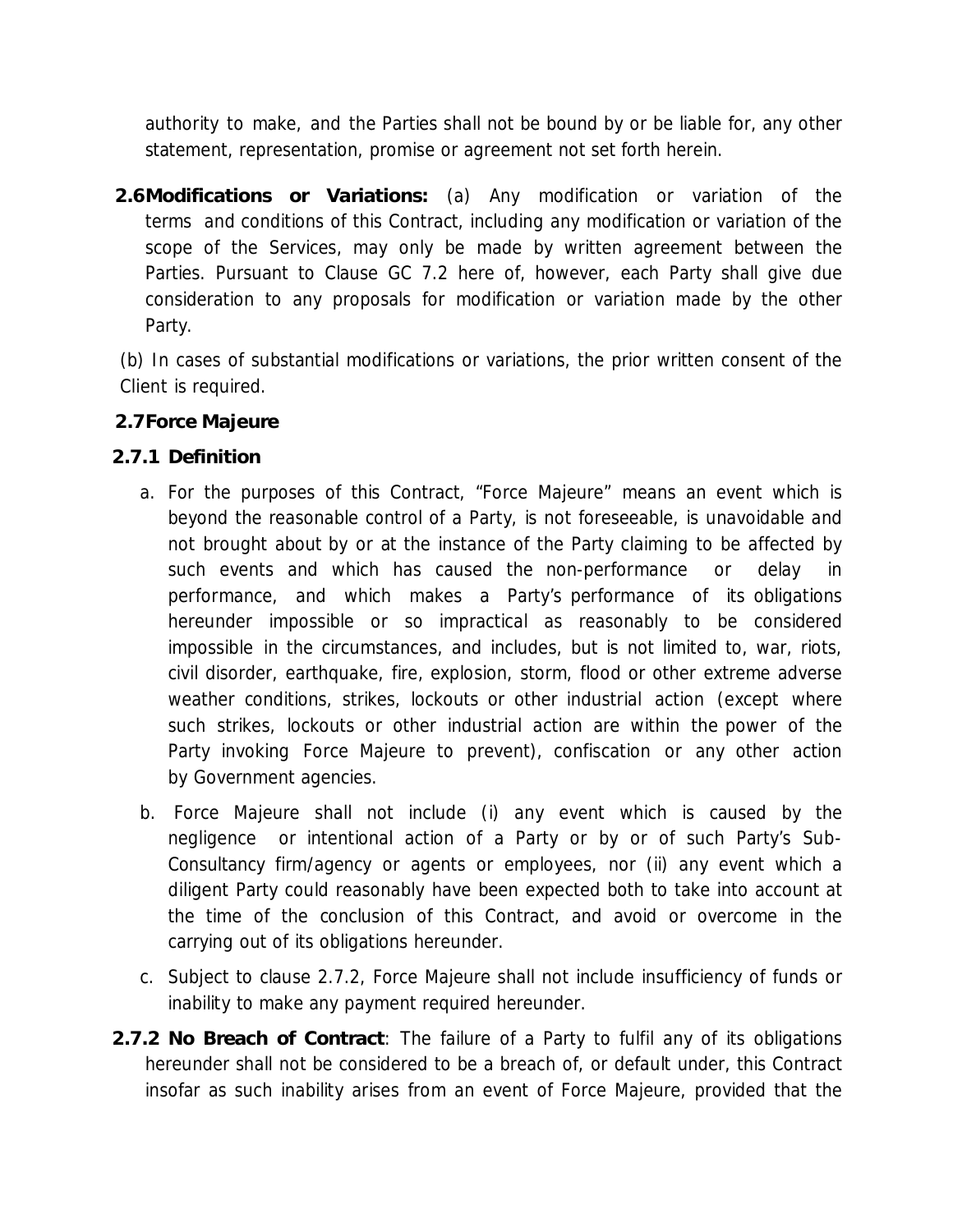authority to make, and the Parties shall not be bound by or be liable for, any other statement, representation, promise or agreement not set forth herein.

**2.6 Modifications or Variations:** (a) Any modification or variation of the terms and conditions of this Contract, including any modification or variation of the scope of the Services, may only be made by written agreement between the Parties. Pursuant to Clause GC 7.2 here of, however, each Party shall give due consideration to any proposals for modification or variation made by the other Party.

(b) In cases of substantial modifications or variations, the prior written consent of the Client is required.

**2.7 Force Majeure**

**2.7.1 Definition**

a. For the purposes of this Contract, "Force Majeure" means an event which is beyond the reasonable control of a Party, is not foreseeable, is unavoidable and not brought about by or at the instance of the Party claiming to be affected by such events and which has caused the non-performance or delay in performance, and which makes a Party's performance of its obligations hereunder impossible or so impractical as reasonably to be considered impossible in the circumstances, and includes, but is not limited to, war, riots, civil disorder, earthquake, fire, explosion, storm, flood or other extreme adverse weather conditions, strikes, lockouts or other industrial action (except where such strikes, lockouts or other industrial action are within the power of the Party invoking Force Majeure to prevent), confiscation or any other action by Government agencies.

b. Force Majeure shall not include (i) any event which is caused by the negligence or intentional action of a Party or by or of such Party's Sub-Consultancy firm/agency or agents or employees, nor (ii) any event which a diligent Party could reasonably have been expected both to take into account at the time of the conclusion of this Contract, and avoid or overcome in the carrying out of its obligations hereunder.

c. Subject to clause 2.7.2, Force Majeure shall not include insufficiency of funds or inability to make any payment required hereunder.

**2.7.2 No Breach of Contract**: The failure of a Party to fulfil any of its obligations hereunder shall not be considered to be a breach of, or default under, this Contract insofar as such inability arises from an event of Force Majeure, provided that the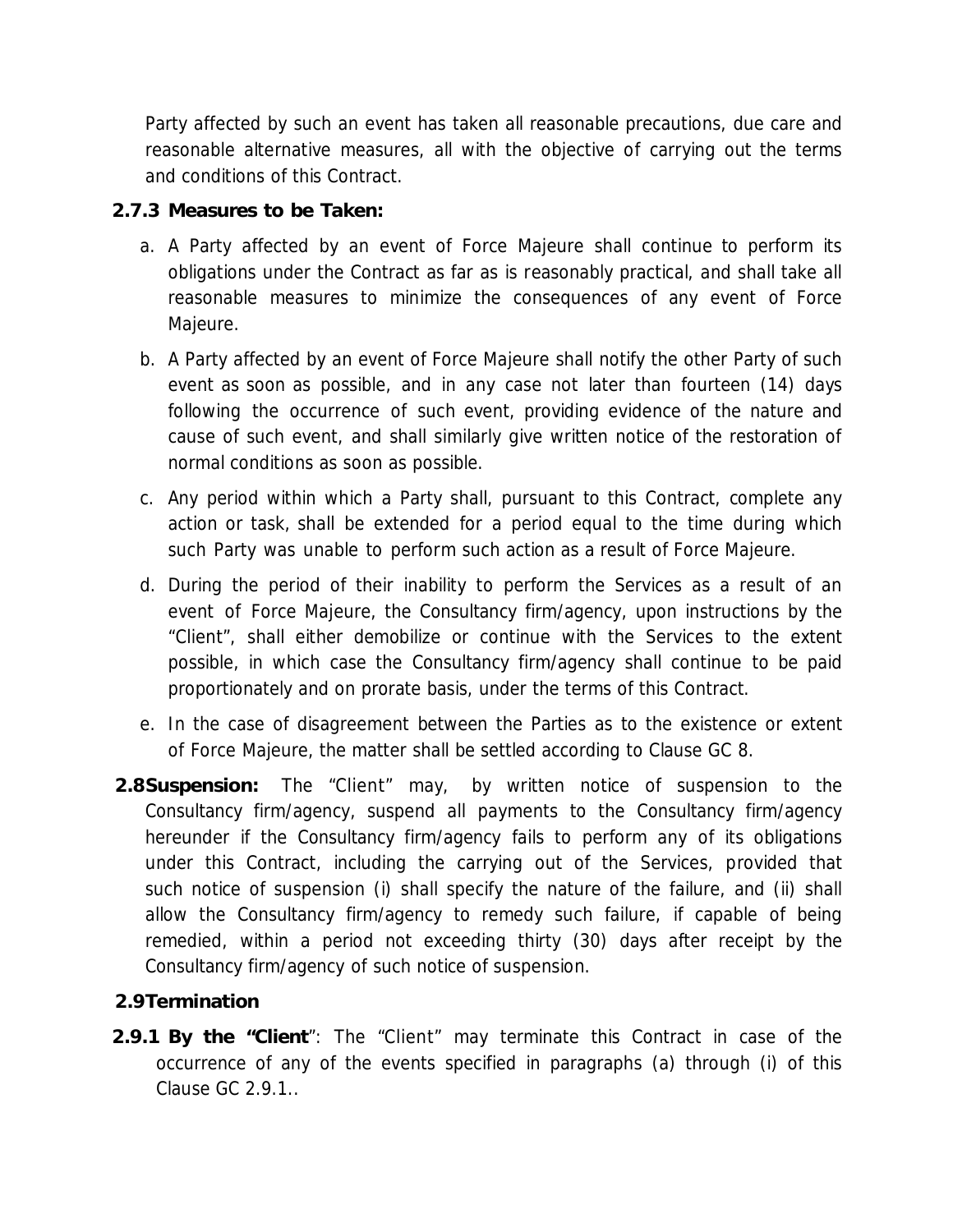Party affected by such an event has taken all reasonable precautions, due care and reasonable alternative measures, all with the objective of carrying out the terms and conditions of this Contract.

**2.7.3 Measures to be Taken:**

a. A Party affected by an event of Force Majeure shall continue to perform its obligations under the Contract as far as is reasonably practical, and shall take all reasonable measures to minimize the consequences of any event of Force Majeure.

b. A Party affected by an event of Force Majeure shall notify the other Party of such event as soon as possible, and in any case not later than fourteen (14) days following the occurrence of such event, providing evidence of the nature and cause of such event, and shall similarly give written notice of the restoration of normal conditions as soon as possible.

c. Any period within which a Party shall, pursuant to this Contract, complete any action or task, shall be extended for a period equal to the time during which such Party was unable to perform such action as a result of Force Majeure.

d. During the period of their inability to perform the Services as a result of an event of Force Majeure, the Consultancy firm/agency, upon instructions by the "Client", shall either demobilize or continue with the Services to the extent possible, in which case the Consultancy firm/agency shall continue to be paid proportionately and on prorate basis, under the terms of this Contract.

e. In the case of disagreement between the Parties as to the existence or extent of Force Majeure, the matter shall be settled according to Clause GC 8.

**2.8 Suspension:** The "Client" may, by written notice of suspension to the Consultancy firm/agency, suspend all payments to the Consultancy firm/agency hereunder if the Consultancy firm/agency fails to perform any of its obligations under this Contract, including the carrying out of the Services, provided that such notice of suspension (i) shall specify the nature of the failure, and (ii) shall allow the Consultancy firm/agency to remedy such failure, if capable of being remedied, within a period not exceeding thirty (30) days after receipt by the Consultancy firm/agency of such notice of suspension.

**2.9 Termination**

**2.9.1 By the "Client"**: The "Client" may terminate this Contract in case of the occurrence of any of the events specified in paragraphs (a) through (i) of this Clause GC 2.9.1..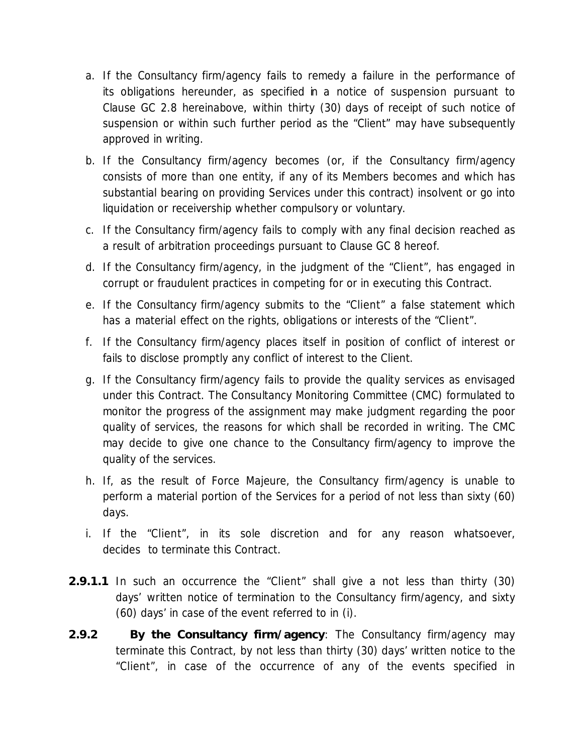a. If the Consultancy firm/agency fails to remedy a failure in the performance of its obligations hereunder, as specified in a notice of suspension pursuant to Clause GC 2.8 hereinabove, within thirty (30) days of receipt of such notice of suspension or within such further period as the "Client" may have subsequently approved in writing.

b. If the Consultancy firm/agency becomes (or, if the Consultancy firm/agency consists of more than one entity, if any of its Members becomes and which has substantial bearing on providing Services under this contract) insolvent or go into liquidation or receivership whether compulsory or voluntary.

c. If the Consultancy firm/agency fails to comply with any final decision reached as a result of arbitration proceedings pursuant to Clause GC 8 hereof.

d. If the Consultancy firm/agency, in the judgment of the "Client", has engaged in corrupt or fraudulent practices in competing for or in executing this Contract.

e. If the Consultancy firm/agency submits to the "Client" a false statement which has a material effect on the rights, obligations or interests of the "Client".

f. If the Consultancy firm/agency places itself in position of conflict of interest or fails to disclose promptly any conflict of interest to the Client.

g. If the Consultancy firm/agency fails to provide the quality services as envisaged under this Contract. The Consultancy Monitoring Committee (CMC) formulated to monitor the progress of the assignment may make judgment regarding the poor quality of services, the reasons for which shall be recorded in writing. The CMC may decide to give one chance to the Consultancy firm/agency to improve the quality of the services.

h. If, as the result of Force Majeure, the Consultancy firm/agency is unable to perform a material portion of the Services for a period of not less than sixty (60) days.

i. If the "Client", in its sole discretion and for any reason whatsoever, decides to terminate this Contract.

**2.9.1.1** In such an occurrence the "Client" shall give a not less than thirty (30) days' written notice of termination to the Consultancy firm/agency, and sixty (60) days' in case of the event referred to in (i).

**2.9.2** **By the Consultancy firm/agency**: The Consultancy firm/agency may terminate this Contract, by not less than thirty (30) days' written notice to the "Client", in case of the occurrence of any of the events specified in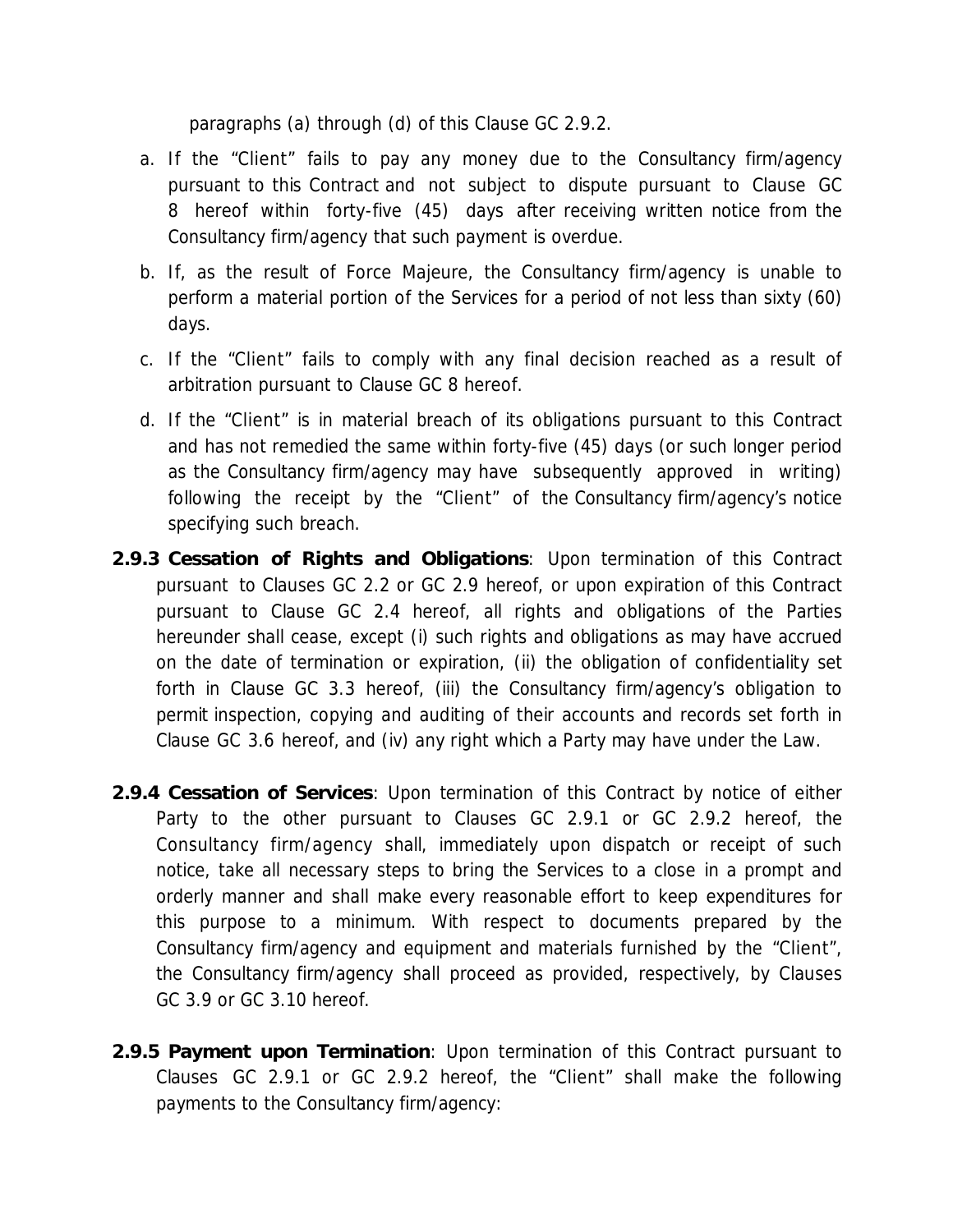paragraphs (a) through (d) of this Clause GC 2.9.2.

a. If the "Client" fails to pay any money due to the Consultancy firm/agency pursuant to this Contract and not subject to dispute pursuant to Clause GC 8 hereof within forty-five (45) days after receiving written notice from the Consultancy firm/agency that such payment is overdue.

b. If, as the result of Force Majeure, the Consultancy firm/agency is unable to perform a material portion of the Services for a period of not less than sixty (60) days.

c. If the "Client" fails to comply with any final decision reached as a result of arbitration pursuant to Clause GC 8 hereof.

d. If the "Client" is in material breach of its obligations pursuant to this Contract and has not remedied the same within forty-five (45) days (or such longer period as the Consultancy firm/agency may have subsequently approved in writing) following the receipt by the "Client" of the Consultancy firm/agency's notice specifying such breach.

**2.9.3 Cessation of Rights and Obligations**: Upon termination of this Contract pursuant to Clauses GC 2.2 or GC 2.9 hereof, or upon expiration of this Contract pursuant to Clause GC 2.4 hereof, all rights and obligations of the Parties hereunder shall cease, except (i) such rights and obligations as may have accrued on the date of termination or expiration, (ii) the obligation of confidentiality set forth in Clause GC 3.3 hereof, (iii) the Consultancy firm/agency's obligation to permit inspection, copying and auditing of their accounts and records set forth in Clause GC 3.6 hereof, and (iv) any right which a Party may have under the Law.

**2.9.4 Cessation of Services**: Upon termination of this Contract by notice of either Party to the other pursuant to Clauses GC 2.9.1 or GC 2.9.2 hereof, the Consultancy firm/agency shall, immediately upon dispatch or receipt of such notice, take all necessary steps to bring the Services to a close in a prompt and orderly manner and shall make every reasonable effort to keep expenditures for this purpose to a minimum. With respect to documents prepared by the Consultancy firm/agency and equipment and materials furnished by the "Client", the Consultancy firm/agency shall proceed as provided, respectively, by Clauses GC 3.9 or GC 3.10 hereof.

**2.9.5 Payment upon Termination**: Upon termination of this Contract pursuant to Clauses GC 2.9.1 or GC 2.9.2 hereof, the "Client" shall make the following payments to the Consultancy firm/agency: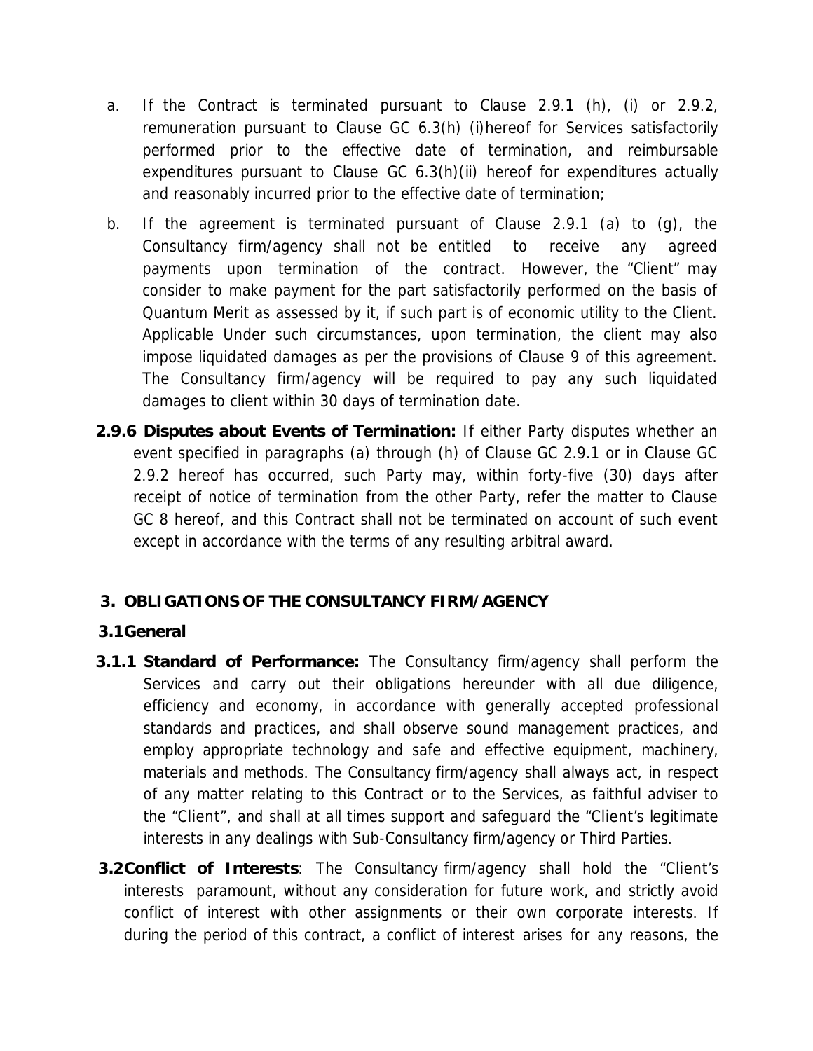a. If the Contract is terminated pursuant to Clause 2.9.1 (h), (i) or 2.9.2, remuneration pursuant to Clause GC 6.3(h) (i)hereof for Services satisfactorily performed prior to the effective date of termination, and reimbursable expenditures pursuant to Clause GC 6.3(h)(ii) hereof for expenditures actually and reasonably incurred prior to the effective date of termination;

b. If the agreement is terminated pursuant of Clause 2.9.1 (a) to (g), the Consultancy firm/agency shall not be entitled to receive any agreed payments upon termination of the contract. However, the "Client" may consider to make payment for the part satisfactorily performed on the basis of Quantum Merit as assessed by it, if such part is of economic utility to the Client. Applicable Under such circumstances, upon termination, the client may also impose liquidated damages as per the provisions of Clause 9 of this agreement. The Consultancy firm/agency will be required to pay any such liquidated damages to client within 30 days of termination date.

**2.9.6 Disputes about Events of Termination:** If either Party disputes whether an event specified in paragraphs (a) through (h) of Clause GC 2.9.1 or in Clause GC 2.9.2 hereof has occurred, such Party may, within forty-five (30) days after receipt of notice of termination from the other Party, refer the matter to Clause GC 8 hereof, and this Contract shall not be terminated on account of such event except in accordance with the terms of any resulting arbitral award.

## 3. OBLIGATIONS OF THE CONSULTANCY FIRM/AGENCY

### 3.1General

**3.1.1 Standard of Performance:** The Consultancy firm/agency shall perform the Services and carry out their obligations hereunder with all due diligence, efficiency and economy, in accordance with generally accepted professional standards and practices, and shall observe sound management practices, and employ appropriate technology and safe and effective equipment, machinery, materials and methods. The Consultancy firm/agency shall always act, in respect of any matter relating to this Contract or to the Services, as faithful adviser to the "Client", and shall at all times support and safeguard the "Client's legitimate interests in any dealings with Sub-Consultancy firm/agency or Third Parties.

**3.2Conflict of Interests**: The Consultancy firm/agency shall hold the "Client's interests paramount, without any consideration for future work, and strictly avoid conflict of interest with other assignments or their own corporate interests. If during the period of this contract, a conflict of interest arises for any reasons, the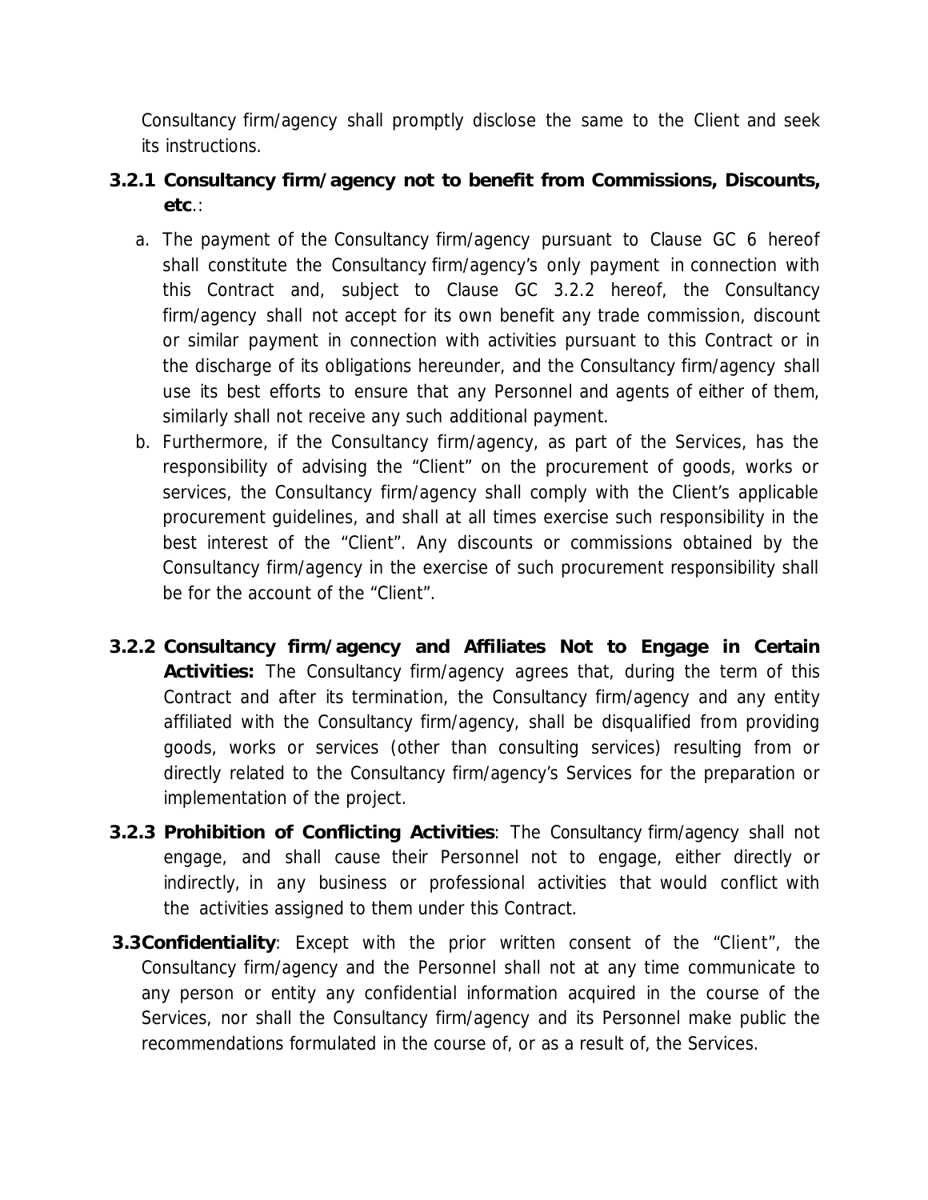Consultancy firm/agency shall promptly disclose the same to the Client and seek its instructions.

**3.2.1 Consultancy firm/agency not to benefit from Commissions, Discounts, etc.**:

a. The payment of the Consultancy firm/agency pursuant to Clause GC 6 hereof shall constitute the Consultancy firm/agency's only payment in connection with this Contract and, subject to Clause GC 3.2.2 hereof, the Consultancy firm/agency shall not accept for its own benefit any trade commission, discount or similar payment in connection with activities pursuant to this Contract or in the discharge of its obligations hereunder, and the Consultancy firm/agency shall use its best efforts to ensure that any Personnel and agents of either of them, similarly shall not receive any such additional payment.

b. Furthermore, if the Consultancy firm/agency, as part of the Services, has the responsibility of advising the "Client" on the procurement of goods, works or services, the Consultancy firm/agency shall comply with the Client's applicable procurement guidelines, and shall at all times exercise such responsibility in the best interest of the "Client". Any discounts or commissions obtained by the Consultancy firm/agency in the exercise of such procurement responsibility shall be for the account of the "Client".

**3.2.2 Consultancy firm/agency and Affiliates Not to Engage in Certain Activities:** The Consultancy firm/agency agrees that, during the term of this Contract and after its termination, the Consultancy firm/agency and any entity affiliated with the Consultancy firm/agency, shall be disqualified from providing goods, works or services (other than consulting services) resulting from or directly related to the Consultancy firm/agency's Services for the preparation or implementation of the project.

**3.2.3 Prohibition of Conflicting Activities**: The Consultancy firm/agency shall not engage, and shall cause their Personnel not to engage, either directly or indirectly, in any business or professional activities that would conflict with the activities assigned to them under this Contract.

**3.3 Confidentiality**: Except with the prior written consent of the "Client", the Consultancy firm/agency and the Personnel shall not at any time communicate to any person or entity any confidential information acquired in the course of the Services, nor shall the Consultancy firm/agency and its Personnel make public the recommendations formulated in the course of, or as a result of, the Services.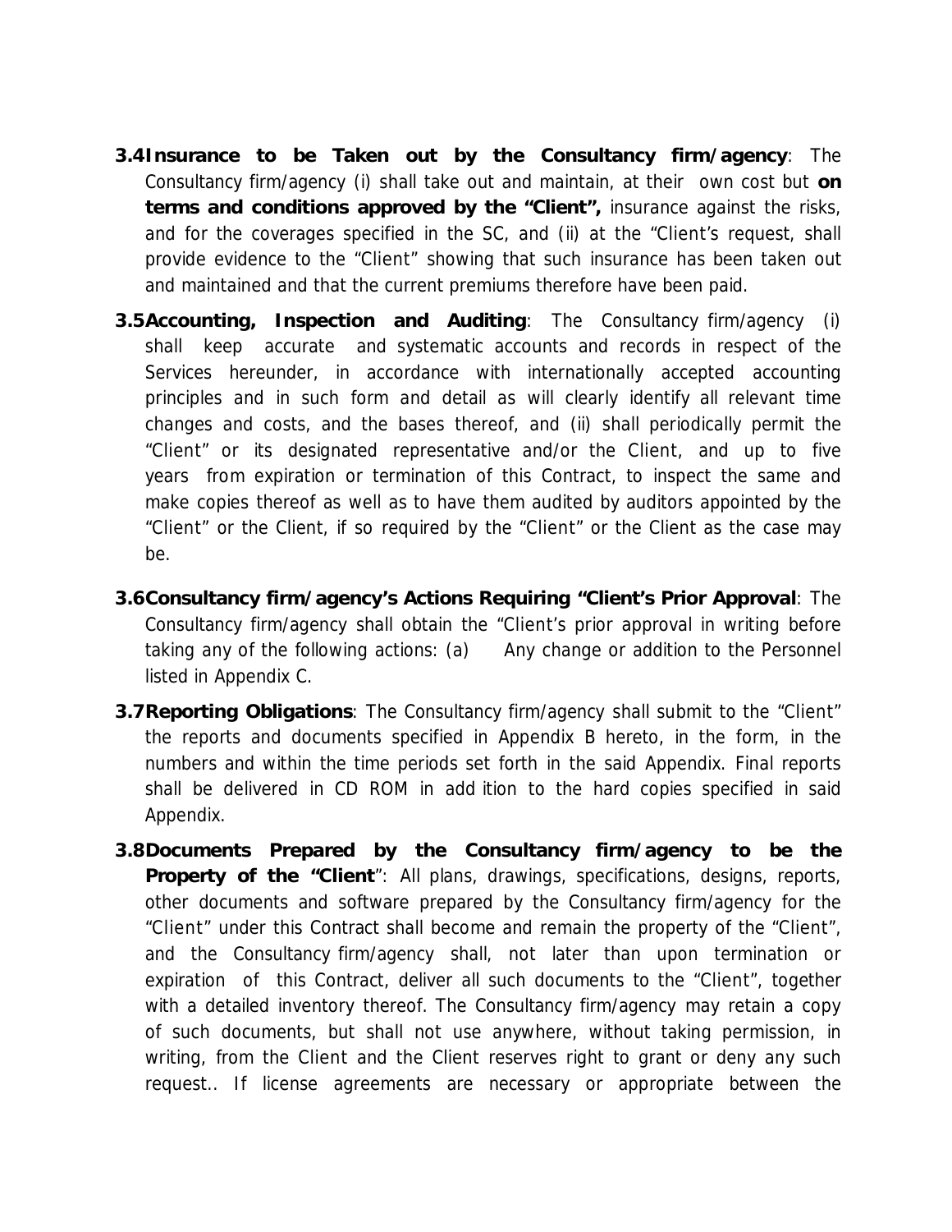**3.4 Insurance to be Taken out by the Consultancy firm/agency**: The Consultancy firm/agency (i) shall take out and maintain, at their own cost but **on terms and conditions approved by the "Client",** insurance against the risks, and for the coverages specified in the SC, and (ii) at the "Client's request, shall provide evidence to the "Client" showing that such insurance has been taken out and maintained and that the current premiums therefore have been paid.

**3.5 Accounting, Inspection and Auditing**: The Consultancy firm/agency (i) shall keep accurate and systematic accounts and records in respect of the Services hereunder, in accordance with internationally accepted accounting principles and in such form and detail as will clearly identify all relevant time changes and costs, and the bases thereof, and (ii) shall periodically permit the "Client" or its designated representative and/or the Client, and up to five years from expiration or termination of this Contract, to inspect the same and make copies thereof as well as to have them audited by auditors appointed by the "Client" or the Client, if so required by the "Client" or the Client as the case may be.

**3.6 Consultancy firm/agency's Actions Requiring "Client's Prior Approval**: The Consultancy firm/agency shall obtain the "Client's prior approval in writing before taking any of the following actions: (a) Any change or addition to the Personnel listed in Appendix C.

**3.7 Reporting Obligations**: The Consultancy firm/agency shall submit to the "Client" the reports and documents specified in Appendix B hereto, in the form, in the numbers and within the time periods set forth in the said Appendix. Final reports shall be delivered in CD ROM in add ition to the hard copies specified in said Appendix.

**3.8 Documents Prepared by the Consultancy firm/agency to be the Property of the "Client"**: All plans, drawings, specifications, designs, reports, other documents and software prepared by the Consultancy firm/agency for the "Client" under this Contract shall become and remain the property of the "Client", and the Consultancy firm/agency shall, not later than upon termination or expiration of this Contract, deliver all such documents to the "Client", together with a detailed inventory thereof. The Consultancy firm/agency may retain a copy of such documents, but shall not use anywhere, without taking permission, in writing, from the Client and the Client reserves right to grant or deny any such request.. If license agreements are necessary or appropriate between the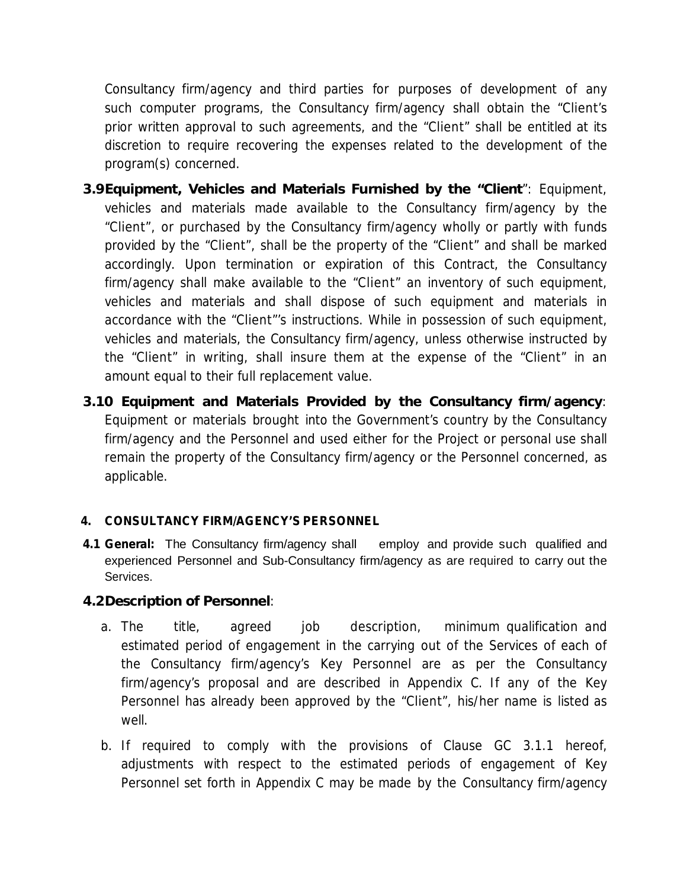Consultancy firm/agency and third parties for purposes of development of any such computer programs, the Consultancy firm/agency shall obtain the "Client's prior written approval to such agreements, and the "Client" shall be entitled at its discretion to require recovering the expenses related to the development of the program(s) concerned.

**3.9 Equipment, Vehicles and Materials Furnished by the "Client"**: Equipment, vehicles and materials made available to the Consultancy firm/agency by the "Client", or purchased by the Consultancy firm/agency wholly or partly with funds provided by the "Client", shall be the property of the "Client" and shall be marked accordingly. Upon termination or expiration of this Contract, the Consultancy firm/agency shall make available to the "Client" an inventory of such equipment, vehicles and materials and shall dispose of such equipment and materials in accordance with the "Client"'s instructions. While in possession of such equipment, vehicles and materials, the Consultancy firm/agency, unless otherwise instructed by the "Client" in writing, shall insure them at the expense of the "Client" in an amount equal to their full replacement value.

**3.10 Equipment and Materials Provided by the Consultancy firm/agency**: Equipment or materials brought into the Government's country by the Consultancy firm/agency and the Personnel and used either for the Project or personal use shall remain the property of the Consultancy firm/agency or the Personnel concerned, as applicable.

## 4. CONSULTANCY FIRM/AGENCY'S PERSONNEL

**4.1 General:** The Consultancy firm/agency shall employ and provide such qualified and experienced Personnel and Sub-Consultancy firm/agency as are required to carry out the Services.

**4.2 Description of Personnel**:

a. The title, agreed job description, minimum qualification and estimated period of engagement in the carrying out of the Services of each of the Consultancy firm/agency's Key Personnel are as per the Consultancy firm/agency's proposal and are described in Appendix C. If any of the Key Personnel has already been approved by the "Client", his/her name is listed as well.

b. If required to comply with the provisions of Clause GC 3.1.1 hereof, adjustments with respect to the estimated periods of engagement of Key Personnel set forth in Appendix C may be made by the Consultancy firm/agency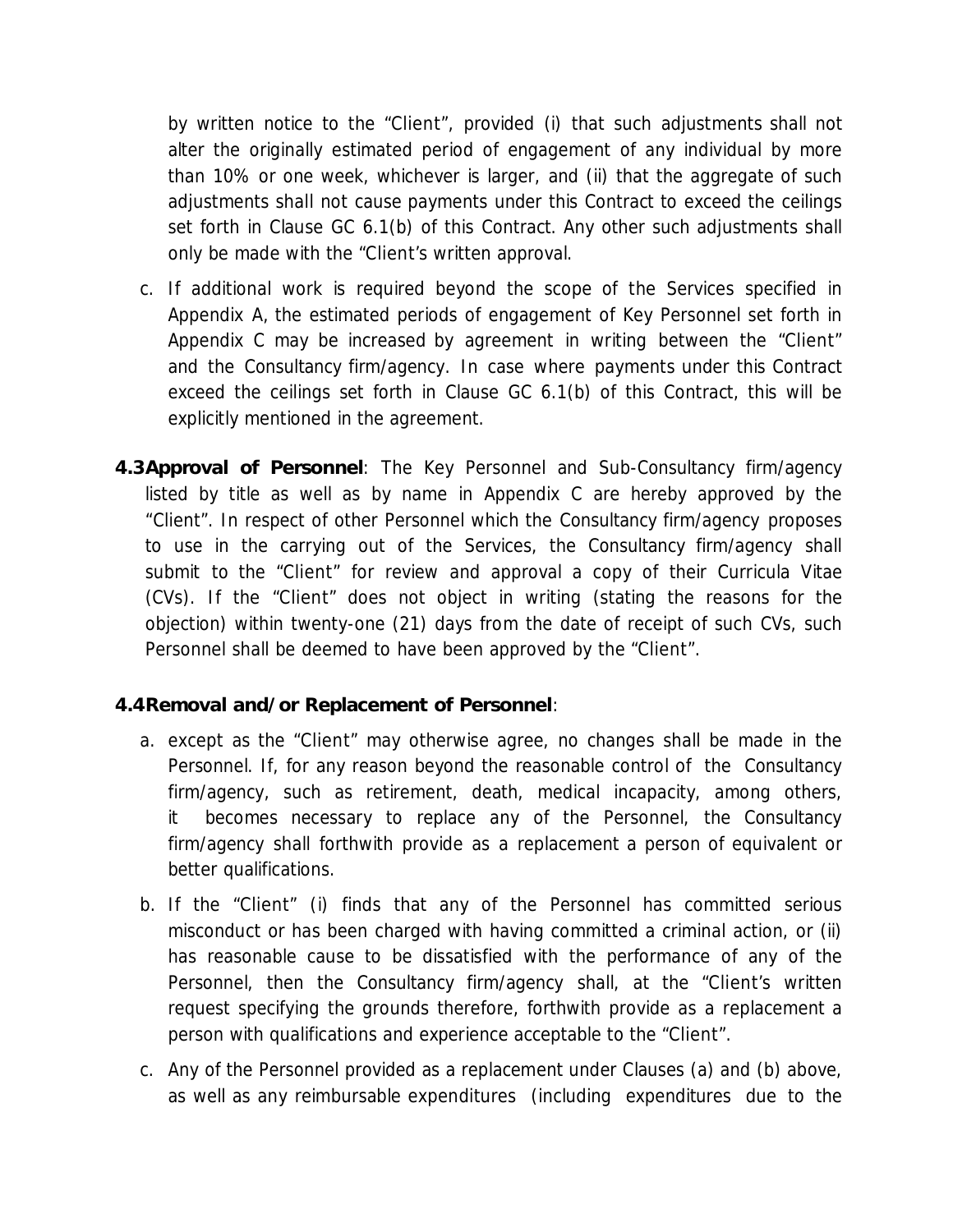by written notice to the "Client", provided (i) that such adjustments shall not alter the originally estimated period of engagement of any individual by more than 10% or one week, whichever is larger, and (ii) that the aggregate of such adjustments shall not cause payments under this Contract to exceed the ceilings set forth in Clause GC 6.1(b) of this Contract. Any other such adjustments shall only be made with the "Client's written approval.

c. If additional work is required beyond the scope of the Services specified in Appendix A, the estimated periods of engagement of Key Personnel set forth in Appendix C may be increased by agreement in writing between the "Client" and the Consultancy firm/agency. In case where payments under this Contract exceed the ceilings set forth in Clause GC 6.1(b) of this Contract, this will be explicitly mentioned in the agreement.

**4.3 Approval of Personnel**: The Key Personnel and Sub-Consultancy firm/agency listed by title as well as by name in Appendix C are hereby approved by the "Client". In respect of other Personnel which the Consultancy firm/agency proposes to use in the carrying out of the Services, the Consultancy firm/agency shall submit to the "Client" for review and approval a copy of their Curricula Vitae (CVs). If the "Client" does not object in writing (stating the reasons for the objection) within twenty-one (21) days from the date of receipt of such CVs, such Personnel shall be deemed to have been approved by the "Client".

**4.4 Removal and/or Replacement of Personnel**:

a. except as the "Client" may otherwise agree, no changes shall be made in the Personnel. If, for any reason beyond the reasonable control of the Consultancy firm/agency, such as retirement, death, medical incapacity, among others, it becomes necessary to replace any of the Personnel, the Consultancy firm/agency shall forthwith provide as a replacement a person of equivalent or better qualifications.

b. If the "Client" (i) finds that any of the Personnel has committed serious misconduct or has been charged with having committed a criminal action, or (ii) has reasonable cause to be dissatisfied with the performance of any of the Personnel, then the Consultancy firm/agency shall, at the "Client's written request specifying the grounds therefore, forthwith provide as a replacement a person with qualifications and experience acceptable to the "Client".

c. Any of the Personnel provided as a replacement under Clauses (a) and (b) above, as well as any reimbursable expenditures (including expenditures due to the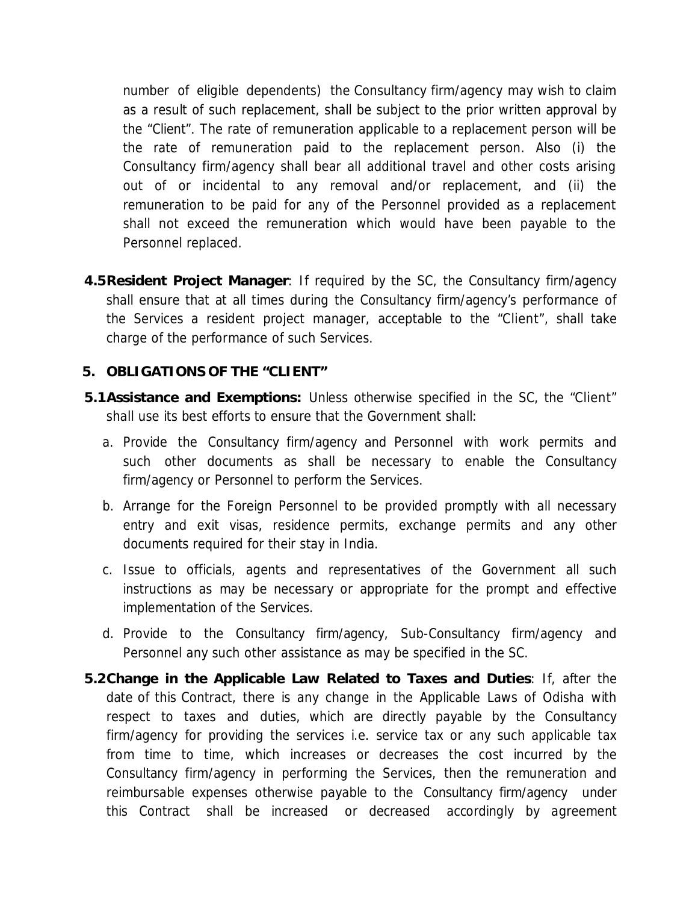number of eligible dependents) the Consultancy firm/agency may wish to claim as a result of such replacement, shall be subject to the prior written approval by the "Client". The rate of remuneration applicable to a replacement person will be the rate of remuneration paid to the replacement person. Also (i) the Consultancy firm/agency shall bear all additional travel and other costs arising out of or incidental to any removal and/or replacement, and (ii) the remuneration to be paid for any of the Personnel provided as a replacement shall not exceed the remuneration which would have been payable to the Personnel replaced.

**4.5 Resident Project Manager**: If required by the SC, the Consultancy firm/agency shall ensure that at all times during the Consultancy firm/agency's performance of the Services a resident project manager, acceptable to the "Client", shall take charge of the performance of such Services.

## 5. OBLIGATIONS OF THE "CLIENT"

**5.1 Assistance and Exemptions:** Unless otherwise specified in the SC, the "Client" shall use its best efforts to ensure that the Government shall:

a. Provide the Consultancy firm/agency and Personnel with work permits and such other documents as shall be necessary to enable the Consultancy firm/agency or Personnel to perform the Services.

b. Arrange for the Foreign Personnel to be provided promptly with all necessary entry and exit visas, residence permits, exchange permits and any other documents required for their stay in India.

c. Issue to officials, agents and representatives of the Government all such instructions as may be necessary or appropriate for the prompt and effective implementation of the Services.

d. Provide to the Consultancy firm/agency, Sub-Consultancy firm/agency and Personnel any such other assistance as may be specified in the SC.

**5.2 Change in the Applicable Law Related to Taxes and Duties**: If, after the date of this Contract, there is any change in the Applicable Laws of Odisha with respect to taxes and duties, which are directly payable by the Consultancy firm/agency for providing the services i.e. service tax or any such applicable tax from time to time, which increases or decreases the cost incurred by the Consultancy firm/agency in performing the Services, then the remuneration and reimbursable expenses otherwise payable to the Consultancy firm/agency under this Contract shall be increased or decreased accordingly by agreement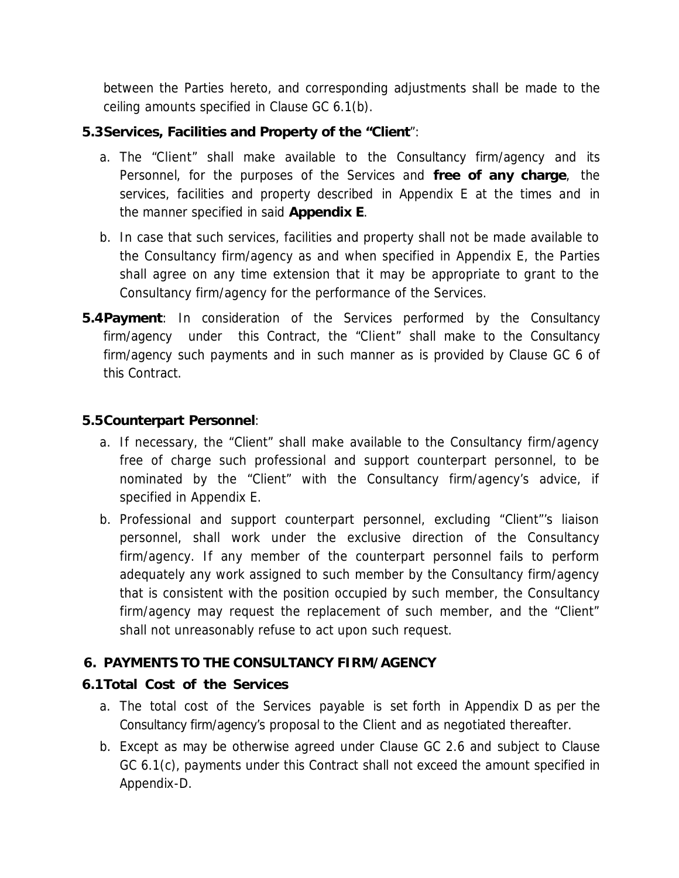between the Parties hereto, and corresponding adjustments shall be made to the ceiling amounts specified in Clause GC 6.1(b).

**5.3 Services, Facilities and Property of the "Client"**:

a. The "Client" shall make available to the Consultancy firm/agency and its Personnel, for the purposes of the Services and **free of any charge**, the services, facilities and property described in Appendix E at the times and in the manner specified in said **Appendix E**.

b. In case that such services, facilities and property shall not be made available to the Consultancy firm/agency as and when specified in Appendix E, the Parties shall agree on any time extension that it may be appropriate to grant to the Consultancy firm/agency for the performance of the Services.

**5.4 Payment**: In consideration of the Services performed by the Consultancy firm/agency under this Contract, the "Client" shall make to the Consultancy firm/agency such payments and in such manner as is provided by Clause GC 6 of this Contract.

**5.5 Counterpart Personnel**:

a. If necessary, the "Client" shall make available to the Consultancy firm/agency free of charge such professional and support counterpart personnel, to be nominated by the "Client" with the Consultancy firm/agency's advice, if specified in Appendix E.

b. Professional and support counterpart personnel, excluding "Client"'s liaison personnel, shall work under the exclusive direction of the Consultancy firm/agency. If any member of the counterpart personnel fails to perform adequately any work assigned to such member by the Consultancy firm/agency that is consistent with the position occupied by such member, the Consultancy firm/agency may request the replacement of such member, and the "Client" shall not unreasonably refuse to act upon such request.

## 6. PAYMENTS TO THE CONSULTANCY FIRM/AGENCY

**6.1 Total Cost of the Services**

a. The total cost of the Services payable is set forth in Appendix D as per the Consultancy firm/agency's proposal to the Client and as negotiated thereafter.

b. Except as may be otherwise agreed under Clause GC 2.6 and subject to Clause GC 6.1(c), payments under this Contract shall not exceed the amount specified in Appendix-D.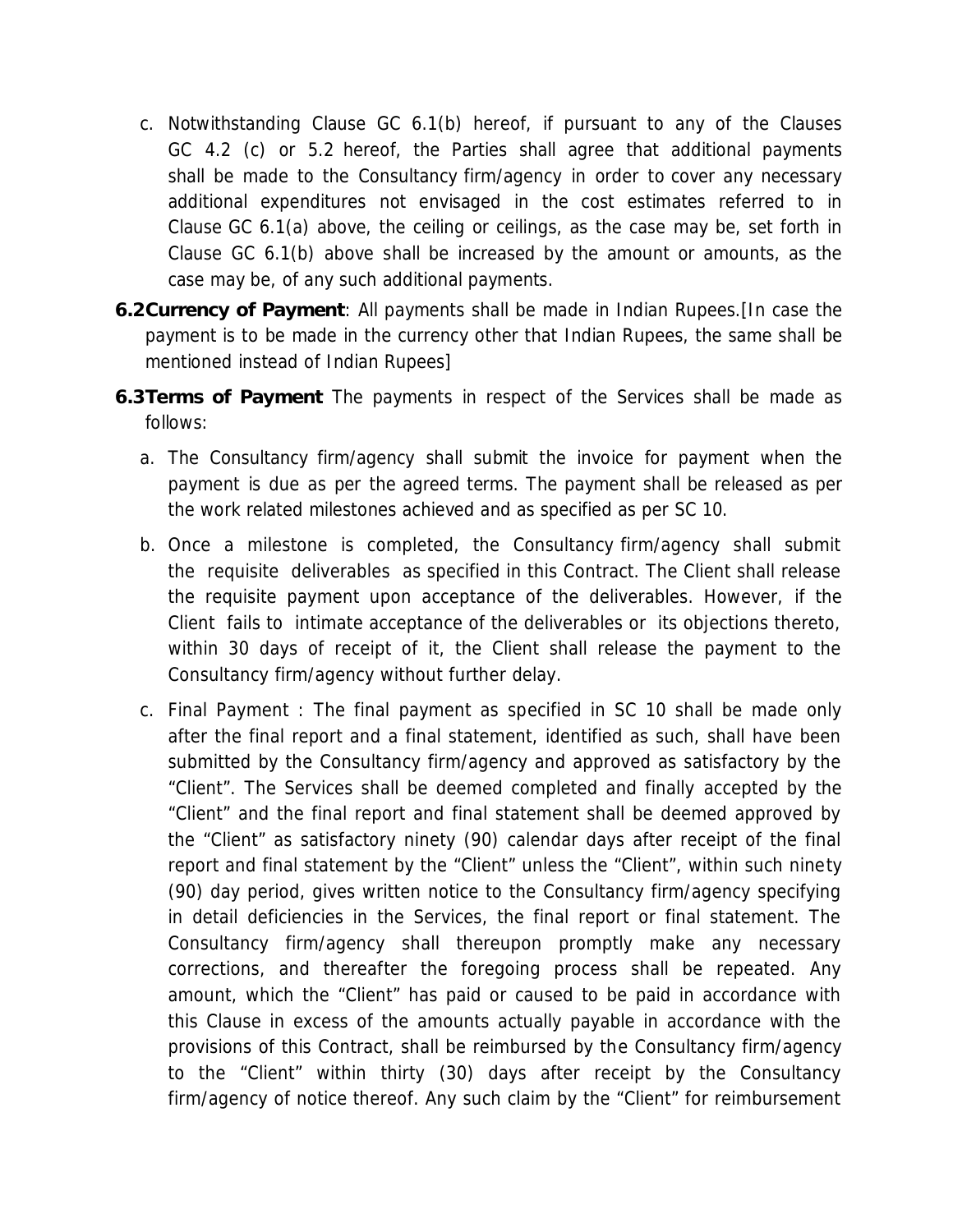c. Notwithstanding Clause GC 6.1(b) hereof, if pursuant to any of the Clauses GC 4.2 (c) or 5.2 hereof, the Parties shall agree that additional payments shall be made to the Consultancy firm/agency in order to cover any necessary additional expenditures not envisaged in the cost estimates referred to in Clause GC 6.1(a) above, the ceiling or ceilings, as the case may be, set forth in Clause GC 6.1(b) above shall be increased by the amount or amounts, as the case may be, of any such additional payments.

**6.2Currency of Payment**: All payments shall be made in Indian Rupees.[In case the payment is to be made in the currency other that Indian Rupees, the same shall be mentioned instead of Indian Rupees]

**6.3Terms of Payment** The payments in respect of the Services shall be made as follows:

a. The Consultancy firm/agency shall submit the invoice for payment when the payment is due as per the agreed terms. The payment shall be released as per the work related milestones achieved and as specified as per SC 10.

b. Once a milestone is completed, the Consultancy firm/agency shall submit the requisite deliverables as specified in this Contract. The Client shall release the requisite payment upon acceptance of the deliverables. However, if the Client fails to intimate acceptance of the deliverables or its objections thereto, within 30 days of receipt of it, the Client shall release the payment to the Consultancy firm/agency without further delay.

c. Final Payment : The final payment as specified in SC 10 shall be made only after the final report and a final statement, identified as such, shall have been submitted by the Consultancy firm/agency and approved as satisfactory by the "Client". The Services shall be deemed completed and finally accepted by the "Client" and the final report and final statement shall be deemed approved by the "Client" as satisfactory ninety (90) calendar days after receipt of the final report and final statement by the "Client" unless the "Client", within such ninety (90) day period, gives written notice to the Consultancy firm/agency specifying in detail deficiencies in the Services, the final report or final statement. The Consultancy firm/agency shall thereupon promptly make any necessary corrections, and thereafter the foregoing process shall be repeated. Any amount, which the "Client" has paid or caused to be paid in accordance with this Clause in excess of the amounts actually payable in accordance with the provisions of this Contract, shall be reimbursed by the Consultancy firm/agency to the "Client" within thirty (30) days after receipt by the Consultancy firm/agency of notice thereof. Any such claim by the "Client" for reimbursement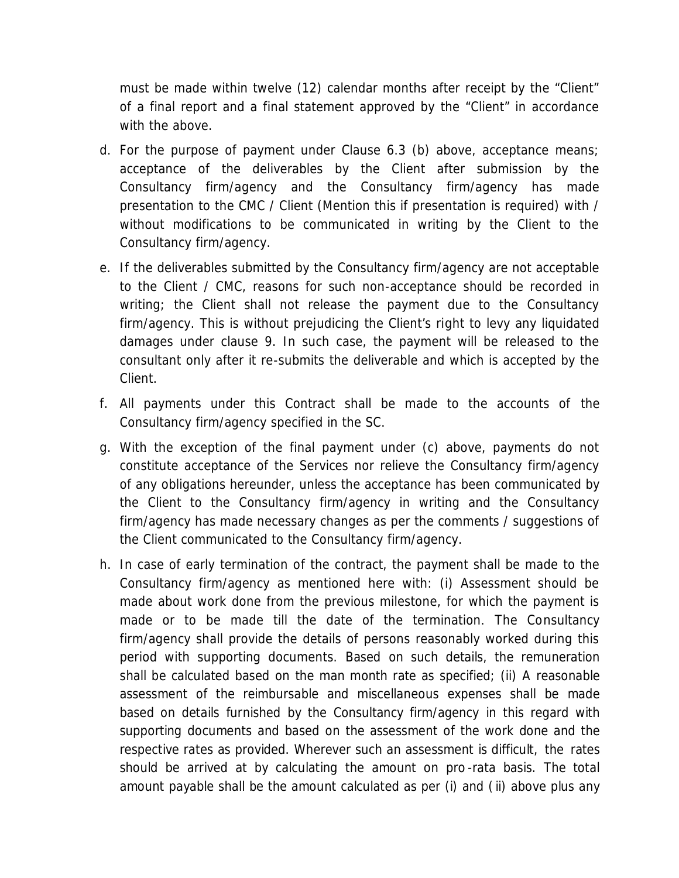must be made within twelve (12) calendar months after receipt by the "Client" of a final report and a final statement approved by the "Client" in accordance with the above.

d. For the purpose of payment under Clause 6.3 (b) above, acceptance means; acceptance of the deliverables by the Client after submission by the Consultancy firm/agency and the Consultancy firm/agency has made presentation to the CMC / Client (Mention this if presentation is required) with / without modifications to be communicated in writing by the Client to the Consultancy firm/agency.

e. If the deliverables submitted by the Consultancy firm/agency are not acceptable to the Client / CMC, reasons for such non-acceptance should be recorded in writing; the Client shall not release the payment due to the Consultancy firm/agency. This is without prejudicing the Client's right to levy any liquidated damages under clause 9. In such case, the payment will be released to the consultant only after it re-submits the deliverable and which is accepted by the Client.

f. All payments under this Contract shall be made to the accounts of the Consultancy firm/agency specified in the SC.

g. With the exception of the final payment under (c) above, payments do not constitute acceptance of the Services nor relieve the Consultancy firm/agency of any obligations hereunder, unless the acceptance has been communicated by the Client to the Consultancy firm/agency in writing and the Consultancy firm/agency has made necessary changes as per the comments / suggestions of the Client communicated to the Consultancy firm/agency.

h. In case of early termination of the contract, the payment shall be made to the Consultancy firm/agency as mentioned here with: (i) Assessment should be made about work done from the previous milestone, for which the payment is made or to be made till the date of the termination. The Consultancy firm/agency shall provide the details of persons reasonably worked during this period with supporting documents. Based on such details, the remuneration shall be calculated based on the man month rate as specified; (ii) A reasonable assessment of the reimbursable and miscellaneous expenses shall be made based on details furnished by the Consultancy firm/agency in this regard with supporting documents and based on the assessment of the work done and the respective rates as provided. Wherever such an assessment is difficult, the rates should be arrived at by calculating the amount on pro-rata basis. The total amount payable shall be the amount calculated as per (i) and (ii) above plus any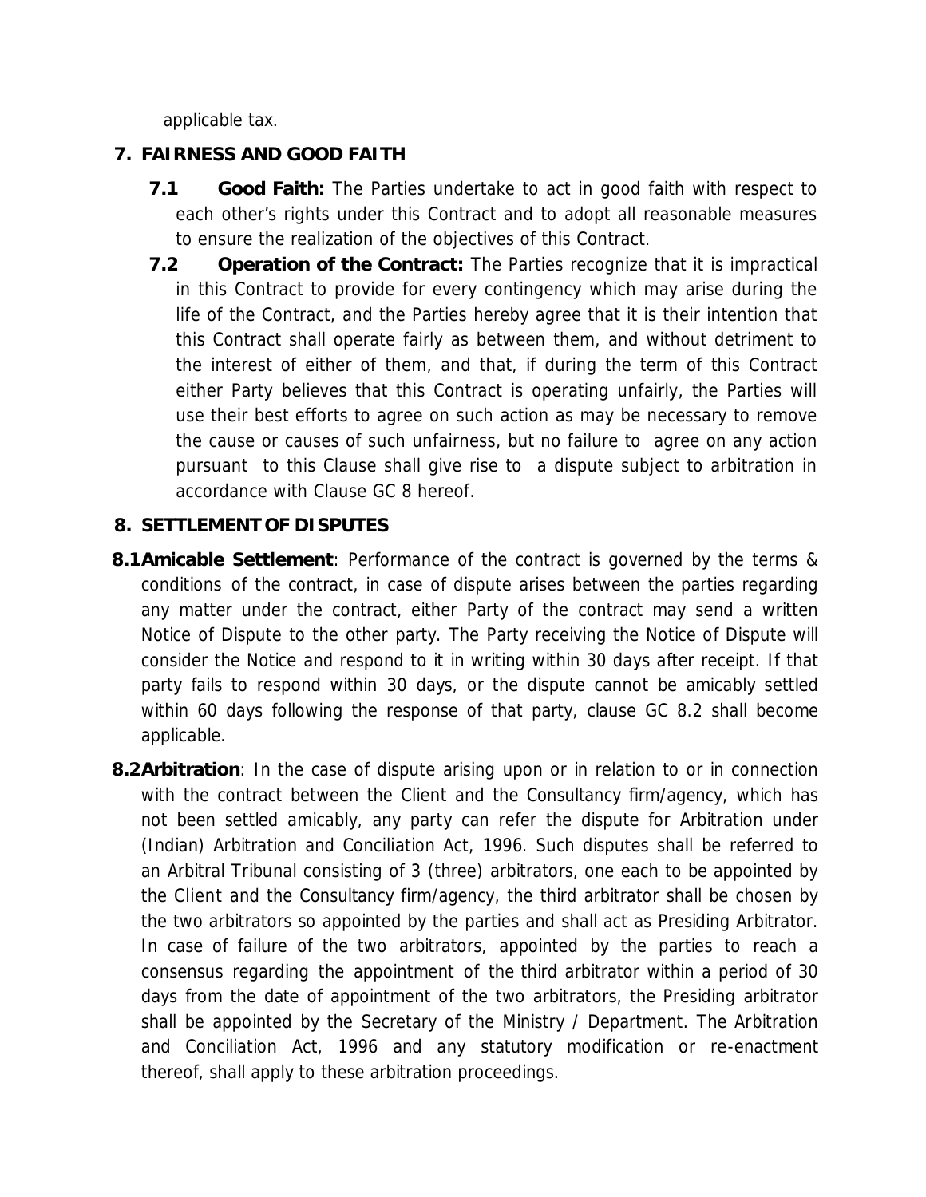applicable tax.

## 7. FAIRNESS AND GOOD FAITH

**7.1 Good Faith:** The Parties undertake to act in good faith with respect to each other's rights under this Contract and to adopt all reasonable measures to ensure the realization of the objectives of this Contract.

**7.2 Operation of the Contract:** The Parties recognize that it is impractical in this Contract to provide for every contingency which may arise during the life of the Contract, and the Parties hereby agree that it is their intention that this Contract shall operate fairly as between them, and without detriment to the interest of either of them, and that, if during the term of this Contract either Party believes that this Contract is operating unfairly, the Parties will use their best efforts to agree on such action as may be necessary to remove the cause or causes of such unfairness, but no failure to agree on any action pursuant to this Clause shall give rise to a dispute subject to arbitration in accordance with Clause GC 8 hereof.

## 8. SETTLEMENT OF DISPUTES

**8.1 Amicable Settlement**: Performance of the contract is governed by the terms & conditions of the contract, in case of dispute arises between the parties regarding any matter under the contract, either Party of the contract may send a written Notice of Dispute to the other party. The Party receiving the Notice of Dispute will consider the Notice and respond to it in writing within 30 days after receipt. If that party fails to respond within 30 days, or the dispute cannot be amicably settled within 60 days following the response of that party, clause GC 8.2 shall become applicable.

**8.2 Arbitration**: In the case of dispute arising upon or in relation to or in connection with the contract between the Client and the Consultancy firm/agency, which has not been settled amicably, any party can refer the dispute for Arbitration under (Indian) Arbitration and Conciliation Act, 1996. Such disputes shall be referred to an Arbitral Tribunal consisting of 3 (three) arbitrators, one each to be appointed by the Client and the Consultancy firm/agency, the third arbitrator shall be chosen by the two arbitrators so appointed by the parties and shall act as Presiding Arbitrator. In case of failure of the two arbitrators, appointed by the parties to reach a consensus regarding the appointment of the third arbitrator within a period of 30 days from the date of appointment of the two arbitrators, the Presiding arbitrator shall be appointed by the Secretary of the Ministry / Department. The Arbitration and Conciliation Act, 1996 and any statutory modification or re-enactment thereof, shall apply to these arbitration proceedings.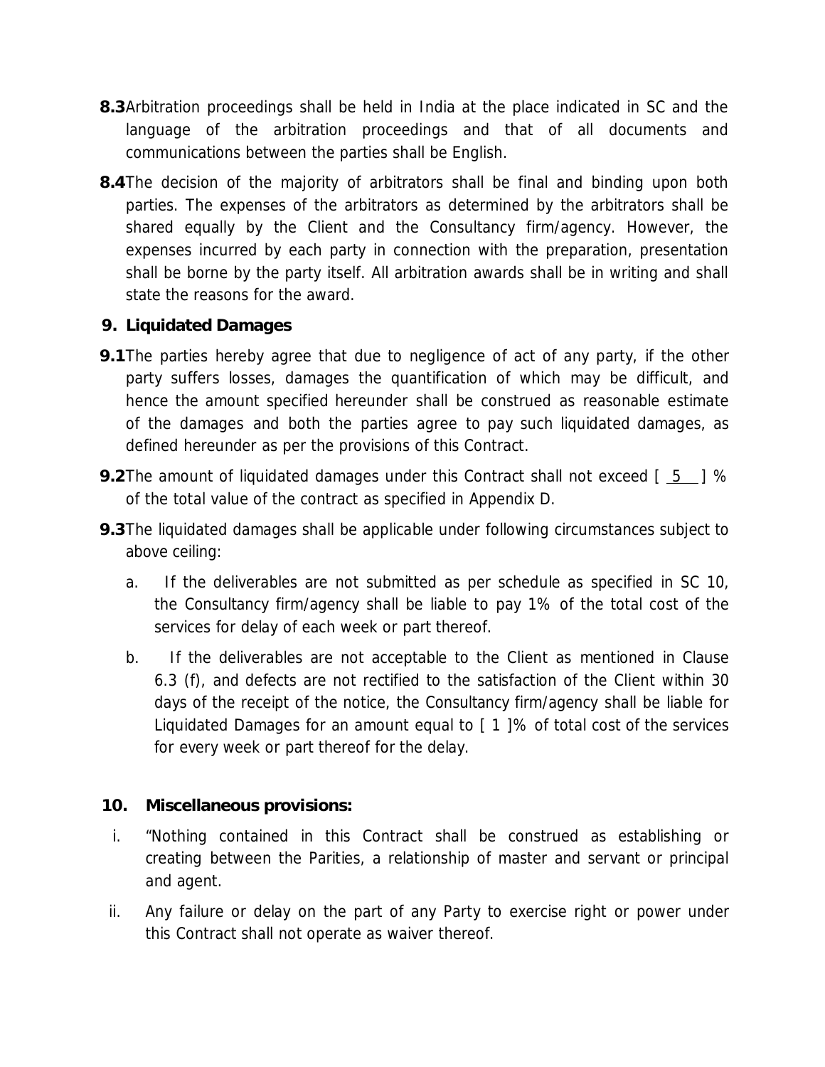**8.3** Arbitration proceedings shall be held in India at the place indicated in SC and the language of the arbitration proceedings and that of all documents and communications between the parties shall be English.

**8.4** The decision of the majority of arbitrators shall be final and binding upon both parties. The expenses of the arbitrators as determined by the arbitrators shall be shared equally by the Client and the Consultancy firm/agency. However, the expenses incurred by each party in connection with the preparation, presentation shall be borne by the party itself. All arbitration awards shall be in writing and shall state the reasons for the award.

## 9. Liquidated Damages

**9.1** The parties hereby agree that due to negligence of act of any party, if the other party suffers losses, damages the quantification of which may be difficult, and hence the amount specified hereunder shall be construed as reasonable estimate of the damages and both the parties agree to pay such liquidated damages, as defined hereunder as per the provisions of this Contract.

**9.2** The amount of liquidated damages under this Contract shall not exceed [ 5 ] % of the total value of the contract as specified in Appendix D.

**9.3** The liquidated damages shall be applicable under following circumstances subject to above ceiling:

a. If the deliverables are not submitted as per schedule as specified in SC 10, the Consultancy firm/agency shall be liable to pay 1% of the total cost of the services for delay of each week or part thereof.

b. If the deliverables are not acceptable to the Client as mentioned in Clause 6.3 (f), and defects are not rectified to the satisfaction of the Client within 30 days of the receipt of the notice, the Consultancy firm/agency shall be liable for Liquidated Damages for an amount equal to [ 1 ]% of total cost of the services for every week or part thereof for the delay.

## 10. Miscellaneous provisions:

i. "Nothing contained in this Contract shall be construed as establishing or creating between the Parities, a relationship of master and servant or principal and agent.

ii. Any failure or delay on the part of any Party to exercise right or power under this Contract shall not operate as waiver thereof.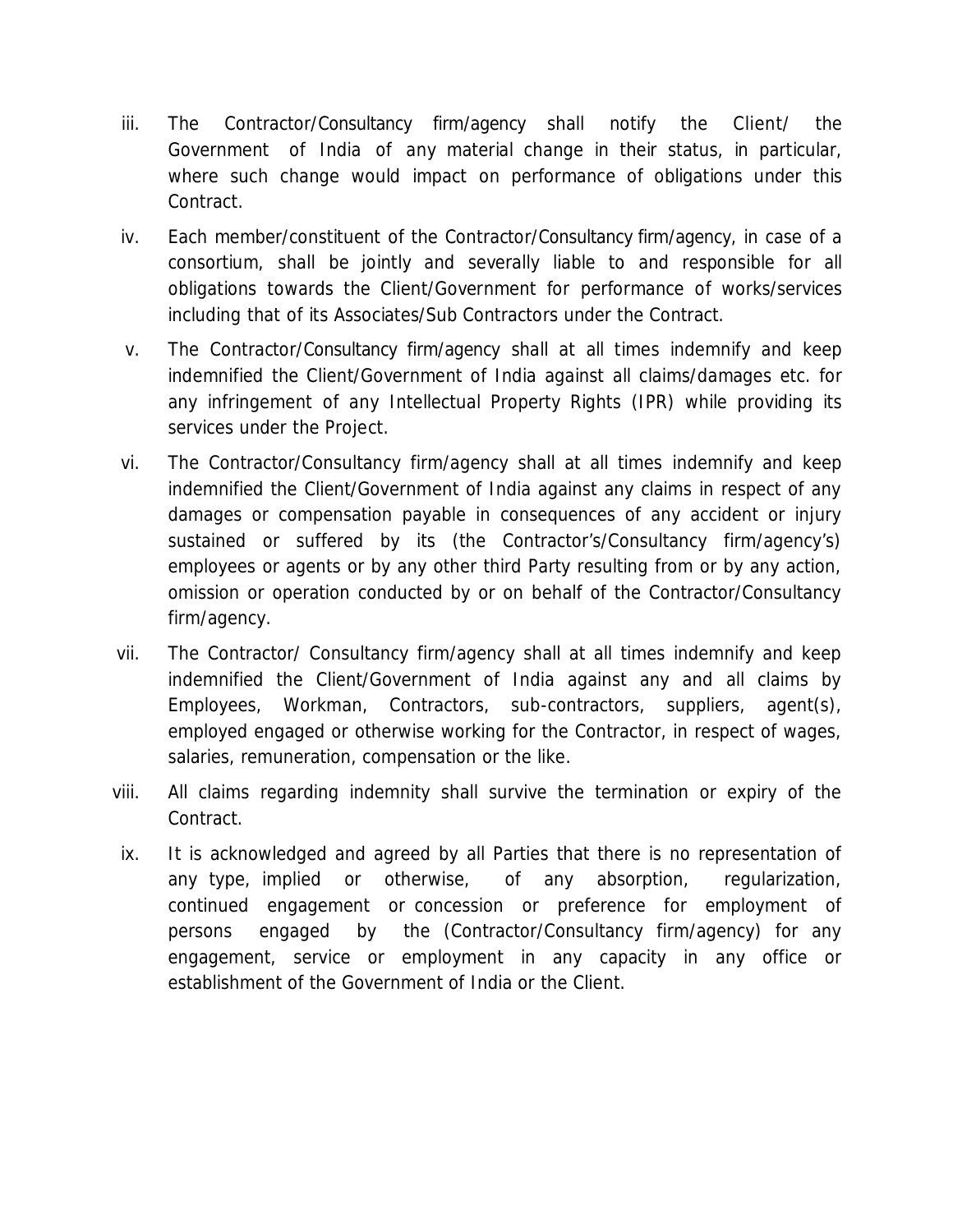iii. The Contractor/Consultancy firm/agency shall notify the Client/ the Government of India of any material change in their status, in particular, where such change would impact on performance of obligations under this Contract.

iv. Each member/constituent of the Contractor/Consultancy firm/agency, in case of a consortium, shall be jointly and severally liable to and responsible for all obligations towards the Client/Government for performance of works/services including that of its Associates/Sub Contractors under the Contract.

v. The Contractor/Consultancy firm/agency shall at all times indemnify and keep indemnified the Client/Government of India against all claims/damages etc. for any infringement of any Intellectual Property Rights (IPR) while providing its services under the Project.

vi. The Contractor/Consultancy firm/agency shall at all times indemnify and keep indemnified the Client/Government of India against any claims in respect of any damages or compensation payable in consequences of any accident or injury sustained or suffered by its (the Contractor's/Consultancy firm/agency's) employees or agents or by any other third Party resulting from or by any action, omission or operation conducted by or on behalf of the Contractor/Consultancy firm/agency.

vii. The Contractor/ Consultancy firm/agency shall at all times indemnify and keep indemnified the Client/Government of India against any and all claims by Employees, Workman, Contractors, sub-contractors, suppliers, agent(s), employed engaged or otherwise working for the Contractor, in respect of wages, salaries, remuneration, compensation or the like.

viii. All claims regarding indemnity shall survive the termination or expiry of the Contract.

ix. It is acknowledged and agreed by all Parties that there is no representation of any type, implied or otherwise, of any absorption, regularization, continued engagement or concession or preference for employment of persons engaged by the (Contractor/Consultancy firm/agency) for any engagement, service or employment in any capacity in any office or establishment of the Government of India or the Client.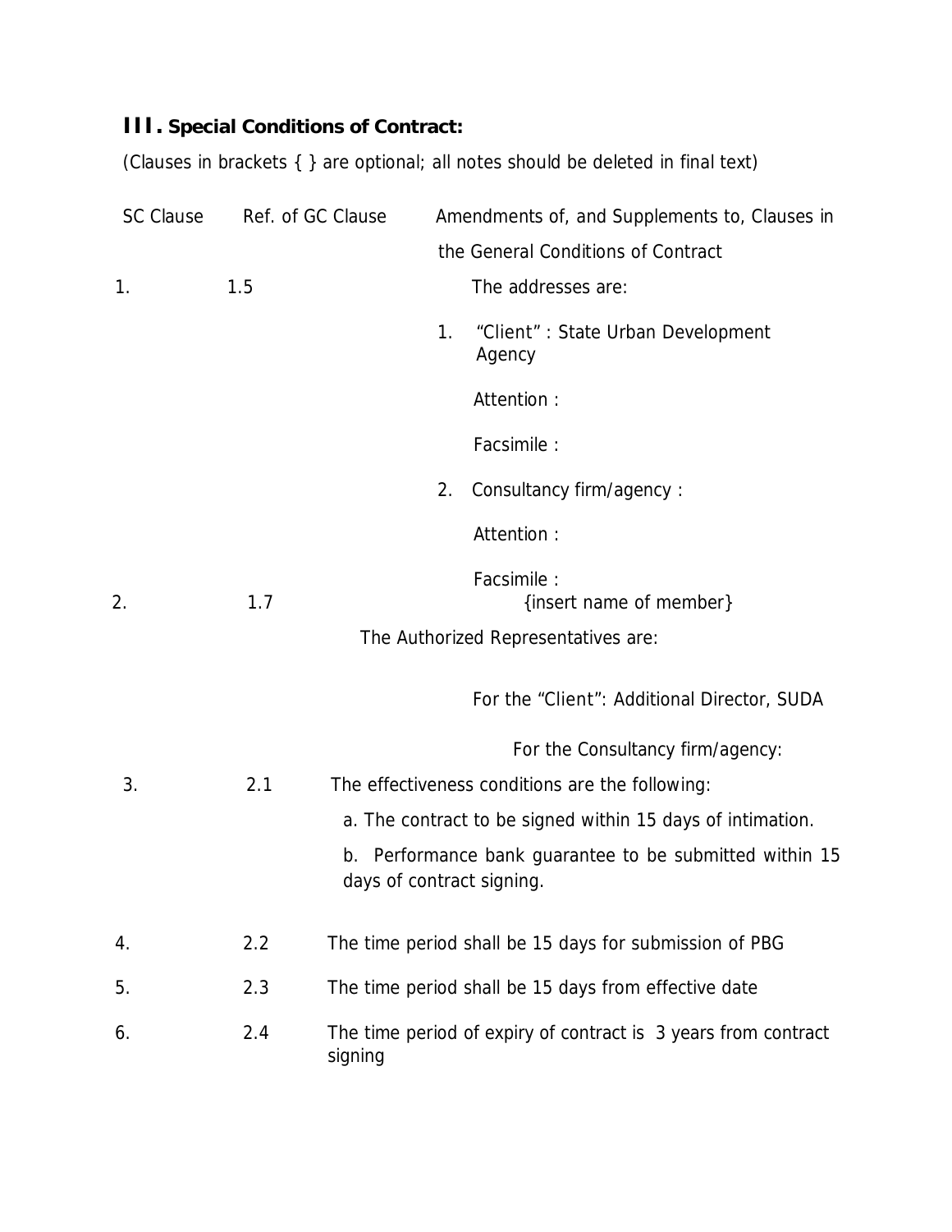## III. Special Conditions of Contract:

(Clauses in brackets { } are optional; all notes should be deleted in final text)

| SC Clause | Ref. of GC Clause | Amendments of, and Supplements to, Clauses in the General Conditions of Contract |
|---|---|---|
| 1. | 1.5 | The addresses are:<br><br>1. "Client" : State Urban Development Agency<br><br>Attention :<br><br>Facsimile :<br><br>2. Consultancy firm/agency :<br><br>Attention :<br><br>Facsimile : |
| 2. | 1.7 | {insert name of member}<br><br>The Authorized Representatives are:<br><br>For the "Client": Additional Director, SUDA<br><br>For the Consultancy firm/agency: |
| 3. | 2.1 | The effectiveness conditions are the following:<br><br>a. The contract to be signed within 15 days of intimation.<br><br>b. Performance bank guarantee to be submitted within 15 days of contract signing. |
| 4. | 2.2 | The time period shall be 15 days for submission of PBG |
| 5. | 2.3 | The time period shall be 15 days from effective date |
| 6. | 2.4 | The time period of expiry of contract is 3 years from contract signing |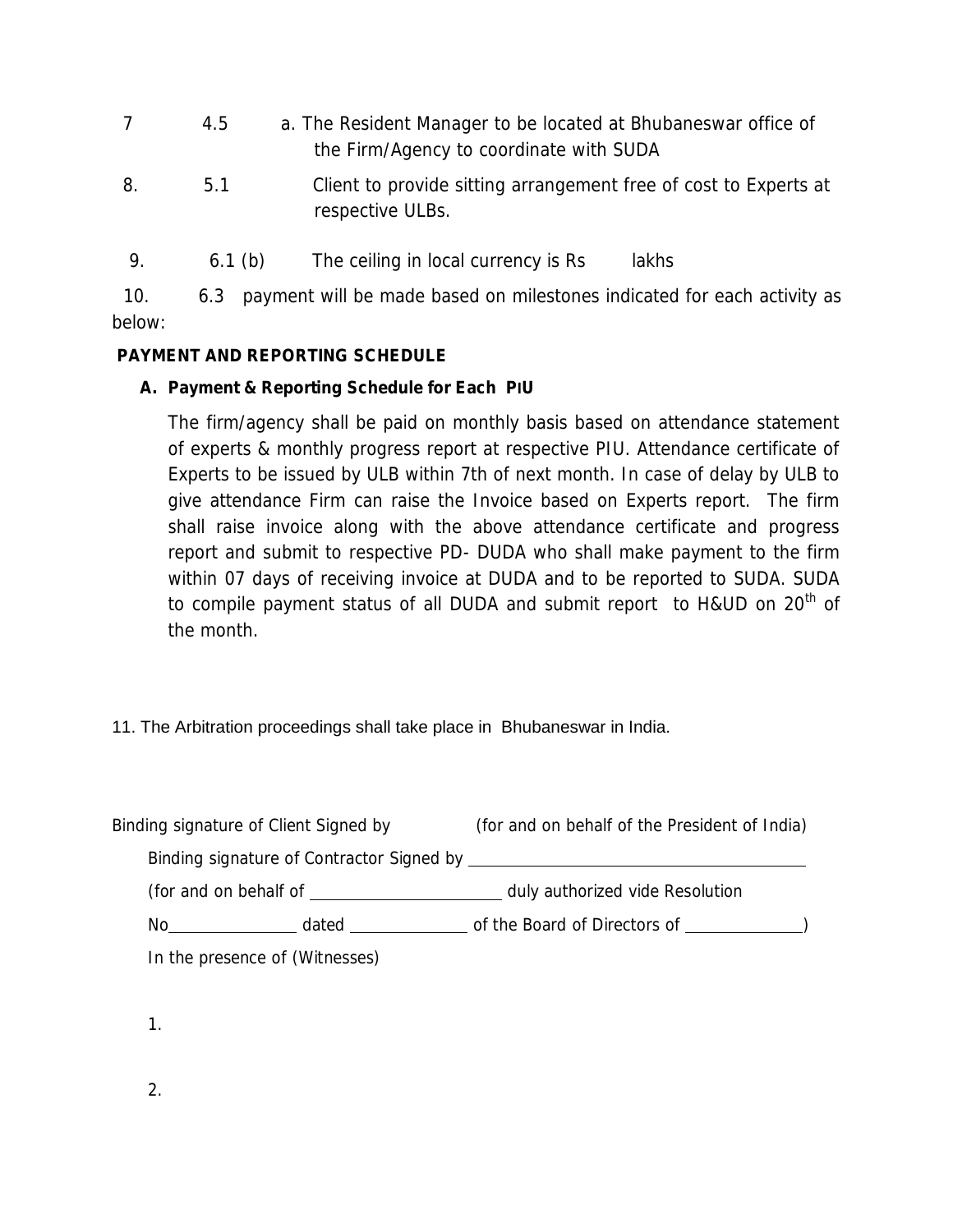7 4.5 a. The Resident Manager to be located at Bhubaneswar office of the Firm/Agency to coordinate with SUDA

8. 5.1 Client to provide sitting arrangement free of cost to Experts at respective ULBs.

9. 6.1 (b) The ceiling in local currency is Rs lakhs

10. 6.3 payment will be made based on milestones indicated for each activity as below:

**PAYMENT AND REPORTING SCHEDULE**

**A. Payment & Reporting Schedule for Each PIU**

The firm/agency shall be paid on monthly basis based on attendance statement of experts & monthly progress report at respective PIU. Attendance certificate of Experts to be issued by ULB within 7th of next month. In case of delay by ULB to give attendance Firm can raise the Invoice based on Experts report. The firm shall raise invoice along with the above attendance certificate and progress report and submit to respective PD- DUDA who shall make payment to the firm within 07 days of receiving invoice at DUDA and to be reported to SUDA. SUDA to compile payment status of all DUDA and submit report to H&UD on 20th of the month.

11. The Arbitration proceedings shall take place in Bhubaneswar in India.

Binding signature of Client Signed by (for and on behalf of the President of India)

Binding signature of Contractor Signed by ______________________

(for and on behalf of ______________ duly authorized vide Resolution

No__________ dated __________ of the Board of Directors of __________)

In the presence of (Witnesses)

1.

2.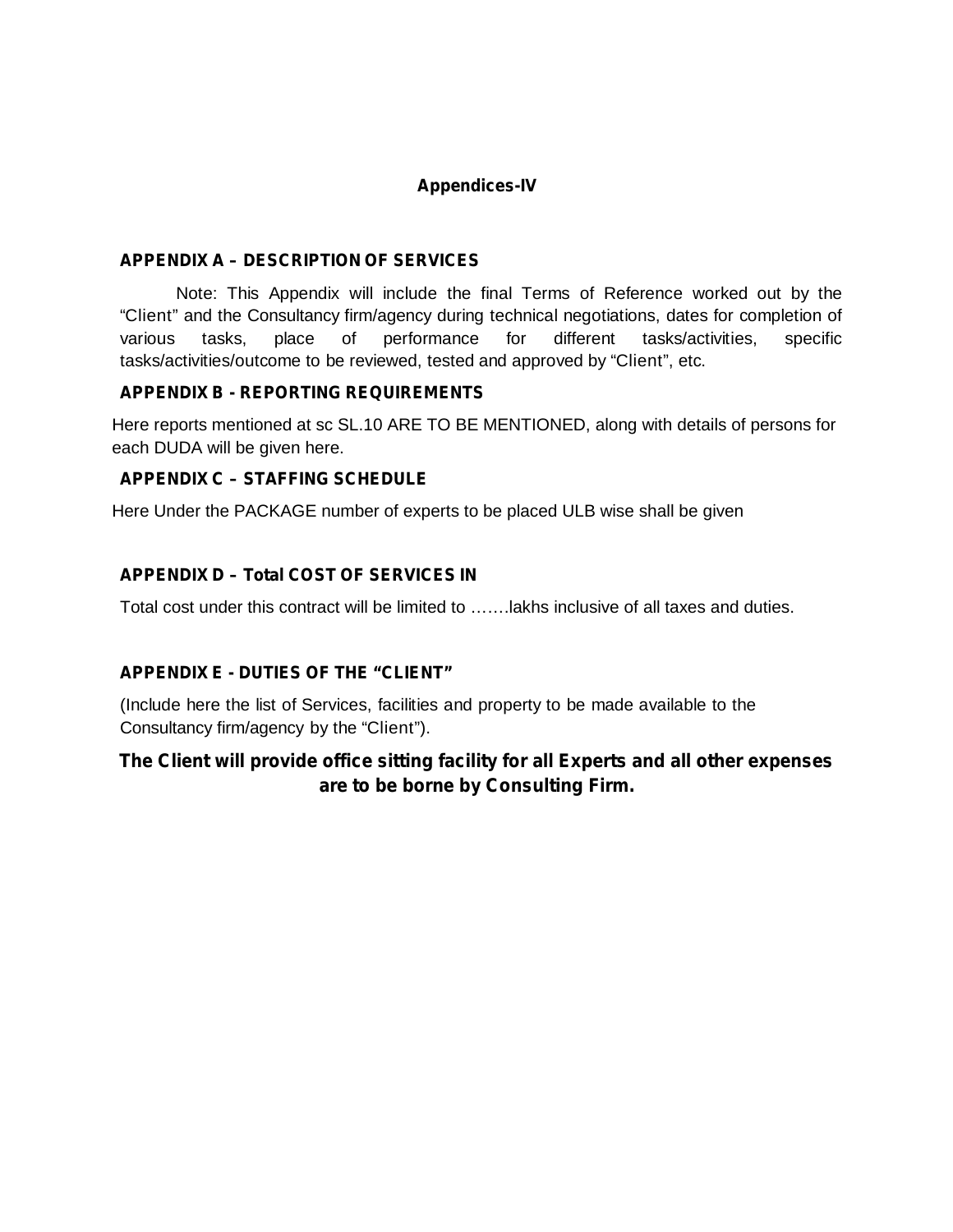# Appendices-IV

## APPENDIX A – DESCRIPTION OF SERVICES

Note: This Appendix will include the final Terms of Reference worked out by the "Client" and the Consultancy firm/agency during technical negotiations, dates for completion of various tasks, place of performance for different tasks/activities, specific tasks/activities/outcome to be reviewed, tested and approved by "Client", etc.

## APPENDIX B - REPORTING REQUIREMENTS

Here reports mentioned at sc SL.10 ARE TO BE MENTIONED, along with details of persons for each DUDA will be given here.

## APPENDIX C – STAFFING SCHEDULE

Here Under the PACKAGE number of experts to be placed ULB wise shall be given

## APPENDIX D – Total COST OF SERVICES IN

Total cost under this contract will be limited to …….lakhs inclusive of all taxes and duties.

## APPENDIX E - DUTIES OF THE "CLIENT"

(Include here the list of Services, facilities and property to be made available to the Consultancy firm/agency by the "Client").

**The Client will provide office sitting facility for all Experts and all other expenses are to be borne by Consulting Firm.**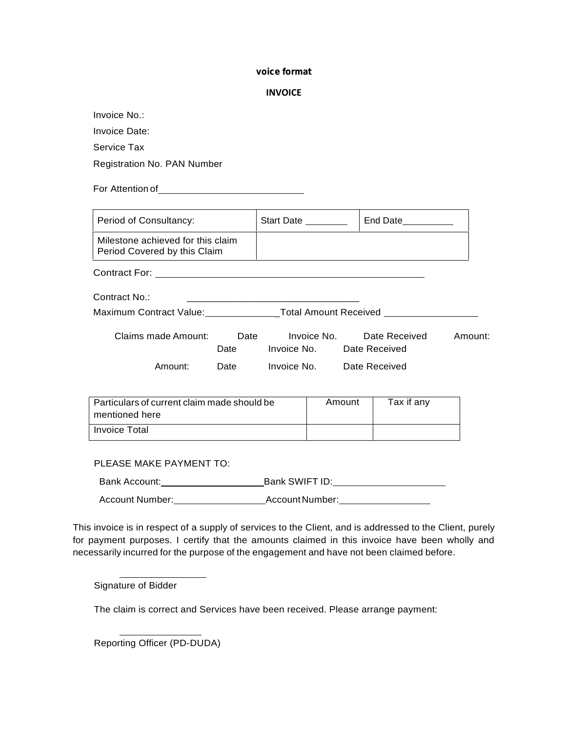**voice format**

**INVOICE**

Invoice No.:

Invoice Date:

Service Tax

Registration No. PAN Number

For Attention of\_\_\_\_\_\_\_\_\_\_\_\_\_\_\_\_\_\_\_\_\_\_\_\_\_\_\_\_

| Period of Consultancy: | Start Date \_\_\_\_\_\_\_\_ | End Date\_\_\_\_\_\_\_\_\_\_ |
|---|---|---|
| Milestone achieved for this claim Period Covered by this Claim | | |

Contract For: \_\_\_\_\_\_\_\_\_\_\_\_\_\_\_\_\_\_\_\_\_\_\_\_\_\_\_\_\_\_\_\_\_\_\_\_\_\_\_\_\_\_\_\_\_\_\_\_\_\_\_\_

Contract No.: \_\_\_\_\_\_\_\_\_\_\_\_\_\_\_\_\_\_\_\_\_\_\_\_\_\_\_\_\_\_\_\_\_

Maximum Contract Value:\_\_\_\_\_\_\_\_\_\_\_\_\_\_\_Total Amount Received \_\_\_\_\_\_\_\_\_\_\_\_\_\_\_\_\_\_

Claims made Amount: Date Invoice No. Date Received Amount: Date Invoice No. Date Received

Amount: Date Invoice No. Date Received

| Particulars of current claim made should be mentioned here | Amount | Tax if any |
|---|---|---|
| Invoice Total | | |

PLEASE MAKE PAYMENT TO:

Bank Account:\_\_\_\_\_\_\_\_\_\_\_\_\_\_\_\_\_\_\_\_\_Bank SWIFT ID:\_\_\_\_\_\_\_\_\_\_\_\_\_\_\_\_\_\_\_\_\_\_

Account Number:\_\_\_\_\_\_\_\_\_\_\_\_\_\_\_\_\_\_Account Number:\_\_\_\_\_\_\_\_\_\_\_\_\_\_\_\_\_\_

This invoice is in respect of a supply of services to the Client, and is addressed to the Client, purely for payment purposes. I certify that the amounts claimed in this invoice have been wholly and necessarily incurred for the purpose of the engagement and have not been claimed before.

\_\_\_\_\_\_\_\_\_\_\_\_\_\_\_\_\_

Signature of Bidder

The claim is correct and Services have been received. Please arrange payment:

\_\_\_\_\_\_\_\_\_\_\_\_\_\_\_\_

Reporting Officer (PD-DUDA)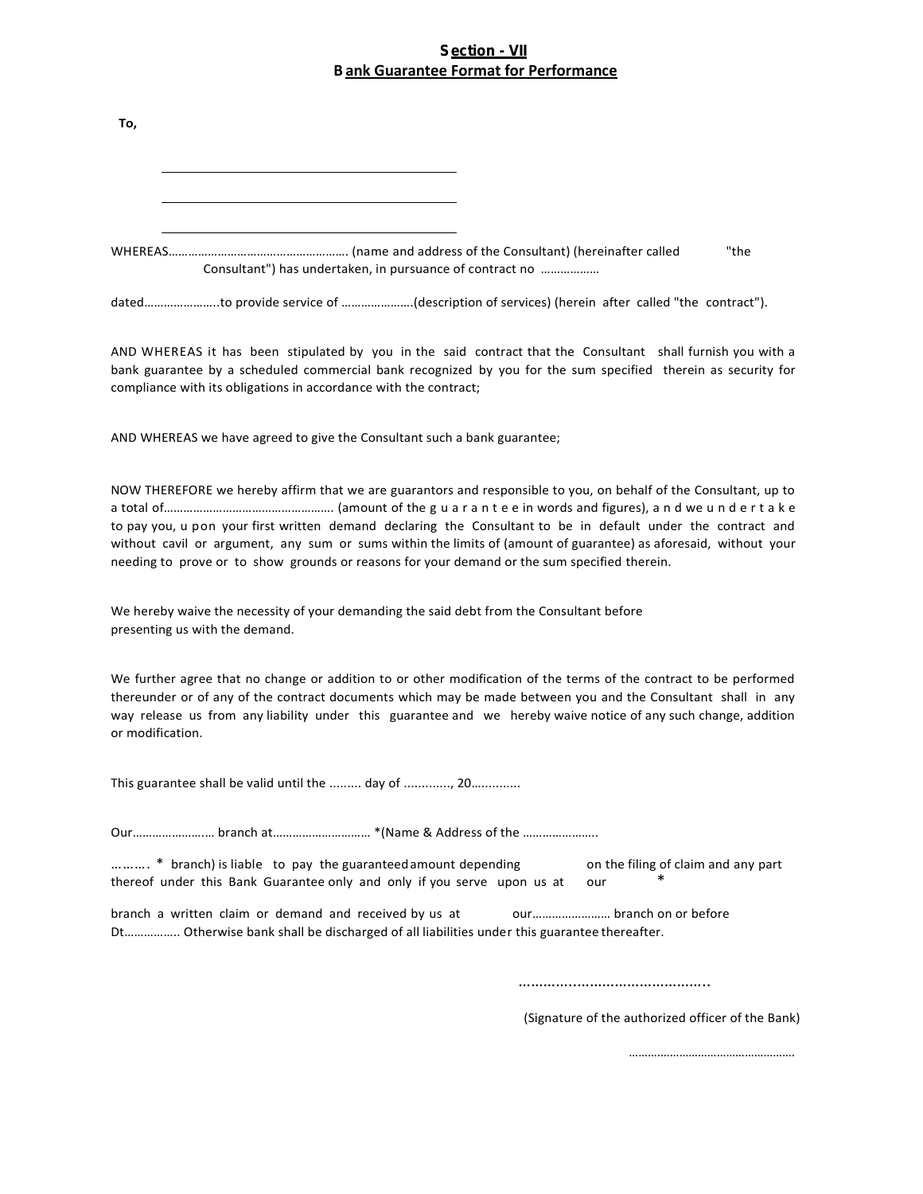## Section - VII
## Bank Guarantee Format for Performance

**To,**

\_\_\_\_\_\_\_\_\_\_\_\_\_\_\_\_\_\_\_\_\_\_\_\_\_\_\_\_\_\_\_\_\_\_\_\_\_\_\_\_

\_\_\_\_\_\_\_\_\_\_\_\_\_\_\_\_\_\_\_\_\_\_\_\_\_\_\_\_\_\_\_\_\_\_\_\_\_\_\_\_

\_\_\_\_\_\_\_\_\_\_\_\_\_\_\_\_\_\_\_\_\_\_\_\_\_\_\_\_\_\_\_\_\_\_\_\_\_\_\_\_

WHEREAS………………………………………………. (name and address of the Consultant) (hereinafter called "the Consultant") has undertaken, in pursuance of contract no ………………

dated…………………..to provide service of …………………(description of services) (herein after called "the contract").

AND WHEREAS it has been stipulated by you in the said contract that the Consultant shall furnish you with a bank guarantee by a scheduled commercial bank recognized by you for the sum specified therein as security for compliance with its obligations in accordance with the contract;

AND WHEREAS we have agreed to give the Consultant such a bank guarantee;

NOW THEREFORE we hereby affirm that we are guarantors and responsible to you, on behalf of the Consultant, up to a total of……………………………………………. (amount of the guarantee in words and figures), and we undertake to pay you, upon your first written demand declaring the Consultant to be in default under the contract and without cavil or argument, any sum or sums within the limits of (amount of guarantee) as aforesaid, without your needing to prove or to show grounds or reasons for your demand or the sum specified therein.

We hereby waive the necessity of your demanding the said debt from the Consultant before presenting us with the demand.

We further agree that no change or addition to or other modification of the terms of the contract to be performed thereunder or of any of the contract documents which may be made between you and the Consultant shall in any way release us from any liability under this guarantee and we hereby waive notice of any such change, addition or modification.

This guarantee shall be valid until the ......... day of ............., 20.............

Our…………………… branch at………………………… *(Name & Address of the …………………..

………. * branch) is liable to pay the guaranteed amount depending on the filing of claim and any part thereof under this Bank Guarantee only and only if you serve upon us at our * branch a written claim or demand and received by us at our…………………… branch on or before Dt…………….. Otherwise bank shall be discharged of all liabilities under this guarantee thereafter.

………………………………………..

(Signature of the authorized officer of the Bank)

……………………………………………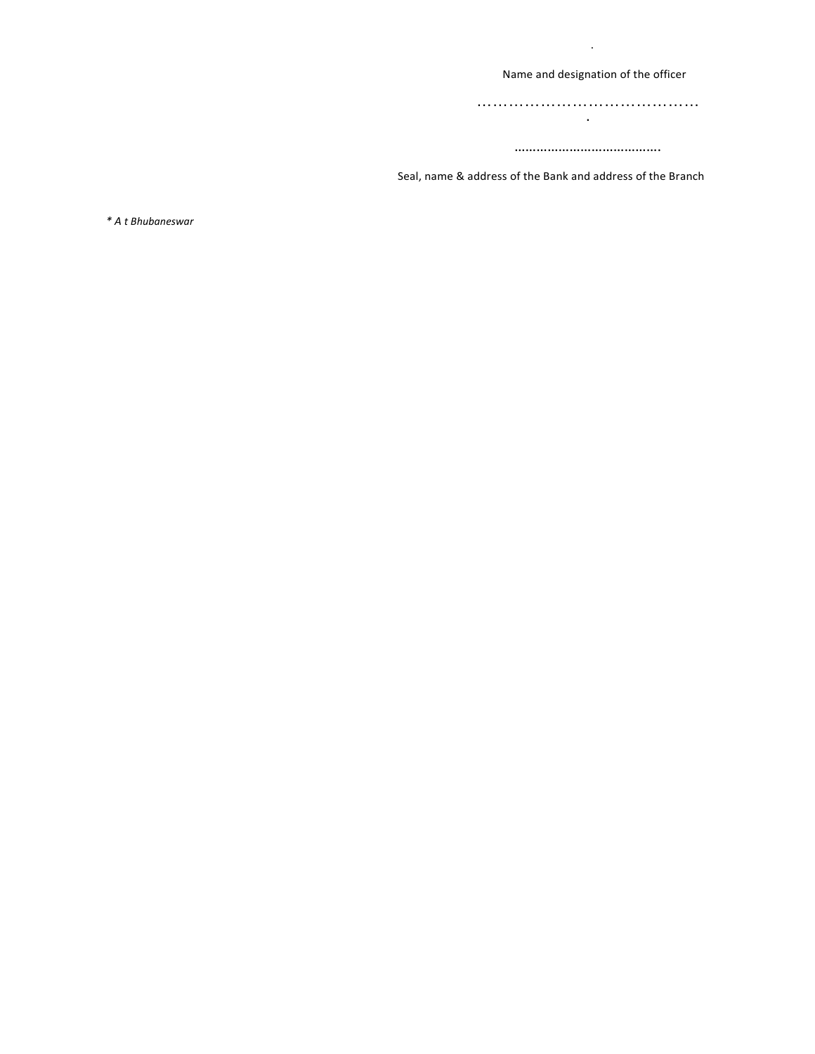.

Name and designation of the officer

…………………………………….
.

…………………………………..

Seal, name & address of the Bank and address of the Branch

*\* A t Bhubaneswar*